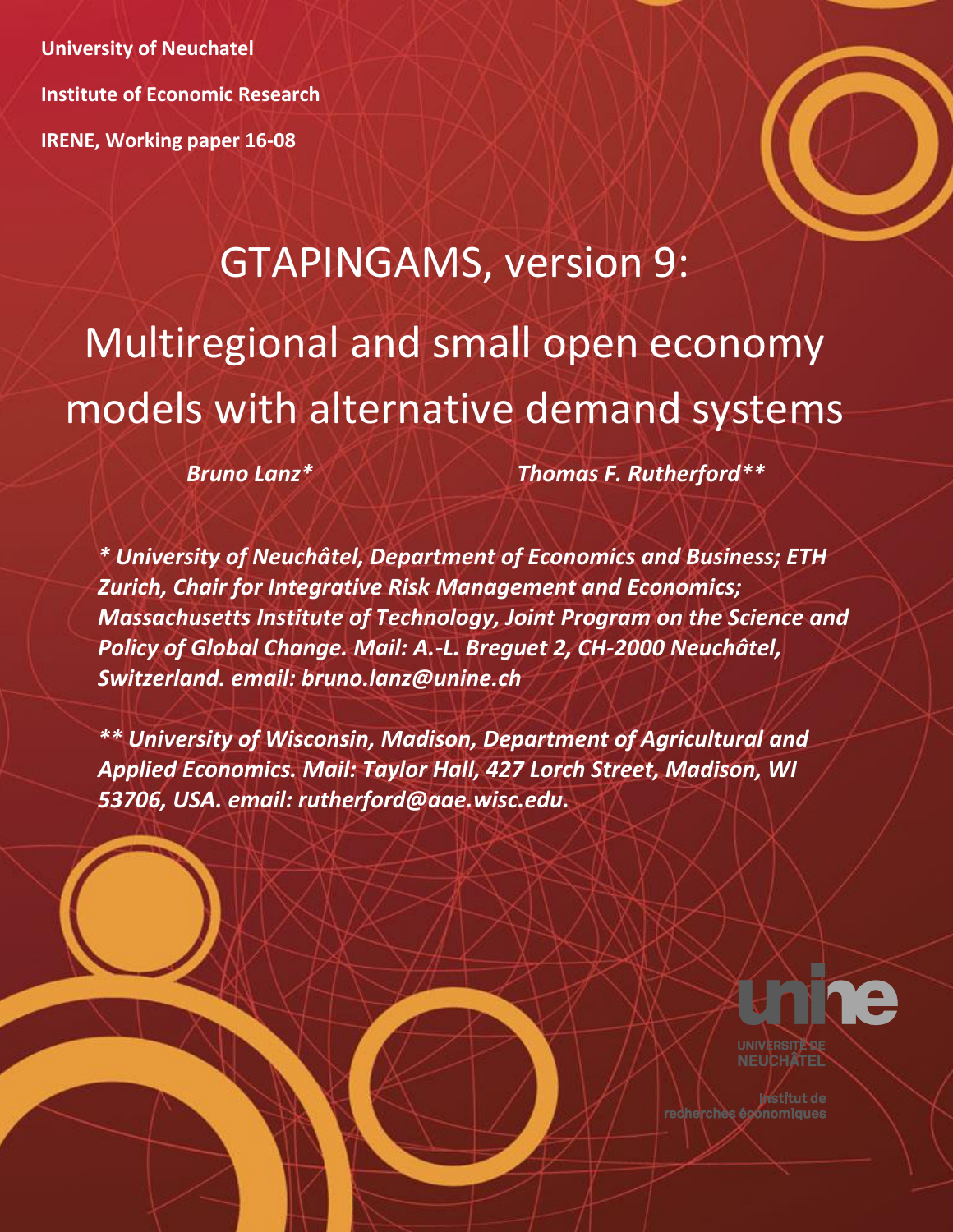University of Neuchatel

Institute of Economic Research

IRENE, Working paper 16-08

# GTAPINGAMS, version 9: Multiregional and small open economy models with alternative demand systems

*Bruno Lanz\**

*Thomas F. Rutherford\*\**

*\* University of Neuchâtel, Department of Economics and Business; ETH Zurich, Chair for Integrative Risk Management and Economics; Massachusetts Institute of Technology, Joint Program on the Science and Policy of Global Change. Mail: A.-L. Breguet 2, CH-2000 Neuchâtel, Switzerland. email: bruno.lanz@unine.ch*

*\*\* University of Wisconsin, Madison, Department of Agricultural and Applied Economics. Mail: Taylor Hall, 427 Lorch Street, Madison, WI 53706, USA. email: rutherford@aae.wisc.edu.*

UNIVERSITÉ DE NEUCHÂTEL

Institut de recherches économiques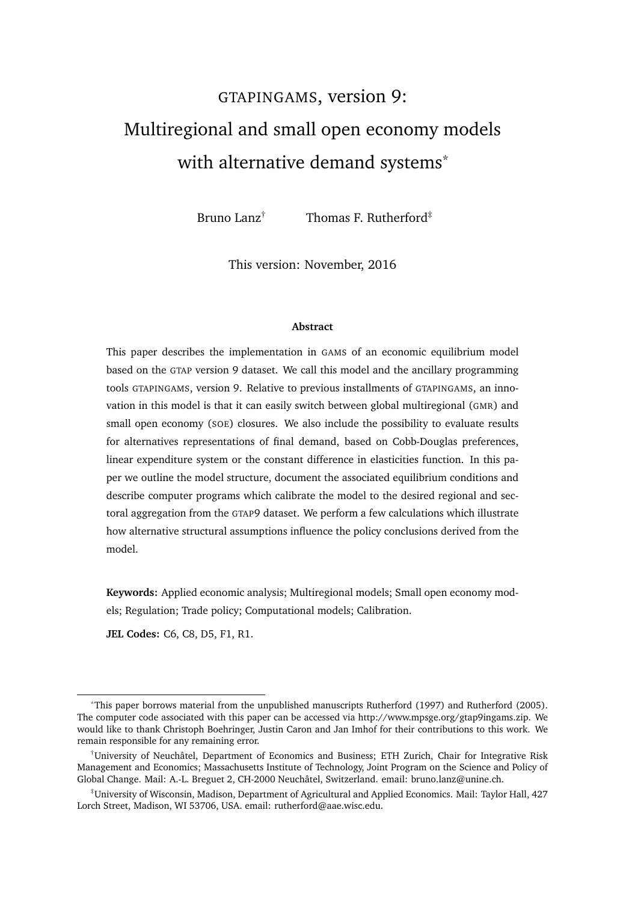# GTAPINGAMS, version 9: Multiregional and small open economy models with alternative demand systems*

Bruno Lanz† Thomas F. Rutherford‡

This version: November, 2016

**Abstract**

This paper describes the implementation in GAMS of an economic equilibrium model based on the GTAP version 9 dataset. We call this model and the ancillary programming tools GTAPINGAMS, version 9. Relative to previous installments of GTAPINGAMS, an innovation in this model is that it can easily switch between global multiregional (GMR) and small open economy (SOE) closures. We also include the possibility to evaluate results for alternatives representations of final demand, based on Cobb-Douglas preferences, linear expenditure system or the constant difference in elasticities function. In this paper we outline the model structure, document the associated equilibrium conditions and describe computer programs which calibrate the model to the desired regional and sectoral aggregation from the GTAP9 dataset. We perform a few calculations which illustrate how alternative structural assumptions influence the policy conclusions derived from the model.

**Keywords:** Applied economic analysis; Multiregional models; Small open economy models; Regulation; Trade policy; Computational models; Calibration.

**JEL Codes:** C6, C8, D5, F1, R1.

---

*This paper borrows material from the unpublished manuscripts Rutherford (1997) and Rutherford (2005). The computer code associated with this paper can be accessed via http://www.mpsge.org/gtap9ingams.zip. We would like to thank Christoph Boehringer, Justin Caron and Jan Imhof for their contributions to this work. We remain responsible for any remaining error.

†University of Neuchâtel, Department of Economics and Business; ETH Zurich, Chair for Integrative Risk Management and Economics; Massachusetts Institute of Technology, Joint Program on the Science and Policy of Global Change. Mail: A.-L. Breguet 2, CH-2000 Neuchâtel, Switzerland. email: bruno.lanz@unine.ch.

‡University of Wisconsin, Madison, Department of Agricultural and Applied Economics. Mail: Taylor Hall, 427 Lorch Street, Madison, WI 53706, USA. email: rutherford@aae.wisc.edu.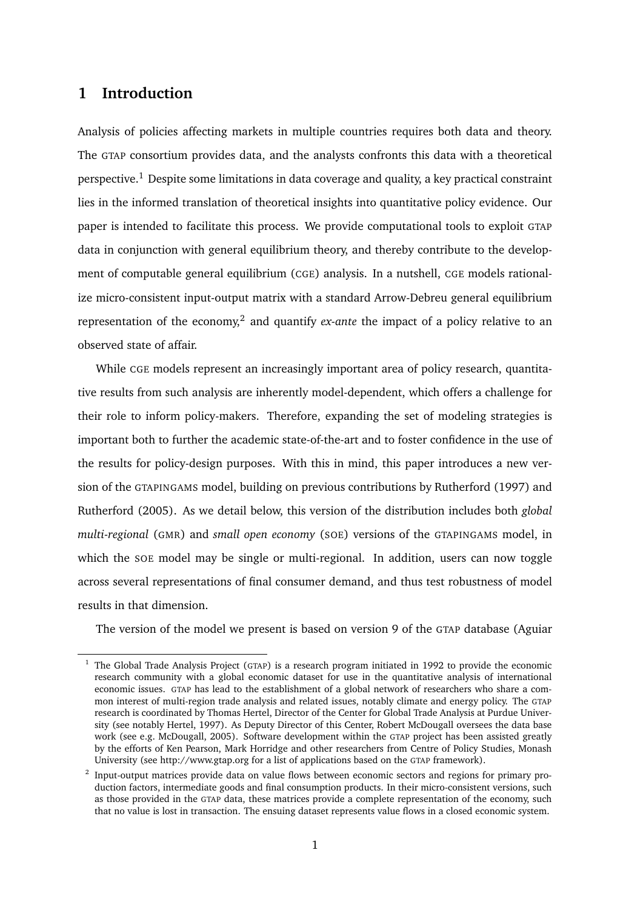# 1 Introduction

Analysis of policies affecting markets in multiple countries requires both data and theory. The GTAP consortium provides data, and the analysts confronts this data with a theoretical perspective.[1] Despite some limitations in data coverage and quality, a key practical constraint lies in the informed translation of theoretical insights into quantitative policy evidence. Our paper is intended to facilitate this process. We provide computational tools to exploit GTAP data in conjunction with general equilibrium theory, and thereby contribute to the development of computable general equilibrium (CGE) analysis. In a nutshell, CGE models rationalize micro-consistent input-output matrix with a standard Arrow-Debreu general equilibrium representation of the economy,[2] and quantify *ex-ante* the impact of a policy relative to an observed state of affair.

While CGE models represent an increasingly important area of policy research, quantitative results from such analysis are inherently model-dependent, which offers a challenge for their role to inform policy-makers. Therefore, expanding the set of modeling strategies is important both to further the academic state-of-the-art and to foster confidence in the use of the results for policy-design purposes. With this in mind, this paper introduces a new version of the GTAPINGAMS model, building on previous contributions by Rutherford (1997) and Rutherford (2005). As we detail below, this version of the distribution includes both *global multi-regional* (GMR) and *small open economy* (SOE) versions of the GTAPINGAMS model, in which the SOE model may be single or multi-regional. In addition, users can now toggle across several representations of final consumer demand, and thus test robustness of model results in that dimension.

The version of the model we present is based on version 9 of the GTAP database (Aguiar

[1] The Global Trade Analysis Project (GTAP) is a research program initiated in 1992 to provide the economic research community with a global economic dataset for use in the quantitative analysis of international economic issues. GTAP has lead to the establishment of a global network of researchers who share a common interest of multi-region trade analysis and related issues, notably climate and energy policy. The GTAP research is coordinated by Thomas Hertel, Director of the Center for Global Trade Analysis at Purdue University (see notably Hertel, 1997). As Deputy Director of this Center, Robert McDougall oversees the data base work (see e.g. McDougall, 2005). Software development within the GTAP project has been assisted greatly by the efforts of Ken Pearson, Mark Horridge and other researchers from Centre of Policy Studies, Monash University (see http://www.gtap.org for a list of applications based on the GTAP framework).

[2] Input-output matrices provide data on value flows between economic sectors and regions for primary production factors, intermediate goods and final consumption products. In their micro-consistent versions, such as those provided in the GTAP data, these matrices provide a complete representation of the economy, such that no value is lost in transaction. The ensuing dataset represents value flows in a closed economic system.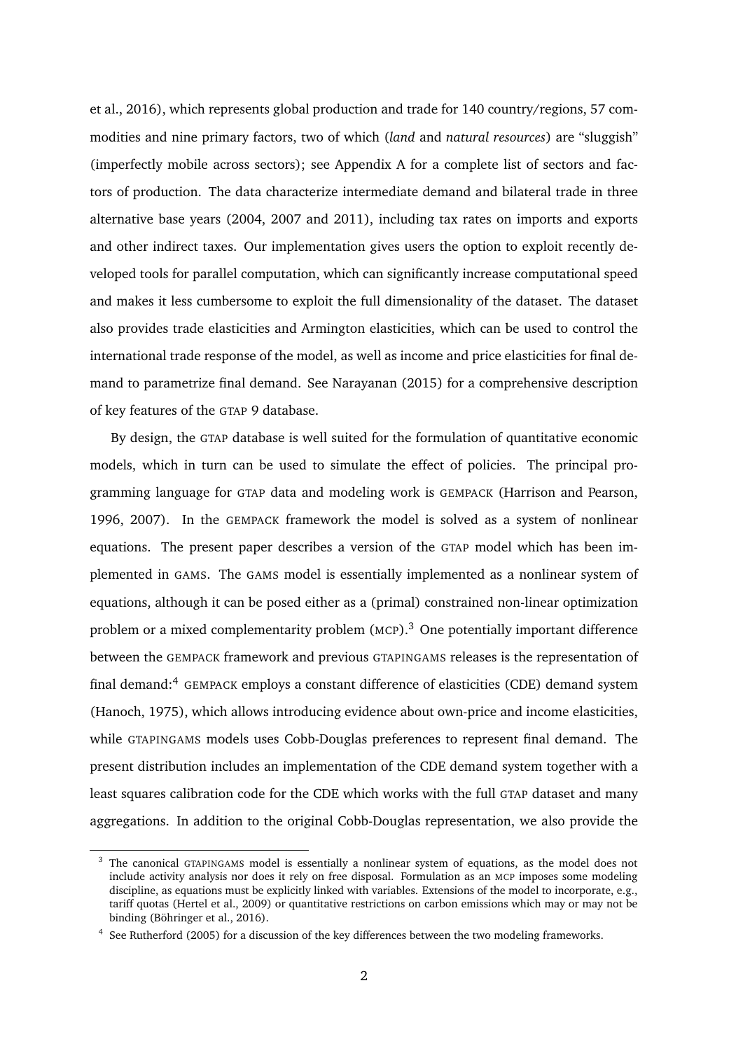et al., 2016), which represents global production and trade for 140 country/regions, 57 commodities and nine primary factors, two of which (*land* and *natural resources*) are "sluggish" (imperfectly mobile across sectors); see Appendix A for a complete list of sectors and factors of production. The data characterize intermediate demand and bilateral trade in three alternative base years (2004, 2007 and 2011), including tax rates on imports and exports and other indirect taxes. Our implementation gives users the option to exploit recently developed tools for parallel computation, which can significantly increase computational speed and makes it less cumbersome to exploit the full dimensionality of the dataset. The dataset also provides trade elasticities and Armington elasticities, which can be used to control the international trade response of the model, as well as income and price elasticities for final demand to parametrize final demand. See Narayanan (2015) for a comprehensive description of key features of the GTAP 9 database.

By design, the GTAP database is well suited for the formulation of quantitative economic models, which in turn can be used to simulate the effect of policies. The principal programming language for GTAP data and modeling work is GEMPACK (Harrison and Pearson, 1996, 2007). In the GEMPACK framework the model is solved as a system of nonlinear equations. The present paper describes a version of the GTAP model which has been implemented in GAMS. The GAMS model is essentially implemented as a nonlinear system of equations, although it can be posed either as a (primal) constrained non-linear optimization problem or a mixed complementarity problem (MCP).[3] One potentially important difference between the GEMPACK framework and previous GTAPINGAMS releases is the representation of final demand:[4] GEMPACK employs a constant difference of elasticities (CDE) demand system (Hanoch, 1975), which allows introducing evidence about own-price and income elasticities, while GTAPINGAMS models uses Cobb-Douglas preferences to represent final demand. The present distribution includes an implementation of the CDE demand system together with a least squares calibration code for the CDE which works with the full GTAP dataset and many aggregations. In addition to the original Cobb-Douglas representation, we also provide the

---

[3] The canonical GTAPINGAMS model is essentially a nonlinear system of equations, as the model does not include activity analysis nor does it rely on free disposal. Formulation as an MCP imposes some modeling discipline, as equations must be explicitly linked with variables. Extensions of the model to incorporate, e.g., tariff quotas (Hertel et al., 2009) or quantitative restrictions on carbon emissions which may or may not be binding (Böhringer et al., 2016).

[4] See Rutherford (2005) for a discussion of the key differences between the two modeling frameworks.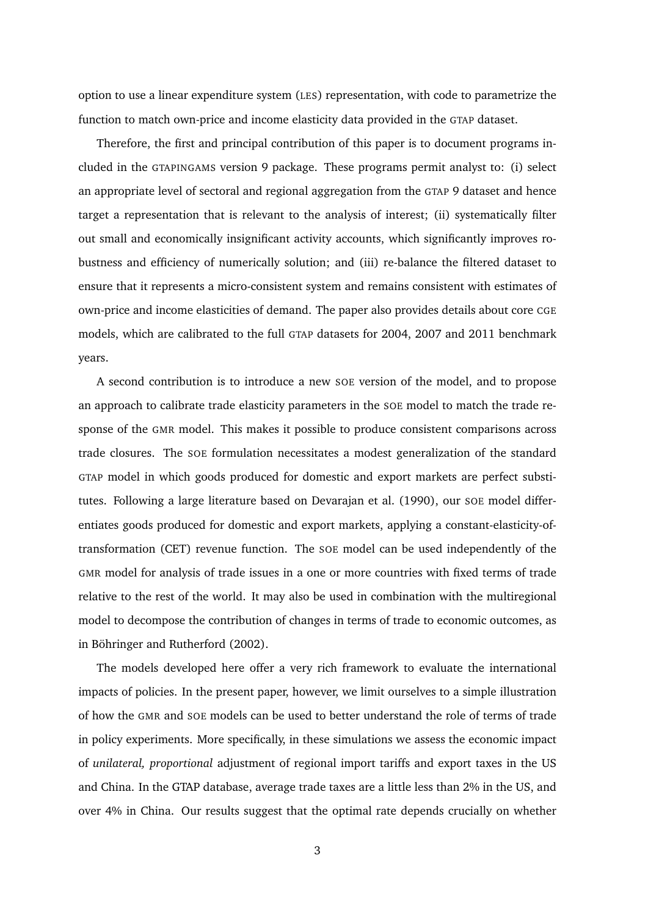option to use a linear expenditure system (LES) representation, with code to parametrize the function to match own-price and income elasticity data provided in the GTAP dataset.

Therefore, the first and principal contribution of this paper is to document programs included in the GTAPINGAMS version 9 package. These programs permit analyst to: (i) select an appropriate level of sectoral and regional aggregation from the GTAP 9 dataset and hence target a representation that is relevant to the analysis of interest; (ii) systematically filter out small and economically insignificant activity accounts, which significantly improves robustness and efficiency of numerically solution; and (iii) re-balance the filtered dataset to ensure that it represents a micro-consistent system and remains consistent with estimates of own-price and income elasticities of demand. The paper also provides details about core CGE models, which are calibrated to the full GTAP datasets for 2004, 2007 and 2011 benchmark years.

A second contribution is to introduce a new SOE version of the model, and to propose an approach to calibrate trade elasticity parameters in the SOE model to match the trade response of the GMR model. This makes it possible to produce consistent comparisons across trade closures. The SOE formulation necessitates a modest generalization of the standard GTAP model in which goods produced for domestic and export markets are perfect substitutes. Following a large literature based on Devarajan et al. (1990), our SOE model differentiates goods produced for domestic and export markets, applying a constant-elasticity-of-transformation (CET) revenue function. The SOE model can be used independently of the GMR model for analysis of trade issues in a one or more countries with fixed terms of trade relative to the rest of the world. It may also be used in combination with the multiregional model to decompose the contribution of changes in terms of trade to economic outcomes, as in Böhringer and Rutherford (2002).

The models developed here offer a very rich framework to evaluate the international impacts of policies. In the present paper, however, we limit ourselves to a simple illustration of how the GMR and SOE models can be used to better understand the role of terms of trade in policy experiments. More specifically, in these simulations we assess the economic impact of *unilateral, proportional* adjustment of regional import tariffs and export taxes in the US and China. In the GTAP database, average trade taxes are a little less than 2% in the US, and over 4% in China. Our results suggest that the optimal rate depends crucially on whether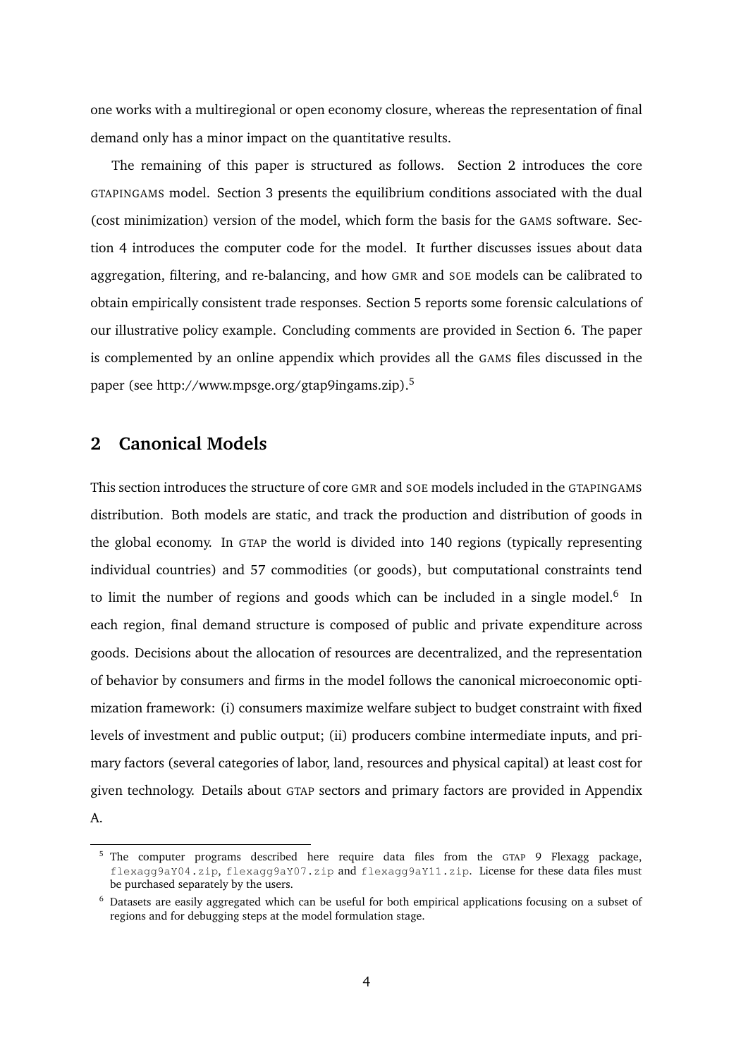one works with a multiregional or open economy closure, whereas the representation of final demand only has a minor impact on the quantitative results.

The remaining of this paper is structured as follows. Section 2 introduces the core GTAPINGAMS model. Section 3 presents the equilibrium conditions associated with the dual (cost minimization) version of the model, which form the basis for the GAMS software. Section 4 introduces the computer code for the model. It further discusses issues about data aggregation, filtering, and re-balancing, and how GMR and SOE models can be calibrated to obtain empirically consistent trade responses. Section 5 reports some forensic calculations of our illustrative policy example. Concluding comments are provided in Section 6. The paper is complemented by an online appendix which provides all the GAMS files discussed in the paper (see http://www.mpsge.org/gtap9ingams.zip).[5]

## 2 Canonical Models

This section introduces the structure of core GMR and SOE models included in the GTAPINGAMS distribution. Both models are static, and track the production and distribution of goods in the global economy. In GTAP the world is divided into 140 regions (typically representing individual countries) and 57 commodities (or goods), but computational constraints tend to limit the number of regions and goods which can be included in a single model.[6] In each region, final demand structure is composed of public and private expenditure across goods. Decisions about the allocation of resources are decentralized, and the representation of behavior by consumers and firms in the model follows the canonical microeconomic optimization framework: (i) consumers maximize welfare subject to budget constraint with fixed levels of investment and public output; (ii) producers combine intermediate inputs, and primary factors (several categories of labor, land, resources and physical capital) at least cost for given technology. Details about GTAP sectors and primary factors are provided in Appendix A.

[5] The computer programs described here require data files from the GTAP 9 Flexagg package, `flexagg9aY04.zip`, `flexagg9aY07.zip` and `flexagg9aY11.zip`. License for these data files must be purchased separately by the users.

[6] Datasets are easily aggregated which can be useful for both empirical applications focusing on a subset of regions and for debugging steps at the model formulation stage.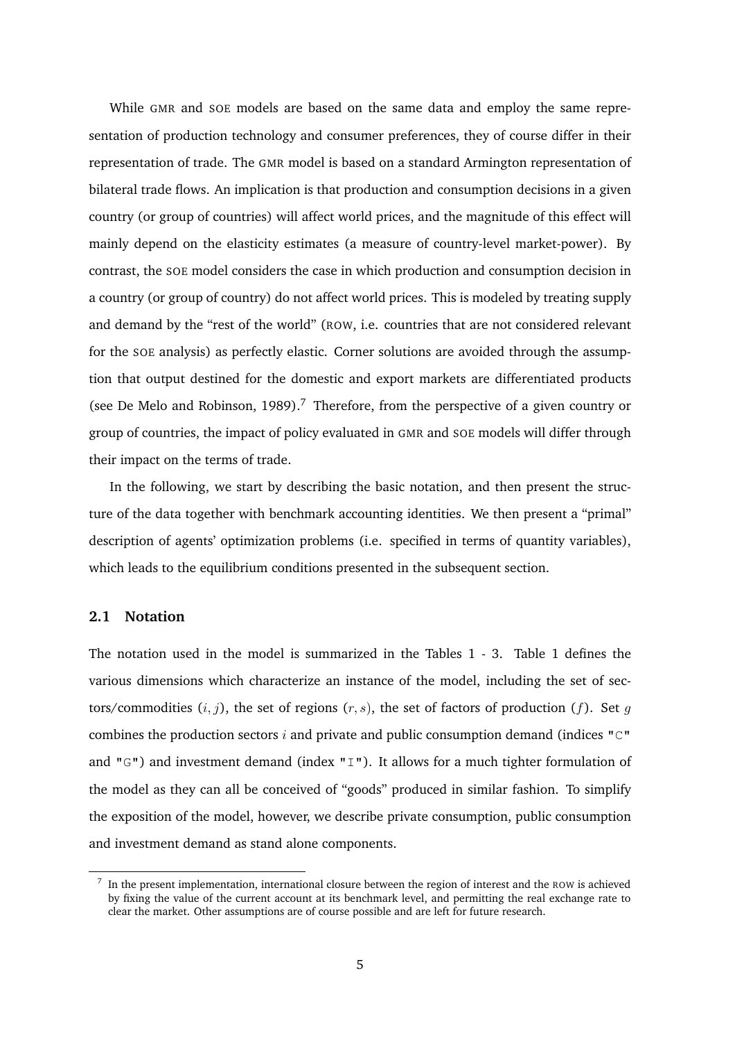While GMR and SOE models are based on the same data and employ the same representation of production technology and consumer preferences, they of course differ in their representation of trade. The GMR model is based on a standard Armington representation of bilateral trade flows. An implication is that production and consumption decisions in a given country (or group of countries) will affect world prices, and the magnitude of this effect will mainly depend on the elasticity estimates (a measure of country-level market-power). By contrast, the SOE model considers the case in which production and consumption decision in a country (or group of country) do not affect world prices. This is modeled by treating supply and demand by the "rest of the world" (ROW, i.e. countries that are not considered relevant for the SOE analysis) as perfectly elastic. Corner solutions are avoided through the assumption that output destined for the domestic and export markets are differentiated products (see De Melo and Robinson, 1989).[7] Therefore, from the perspective of a given country or group of countries, the impact of policy evaluated in GMR and SOE models will differ through their impact on the terms of trade.

In the following, we start by describing the basic notation, and then present the structure of the data together with benchmark accounting identities. We then present a "primal" description of agents' optimization problems (i.e. specified in terms of quantity variables), which leads to the equilibrium conditions presented in the subsequent section.

## 2.1 Notation

The notation used in the model is summarized in the Tables 1 - 3. Table 1 defines the various dimensions which characterize an instance of the model, including the set of sectors/commodities $(i, j)$, the set of regions $(r, s)$, the set of factors of production $(f)$. Set $g$ combines the production sectors $i$ and private and public consumption demand (indices `"C"` and `"G"`) and investment demand (index `"I"`). It allows for a much tighter formulation of the model as they can all be conceived of "goods" produced in similar fashion. To simplify the exposition of the model, however, we describe private consumption, public consumption and investment demand as stand alone components.

[7] In the present implementation, international closure between the region of interest and the ROW is achieved by fixing the value of the current account at its benchmark level, and permitting the real exchange rate to clear the market. Other assumptions are of course possible and are left for future research.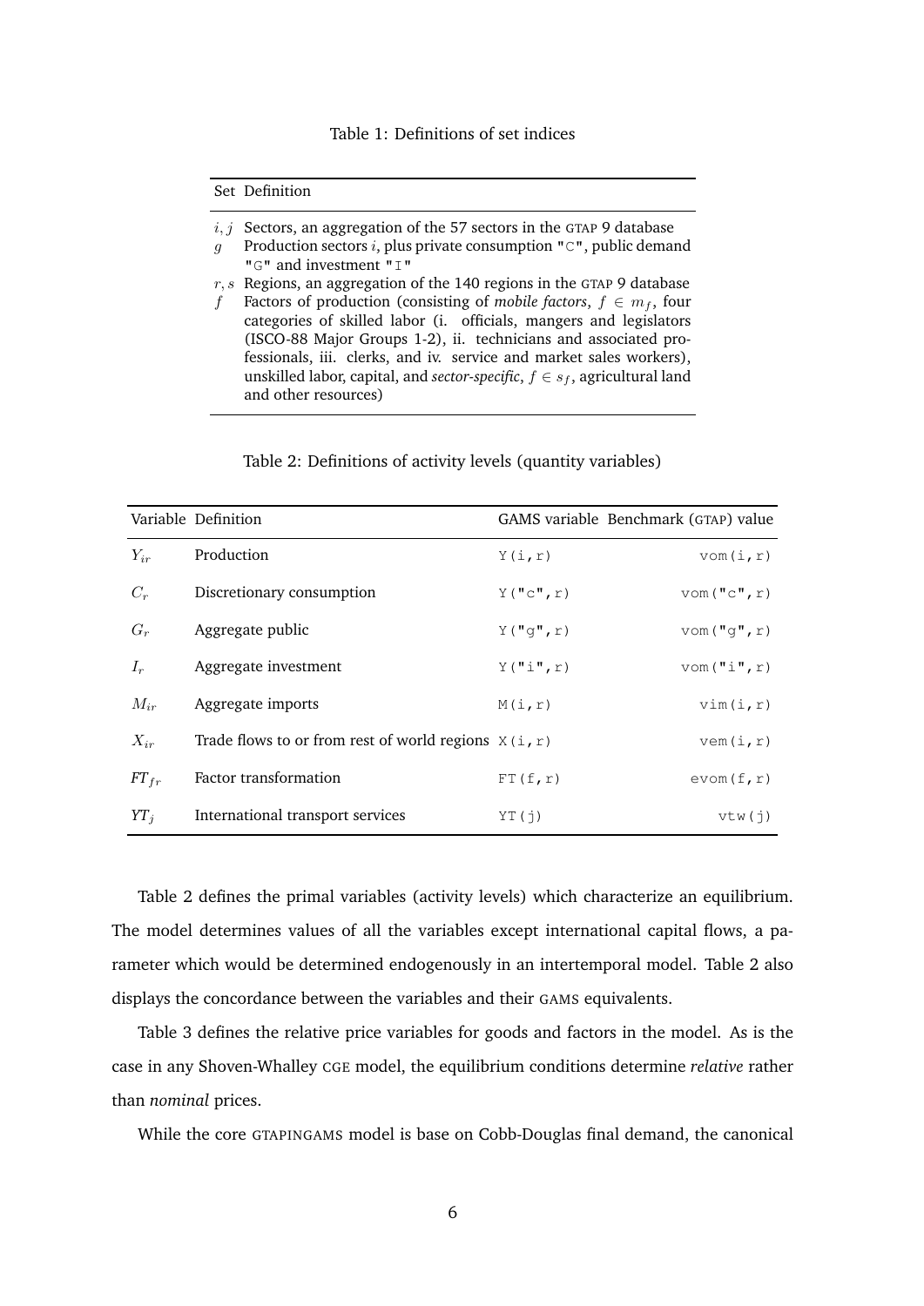Table 1: Definitions of set indices

| Set | Definition |
|---|---|
| $i, j$ | Sectors, an aggregation of the 57 sectors in the GTAP 9 database |
| $g$ | Production sectors $i$, plus private consumption "C", public demand "G" and investment "I" |
| $r, s$ | Regions, an aggregation of the 140 regions in the GTAP 9 database |
| $f$ | Factors of production (consisting of *mobile factors*, $f \in m_f$, four categories of skilled labor (i. officials, mangers and legislators (ISCO-88 Major Groups 1-2), ii. technicians and associated professionals, iii. clerks, and iv. service and market sales workers), unskilled labor, capital, and *sector-specific*, $f \in s_f$, agricultural land and other resources) |

Table 2: Definitions of activity levels (quantity variables)

| Variable | Definition | GAMS variable | Benchmark (GTAP) value |
|---|---|---|---|
| $Y_{ir}$ | Production | `Y(i,r)` | `vom(i,r)` |
| $C_r$ | Discretionary consumption | `Y("c",r)` | `vom("c",r)` |
| $G_r$ | Aggregate public | `Y("g",r)` | `vom("g",r)` |
| $I_r$ | Aggregate investment | `Y("i",r)` | `vom("i",r)` |
| $M_{ir}$ | Aggregate imports | `M(i,r)` | `vim(i,r)` |
| $X_{ir}$ | Trade flows to or from rest of world regions | `X(i,r)` | `vem(i,r)` |
| $FT_{fr}$ | Factor transformation | `FT(f,r)` | `evom(f,r)` |
| $YT_j$ | International transport services | `YT(j)` | `vtw(j)` |

Table 2 defines the primal variables (activity levels) which characterize an equilibrium. The model determines values of all the variables except international capital flows, a parameter which would be determined endogenously in an intertemporal model. Table 2 also displays the concordance between the variables and their GAMS equivalents.

Table 3 defines the relative price variables for goods and factors in the model. As is the case in any Shoven-Whalley CGE model, the equilibrium conditions determine *relative* rather than *nominal* prices.

While the core GTAPINGAMS model is base on Cobb-Douglas final demand, the canonical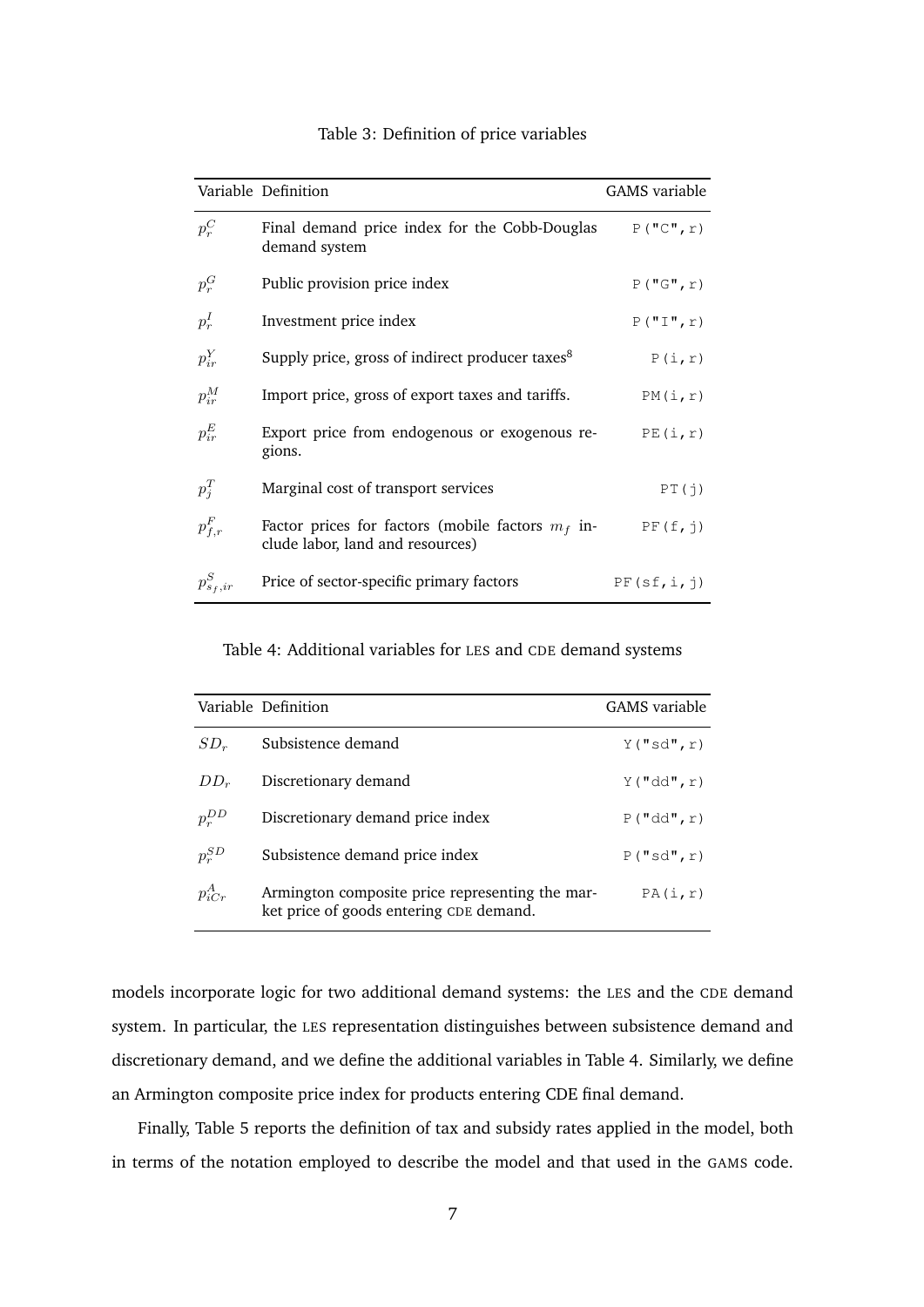Table 3: Definition of price variables

| Variable | Definition | GAMS variable |
|---|---|---|
| $p_r^C$ | Final demand price index for the Cobb-Douglas demand system | `P("C",r)` |
| $p_r^G$ | Public provision price index | `P("G",r)` |
| $p_r^I$ | Investment price index | `P("I",r)` |
| $p_{ir}^Y$ | Supply price, gross of indirect producer taxes[8] | `P(i,r)` |
| $p_{ir}^M$ | Import price, gross of export taxes and tariffs. | `PM(i,r)` |
| $p_{ir}^E$ | Export price from endogenous or exogenous regions. | `PE(i,r)` |
| $p_j^T$ | Marginal cost of transport services | `PT(j)` |
| $p_{f,r}^F$ | Factor prices for factors (mobile factors $m_f$ include labor, land and resources) | `PF(f,j)` |
| $p_{s_f,ir}^S$ | Price of sector-specific primary factors | `PF(sf,i,j)` |

Table 4: Additional variables for LES and CDE demand systems

| Variable | Definition | GAMS variable |
|---|---|---|
| $SD_r$ | Subsistence demand | `Y("sd",r)` |
| $DD_r$ | Discretionary demand | `Y("dd",r)` |
| $p_r^{DD}$ | Discretionary demand price index | `P("dd",r)` |
| $p_r^{SD}$ | Subsistence demand price index | `P("sd",r)` |
| $p_{iCr}^A$ | Armington composite price representing the market price of goods entering CDE demand. | `PA(i,r)` |

models incorporate logic for two additional demand systems: the LES and the CDE demand system. In particular, the LES representation distinguishes between subsistence demand and discretionary demand, and we define the additional variables in Table 4. Similarly, we define an Armington composite price index for products entering CDE final demand.

Finally, Table 5 reports the definition of tax and subsidy rates applied in the model, both in terms of the notation employed to describe the model and that used in the GAMS code.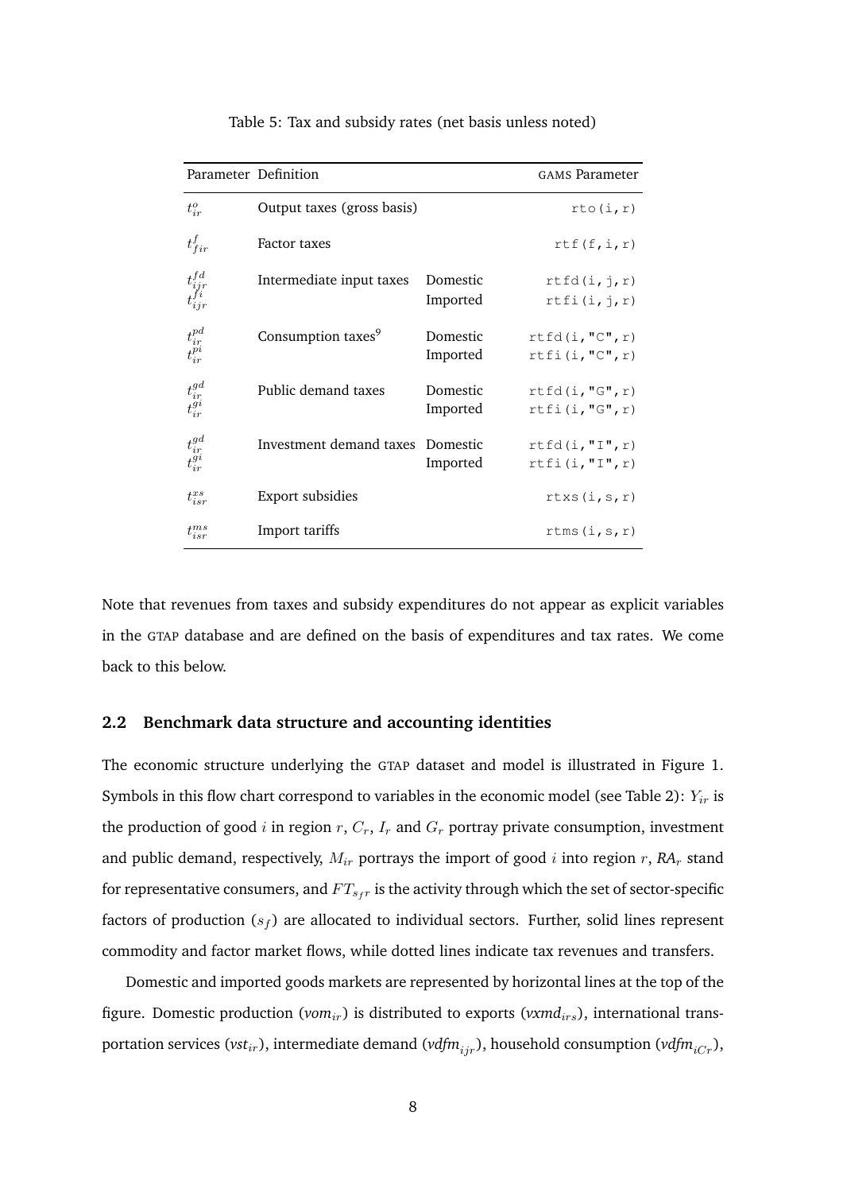Table 5: Tax and subsidy rates (net basis unless noted)

| Parameter | Definition | | GAMS Parameter |
|---|---|---|---|
| $t^o_{ir}$ | Output taxes (gross basis) | | `rto(i,r)` |
| $t^f_{fir}$ | Factor taxes | | `rtf(f,i,r)` |
| $t^{fd}_{ijr}$ | Intermediate input taxes | Domestic | `rtfd(i,j,r)` |
| $t^{fi}_{ijr}$ | | Imported | `rtfi(i,j,r)` |
| $t^{pd}_{ir}$ | Consumption taxes[9] | Domestic | `rtfd(i,"C",r)` |
| $t^{pi}_{ir}$ | | Imported | `rtfi(i,"C",r)` |
| $t^{gd}_{ir}$ | Public demand taxes | Domestic | `rtfd(i,"G",r)` |
| $t^{gi}_{ir}$ | | Imported | `rtfi(i,"G",r)` |
| $t^{gd}_{ir}$ | Investment demand taxes | Domestic | `rtfd(i,"I",r)` |
| $t^{gi}_{ir}$ | | Imported | `rtfi(i,"I",r)` |
| $t^{xs}_{isr}$ | Export subsidies | | `rtxs(i,s,r)` |
| $t^{ms}_{isr}$ | Import tariffs | | `rtms(i,s,r)` |

Note that revenues from taxes and subsidy expenditures do not appear as explicit variables in the GTAP database and are defined on the basis of expenditures and tax rates. We come back to this below.

## 2.2 Benchmark data structure and accounting identities

The economic structure underlying the GTAP dataset and model is illustrated in Figure 1. Symbols in this flow chart correspond to variables in the economic model (see Table 2): $Y_{ir}$ is the production of good $i$ in region $r$, $C_r$, $I_r$ and $G_r$ portray private consumption, investment and public demand, respectively, $M_{ir}$ portrays the import of good $i$ into region $r$, $RA_r$ stand for representative consumers, and $FT_{sfr}$ is the activity through which the set of sector-specific factors of production ($s_f$) are allocated to individual sectors. Further, solid lines represent commodity and factor market flows, while dotted lines indicate tax revenues and transfers.

Domestic and imported goods markets are represented by horizontal lines at the top of the figure. Domestic production ($vom_{ir}$) is distributed to exports ($vxmd_{irs}$), international transportation services ($vst_{ir}$), intermediate demand ($vdfm_{ijr}$), household consumption ($vdfm_{iCr}$),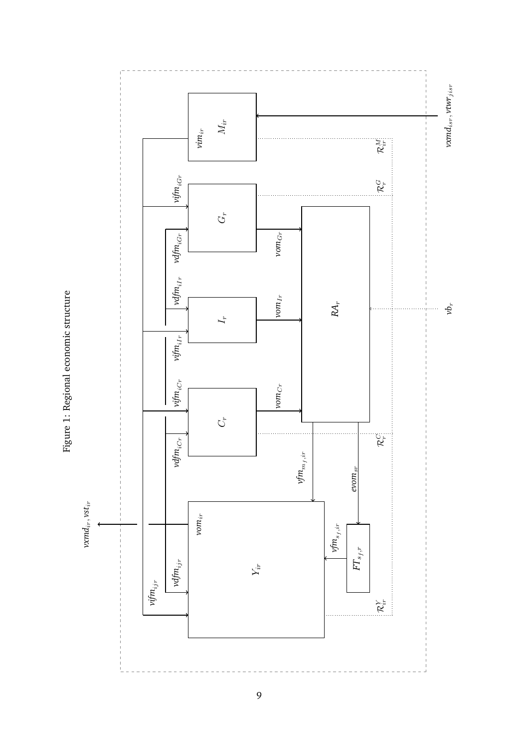Figure 1: Regional economic structure

$M_{ir}$, $vim_{ir}$, $vxmd_{isr}, vtwr_{jisr}$, $\mathcal{R}^M_{ir}$

$G_r$, $vifm_{iGr}$, $vdfm_{iGr}$, $vom_{Gr}$, $\mathcal{R}^G_r$

$I_r$, $vdfm_{iIr}$, $vifm_{iIr}$, $vom_{Ir}$

$RA_r$, $vb_r$

$C_r$, $vifm_{iCr}$, $vdfm_{iCr}$, $vom_{Cr}$, $\mathcal{R}^C_r$

$vfm_{m_f,ir}$, $evom_{sr}$

$Y_{ir}$, $vom_{ir}$, $vdfm_{ijr}$, $vifm_{ijr}$, $vxmd_{ir}, vst_{ir}$, $\mathcal{R}^Y_{ir}$

$FT_{s_f,r}$, $vfm_{s_f,ir}$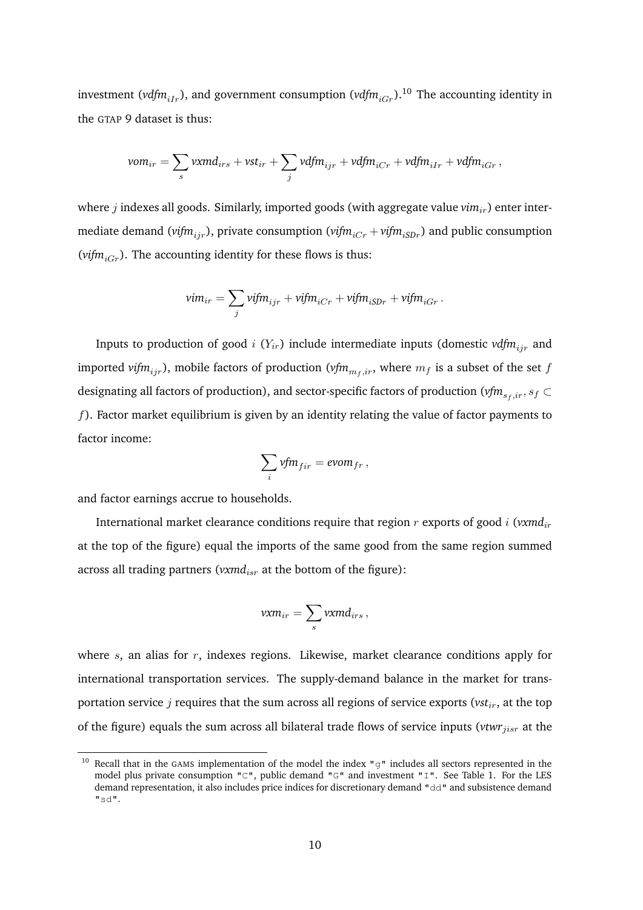investment ($vdfm_{iIr}$), and government consumption ($vdfm_{iGr}$).[10] The accounting identity in the GTAP 9 dataset is thus:

$$vom_{ir} = \sum_{s} vxmd_{irs} + vst_{ir} + \sum_{j} vdfm_{ijr} + vdfm_{iCr} + vdfm_{iIr} + vdfm_{iGr} \,,$$

where $j$ indexes all goods. Similarly, imported goods (with aggregate value $vim_{ir}$) enter intermediate demand ($vifm_{ijr}$), private consumption ($vifm_{iCr} + vifm_{iSDr}$) and public consumption ($vifm_{iGr}$). The accounting identity for these flows is thus:

$$vim_{ir} = \sum_{j} vifm_{ijr} + vifm_{iCr} + vifm_{iSDr} + vifm_{iGr} \,.$$

Inputs to production of good $i$ ($Y_{ir}$) include intermediate inputs (domestic $vdfm_{ijr}$ and imported $vifm_{ijr}$), mobile factors of production ($vfm_{m_f,ir}$, where $m_f$ is a subset of the set $f$ designating all factors of production), and sector-specific factors of production ($vfm_{s_f,ir}, s_f \subset f$). Factor market equilibrium is given by an identity relating the value of factor payments to factor income:

$$\sum_{i} vfm_{fir} = evom_{fr} \,,$$

and factor earnings accrue to households.

International market clearance conditions require that region $r$ exports of good $i$ ($vxmd_{ir}$ at the top of the figure) equal the imports of the same good from the same region summed across all trading partners ($vxmd_{isr}$ at the bottom of the figure):

$$vxm_{ir} = \sum_{s} vxmd_{irs} \,,$$

where $s$, an alias for $r$, indexes regions. Likewise, market clearance conditions apply for international transportation services. The supply-demand balance in the market for transportation service $j$ requires that the sum across all regions of service exports ($vst_{ir}$, at the top of the figure) equals the sum across all bilateral trade flows of service inputs ($vtwr_{jisr}$ at the

[10] Recall that in the GAMS implementation of the model the index "g" includes all sectors represented in the model plus private consumption "C", public demand "G" and investment "I". See Table 1. For the LES demand representation, it also includes price indices for discretionary demand "dd" and subsistence demand "sd".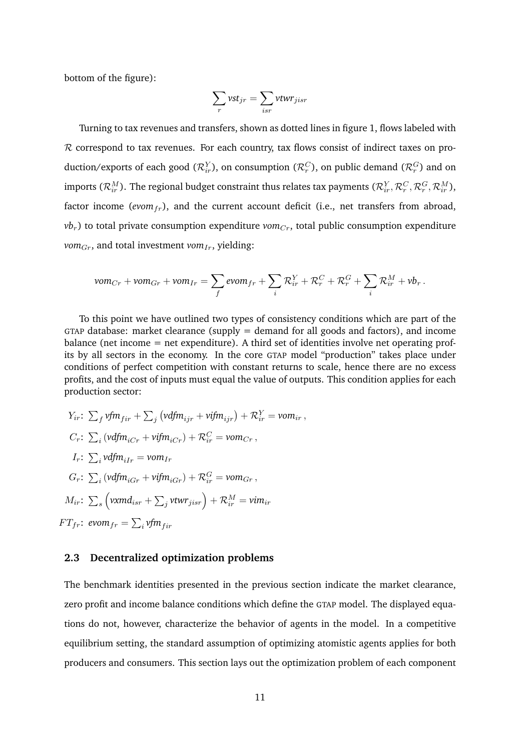bottom of the figure):

$$\sum_r vst_{jr} = \sum_{isr} vtwr_{jisr}$$

Turning to tax revenues and transfers, shown as dotted lines in figure 1, flows labeled with $\mathcal{R}$ correspond to tax revenues. For each country, tax flows consist of indirect taxes on production/exports of each good ($\mathcal{R}^Y_{ir}$), on consumption ($\mathcal{R}^C_r$), on public demand ($\mathcal{R}^G_r$) and on imports ($\mathcal{R}^M_{ir}$). The regional budget constraint thus relates tax payments ($\mathcal{R}^Y_{ir}, \mathcal{R}^C_r, \mathcal{R}^G_r, \mathcal{R}^M_{ir}$), factor income ($evom_{fr}$), and the current account deficit (i.e., net transfers from abroad, $vb_r$) to total private consumption expenditure $vom_{Cr}$, total public consumption expenditure $vom_{Gr}$, and total investment $vom_{Ir}$, yielding:

$$vom_{Cr} + vom_{Gr} + vom_{Ir} = \sum_f evom_{fr} + \sum_i \mathcal{R}^Y_{ir} + \mathcal{R}^C_r + \mathcal{R}^G_r + \sum_i \mathcal{R}^M_{ir} + vb_r \,.$$

To this point we have outlined two types of consistency conditions which are part of the GTAP database: market clearance (supply = demand for all goods and factors), and income balance (net income = net expenditure). A third set of identities involve net operating profits by all sectors in the economy. In the core GTAP model "production" takes place under conditions of perfect competition with constant returns to scale, hence there are no excess profits, and the cost of inputs must equal the value of outputs. This condition applies for each production sector:

$$Y_{ir}\colon\ \sum_f vfm_{fir} + \sum_j \left(vdfm_{ijr} + vifm_{ijr}\right) + \mathcal{R}^Y_{ir} = vom_{ir}\,,$$

$$C_r\colon\ \sum_i \left(vdfm_{iCr} + vifm_{iCr}\right) + \mathcal{R}^C_{ir} = vom_{Cr}\,,$$

$$I_r\colon\ \sum_i vdfm_{iIr} = vom_{Ir}$$

$$G_r\colon\ \sum_i \left(vdfm_{iGr} + vifm_{iGr}\right) + \mathcal{R}^G_{ir} = vom_{Gr}\,,$$

$$M_{ir}\colon\ \sum_s \left(vxmd_{isr} + \sum_j vtwr_{jisr}\right) + \mathcal{R}^M_{ir} = vim_{ir}$$

$$FT_{fr}\colon\ evom_{fr} = \sum_i vfm_{fir}$$

### 2.3 Decentralized optimization problems

The benchmark identities presented in the previous section indicate the market clearance, zero profit and income balance conditions which define the GTAP model. The displayed equations do not, however, characterize the behavior of agents in the model. In a competitive equilibrium setting, the standard assumption of optimizing atomistic agents applies for both producers and consumers. This section lays out the optimization problem of each component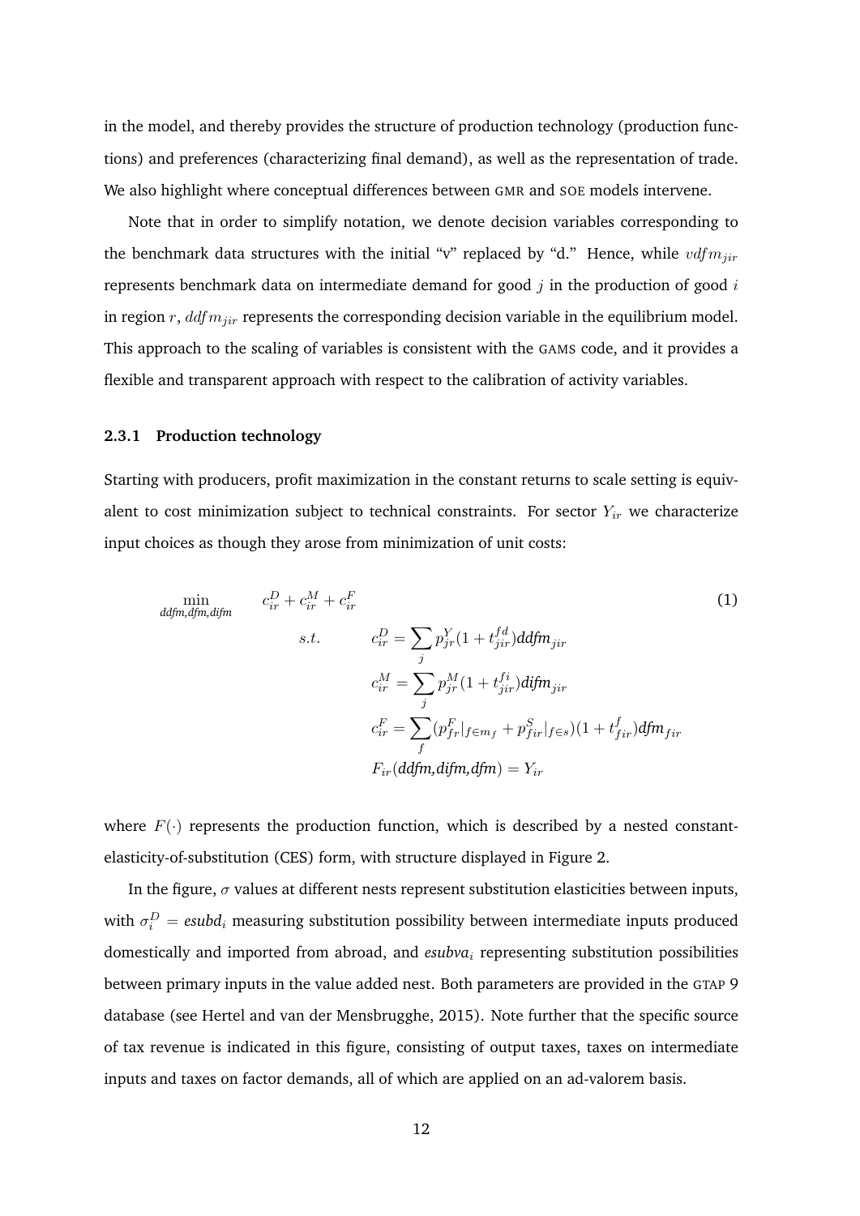in the model, and thereby provides the structure of production technology (production functions) and preferences (characterizing final demand), as well as the representation of trade. We also highlight where conceptual differences between GMR and SOE models intervene.

Note that in order to simplify notation, we denote decision variables corresponding to the benchmark data structures with the initial "v" replaced by "d." Hence, while $vdfm_{jir}$ represents benchmark data on intermediate demand for good $j$ in the production of good $i$ in region $r$, $ddfm_{jir}$ represents the corresponding decision variable in the equilibrium model. This approach to the scaling of variables is consistent with the GAMS code, and it provides a flexible and transparent approach with respect to the calibration of activity variables.

### 2.3.1 Production technology

Starting with producers, profit maximization in the constant returns to scale setting is equivalent to cost minimization subject to technical constraints. For sector $Y_{ir}$ we characterize input choices as though they arose from minimization of unit costs:

$$
\begin{aligned}
\min_{ddfm, dfm, difm} \quad & c_{ir}^{D} + c_{ir}^{M} + c_{ir}^{F} \qquad (1) \\
s.t. \quad & c_{ir}^{D} = \sum_{j} p_{jr}^{Y}(1 + t_{jir}^{fd})\, ddfm_{jir} \\
& c_{ir}^{M} = \sum_{j} p_{jr}^{M}(1 + t_{jir}^{fi})\, difm_{jir} \\
& c_{ir}^{F} = \sum_{f} (p_{fr}^{F}|_{f \in m_f} + p_{fir}^{S}|_{f \in s})(1 + t_{fir}^{f})\, dfm_{fir} \\
& F_{ir}(ddfm, difm, dfm) = Y_{ir}
\end{aligned}
$$

where $F(\cdot)$ represents the production function, which is described by a nested constant-elasticity-of-substitution (CES) form, with structure displayed in Figure 2.

In the figure, $\sigma$ values at different nests represent substitution elasticities between inputs, with $\sigma_i^D = esubd_i$ measuring substitution possibility between intermediate inputs produced domestically and imported from abroad, and $esubva_i$ representing substitution possibilities between primary inputs in the value added nest. Both parameters are provided in the GTAP 9 database (see Hertel and van der Mensbrugghe, 2015). Note further that the specific source of tax revenue is indicated in this figure, consisting of output taxes, taxes on intermediate inputs and taxes on factor demands, all of which are applied on an ad-valorem basis.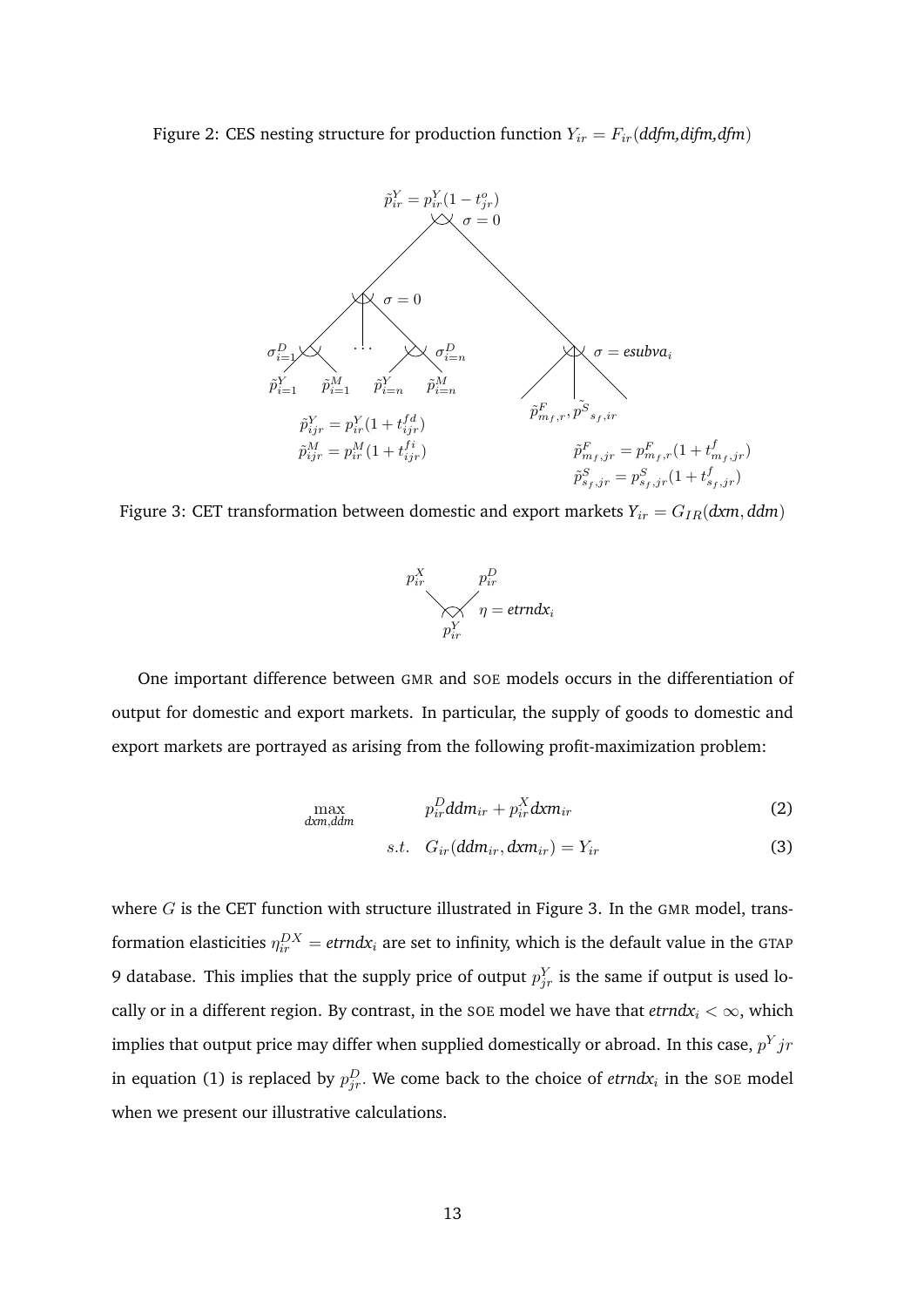Figure 2: CES nesting structure for production function $Y_{ir} = F_{ir}(\textit{ddfm,difm,dfm})$

$\tilde{p}^Y_{ir} = p^Y_{ir}(1 - t^o_{jr})$

$\sigma = 0$

$\sigma = 0$

$\sigma^D_{i=1}$ … $\sigma^D_{i=n}$

$\sigma = \textit{esubva}_i$

$\tilde{p}^Y_{i=1}$ $\tilde{p}^M_{i=1}$ $\tilde{p}^Y_{i=n}$ $\tilde{p}^M_{i=n}$

$\tilde{p}^F_{m_f,r}, \tilde{p^S}_{s_f,ir}$

$\tilde{p}^Y_{ijr} = p^Y_{ir}(1 + t^{fd}_{ijr})$

$\tilde{p}^M_{ijr} = p^M_{ir}(1 + t^{fi}_{ijr})$

$\tilde{p}^F_{m_f,jr} = p^F_{m_f,r}(1 + t^f_{m_f,jr})$

$\tilde{p}^S_{s_f,jr} = p^S_{s_f,jr}(1 + t^f_{s_f,jr})$

Figure 3: CET transformation between domestic and export markets $Y_{ir} = G_{IR}(\textit{dxm}, \textit{ddm})$

$p^X_{ir}$ $p^D_{ir}$

$\eta = \textit{etrndx}_i$

$p^Y_{ir}$

One important difference between GMR and SOE models occurs in the differentiation of output for domestic and export markets. In particular, the supply of goods to domestic and export markets are portrayed as arising from the following profit-maximization problem:

$$\max_{\textit{dxm},\textit{ddm}} \quad p^D_{ir}\textit{ddm}_{ir} + p^X_{ir}\textit{dxm}_{ir} \tag{2}$$

$$s.t. \quad G_{ir}(\textit{ddm}_{ir}, \textit{dxm}_{ir}) = Y_{ir} \tag{3}$$

where $G$ is the CET function with structure illustrated in Figure 3. In the GMR model, transformation elasticities $\eta^{DX}_{ir} = \textit{etrndx}_i$ are set to infinity, which is the default value in the GTAP 9 database. This implies that the supply price of output $p^Y_{jr}$ is the same if output is used locally or in a different region. By contrast, in the SOE model we have that $\textit{etrndx}_i < \infty$, which implies that output price may differ when supplied domestically or abroad. In this case, $p^Y jr$ in equation (1) is replaced by $p^D_{jr}$. We come back to the choice of $\textit{etrndx}_i$ in the SOE model when we present our illustrative calculations.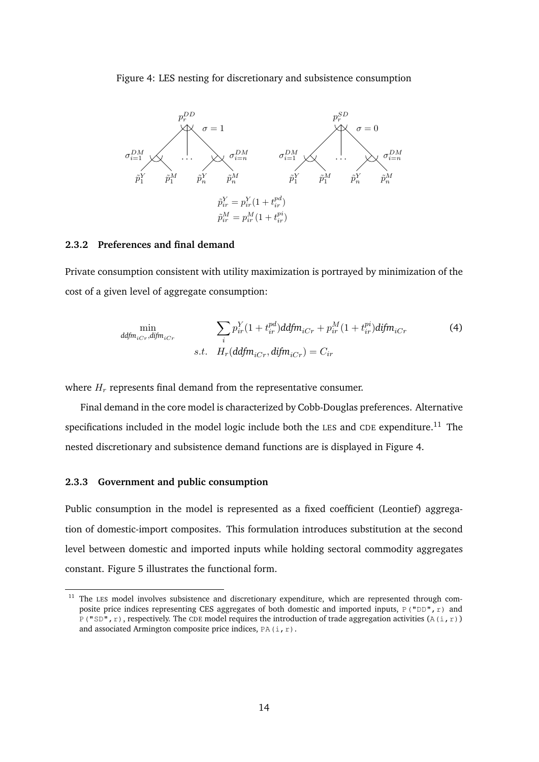Figure 4: LES nesting for discretionary and subsistence consumption

$$\tilde{p}^Y_{ir} = p^Y_{ir}(1+t^{pd}_{ir})$$
$$\tilde{p}^M_{ir} = p^M_{ir}(1+t^{pi}_{ir})$$

### 2.3.2 Preferences and final demand

Private consumption consistent with utility maximization is portrayed by minimization of the cost of a given level of aggregate consumption:

$$\min_{ddfm_{iCr}, difm_{iCr}} \quad \sum_i p^Y_{ir}(1+t^{pd}_{ir}) ddfm_{iCr} + p^M_{ir}(1+t^{pi}_{ir}) difm_{iCr} \qquad (4)$$
$$s.t. \quad H_r(ddfm_{iCr}, difm_{iCr}) = C_{ir}$$

where $H_r$ represents final demand from the representative consumer.

Final demand in the core model is characterized by Cobb-Douglas preferences. Alternative specifications included in the model logic include both the LES and CDE expenditure.[11] The nested discretionary and subsistence demand functions are is displayed in Figure 4.

### 2.3.3 Government and public consumption

Public consumption in the model is represented as a fixed coefficient (Leontief) aggregation of domestic-import composites. This formulation introduces substitution at the second level between domestic and imported inputs while holding sectoral commodity aggregates constant. Figure 5 illustrates the functional form.

[11] The LES model involves subsistence and discretionary expenditure, which are represented through composite price indices representing CES aggregates of both domestic and imported inputs, `P("DD",r)` and `P("SD",r)`, respectively. The CDE model requires the introduction of trade aggregation activities (`A(i,r)`) and associated Armington composite price indices, `PA(i,r)`.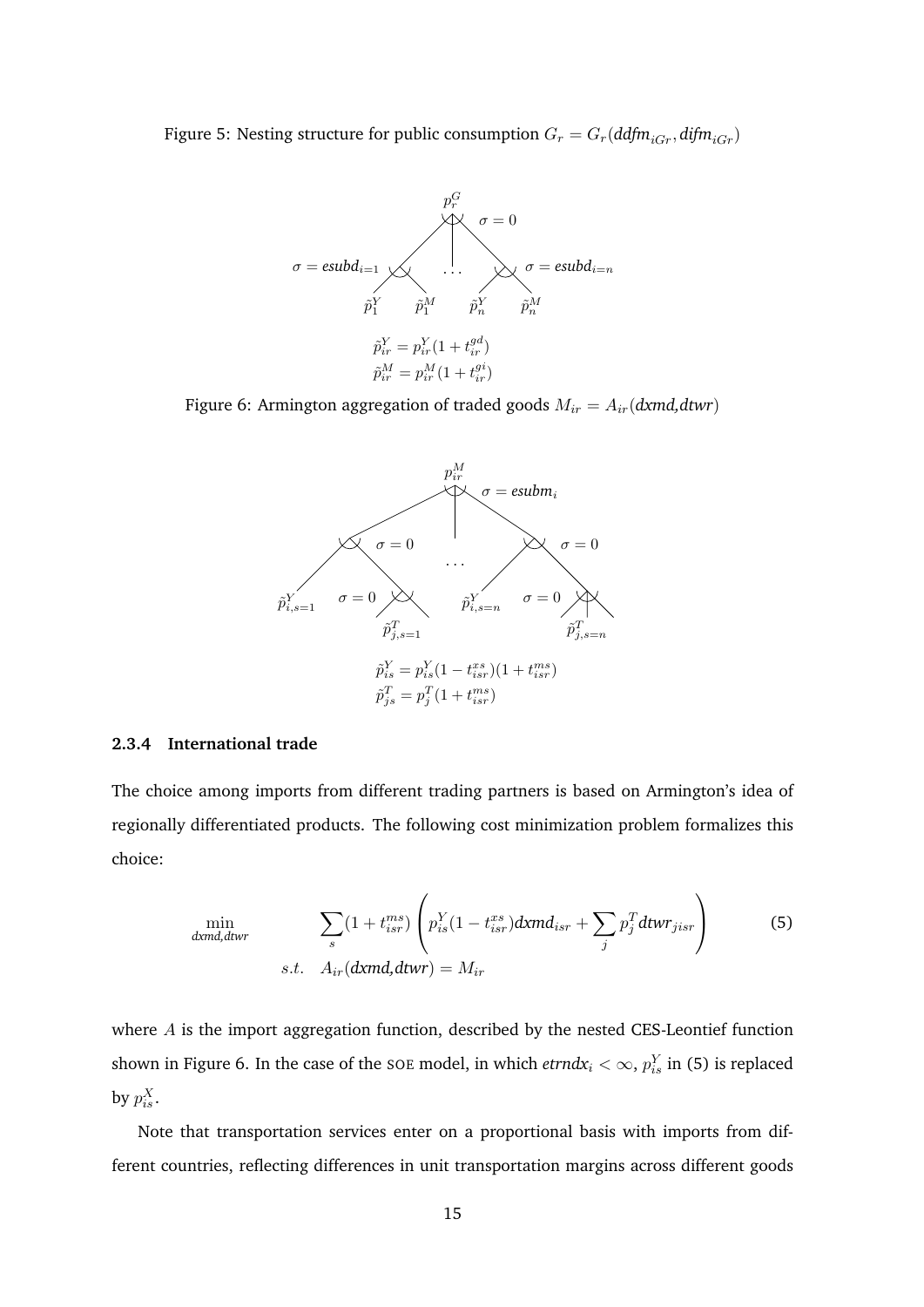Figure 5: Nesting structure for public consumption $G_r = G_r(\textit{ddfm}_{iGr}, \textit{difm}_{iGr})$

$$\tilde{p}^Y_{ir} = p^Y_{ir}(1 + t^{gd}_{ir})$$
$$\tilde{p}^M_{ir} = p^M_{ir}(1 + t^{gi}_{ir})$$

Figure 6: Armington aggregation of traded goods $M_{ir} = A_{ir}(\textit{dxmd,dtwr})$

$$\tilde{p}^Y_{is} = p^Y_{is}(1 - t^{xs}_{isr})(1 + t^{ms}_{isr})$$
$$\tilde{p}^T_{js} = p^T_j(1 + t^{ms}_{isr})$$

### 2.3.4 International trade

The choice among imports from different trading partners is based on Armington's idea of regionally differentiated products. The following cost minimization problem formalizes this choice:

$$\min_{\textit{dxmd,dtwr}} \quad \sum_s (1 + t^{ms}_{isr}) \left( p^Y_{is}(1 - t^{xs}_{isr})\textit{dxmd}_{isr} + \sum_j p^T_j \textit{dtwr}_{jisr} \right) \qquad (5)$$
$$s.t. \quad A_{ir}(\textit{dxmd,dtwr}) = M_{ir}$$

where $A$ is the import aggregation function, described by the nested CES-Leontief function shown in Figure 6. In the case of the SOE model, in which $\textit{etrndx}_i < \infty$, $p^Y_{is}$ in (5) is replaced by $p^X_{is}$.

Note that transportation services enter on a proportional basis with imports from different countries, reflecting differences in unit transportation margins across different goods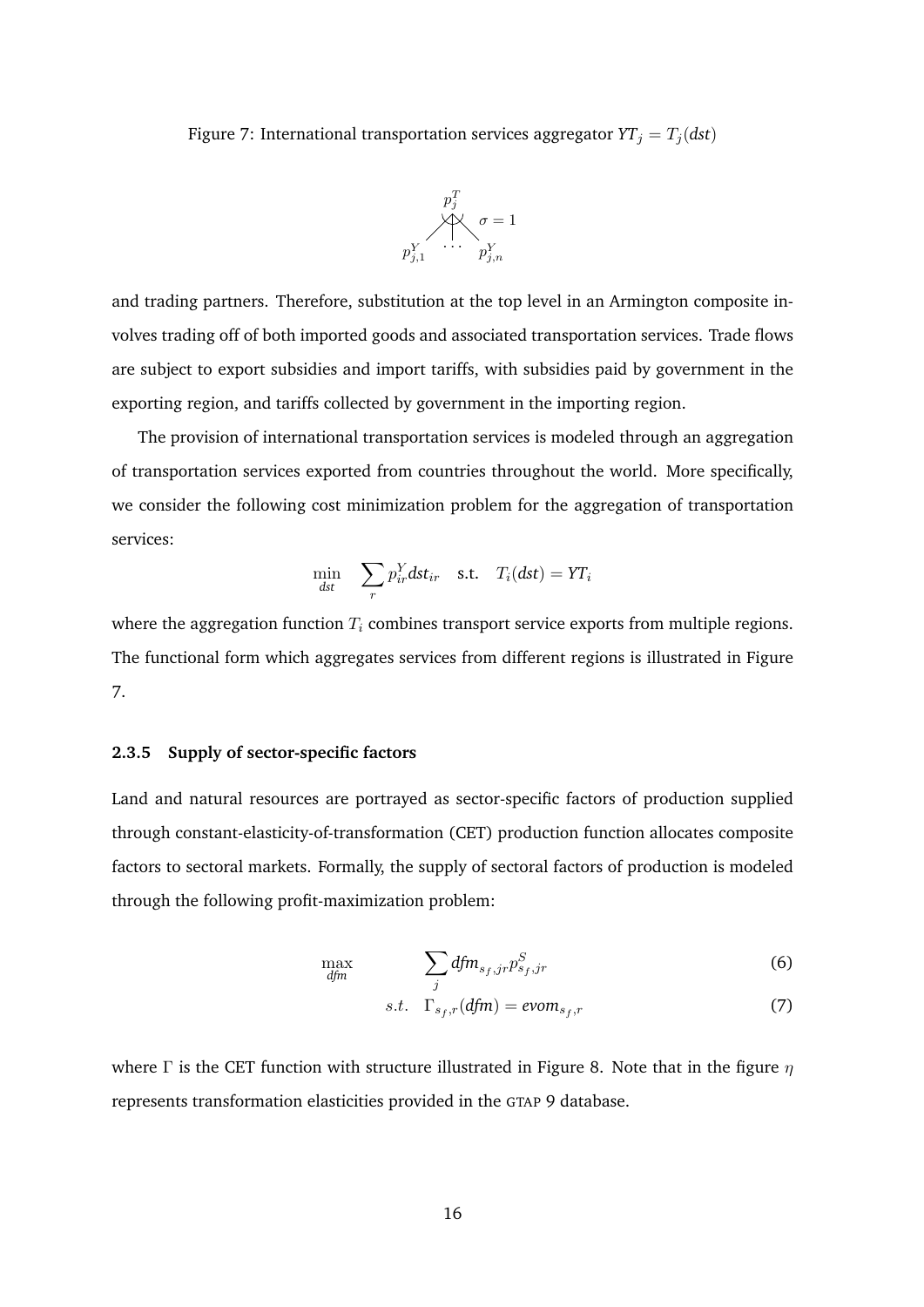Figure 7: International transportation services aggregator $YT_j = T_j(dst)$

and trading partners. Therefore, substitution at the top level in an Armington composite involves trading off of both imported goods and associated transportation services. Trade flows are subject to export subsidies and import tariffs, with subsidies paid by government in the exporting region, and tariffs collected by government in the importing region.

The provision of international transportation services is modeled through an aggregation of transportation services exported from countries throughout the world. More specifically, we consider the following cost minimization problem for the aggregation of transportation services:

$$\min_{dst} \quad \sum_r p^Y_{ir} dst_{ir} \quad \text{s.t.} \quad T_i(dst) = YT_i$$

where the aggregation function $T_i$ combines transport service exports from multiple regions. The functional form which aggregates services from different regions is illustrated in Figure 7.

### 2.3.5 Supply of sector-specific factors

Land and natural resources are portrayed as sector-specific factors of production supplied through constant-elasticity-of-transformation (CET) production function allocates composite factors to sectoral markets. Formally, the supply of sectoral factors of production is modeled through the following profit-maximization problem:

$$\max_{dfm} \qquad \sum_j dfm_{s_f,jr} p^S_{s_f,jr} \tag{6}$$

$$s.t. \quad \Gamma_{s_f,r}(dfm) = evom_{s_f,r} \tag{7}$$

where $\Gamma$ is the CET function with structure illustrated in Figure 8. Note that in the figure $\eta$ represents transformation elasticities provided in the GTAP 9 database.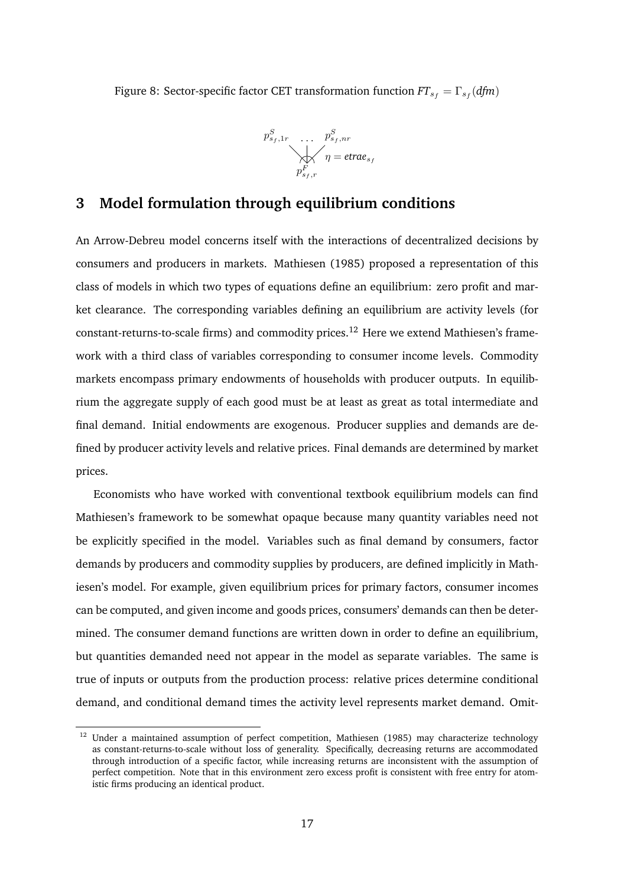Figure 8: Sector-specific factor CET transformation function $FT_{s_f} = \Gamma_{s_f}(dfm)$

$p^S_{s_f,1r}$ ... $p^S_{s_f,nr}$

$\eta = etrae_{s_f}$

$p^F_{s_f,r}$

# 3 Model formulation through equilibrium conditions

An Arrow-Debreu model concerns itself with the interactions of decentralized decisions by consumers and producers in markets. Mathiesen (1985) proposed a representation of this class of models in which two types of equations define an equilibrium: zero profit and market clearance. The corresponding variables defining an equilibrium are activity levels (for constant-returns-to-scale firms) and commodity prices.[12] Here we extend Mathiesen's framework with a third class of variables corresponding to consumer income levels. Commodity markets encompass primary endowments of households with producer outputs. In equilibrium the aggregate supply of each good must be at least as great as total intermediate and final demand. Initial endowments are exogenous. Producer supplies and demands are defined by producer activity levels and relative prices. Final demands are determined by market prices.

Economists who have worked with conventional textbook equilibrium models can find Mathiesen's framework to be somewhat opaque because many quantity variables need not be explicitly specified in the model. Variables such as final demand by consumers, factor demands by producers and commodity supplies by producers, are defined implicitly in Mathiesen's model. For example, given equilibrium prices for primary factors, consumer incomes can be computed, and given income and goods prices, consumers' demands can then be determined. The consumer demand functions are written down in order to define an equilibrium, but quantities demanded need not appear in the model as separate variables. The same is true of inputs or outputs from the production process: relative prices determine conditional demand, and conditional demand times the activity level represents market demand. Omit-

[12] Under a maintained assumption of perfect competition, Mathiesen (1985) may characterize technology as constant-returns-to-scale without loss of generality. Specifically, decreasing returns are accommodated through introduction of a specific factor, while increasing returns are inconsistent with the assumption of perfect competition. Note that in this environment zero excess profit is consistent with free entry for atomistic firms producing an identical product.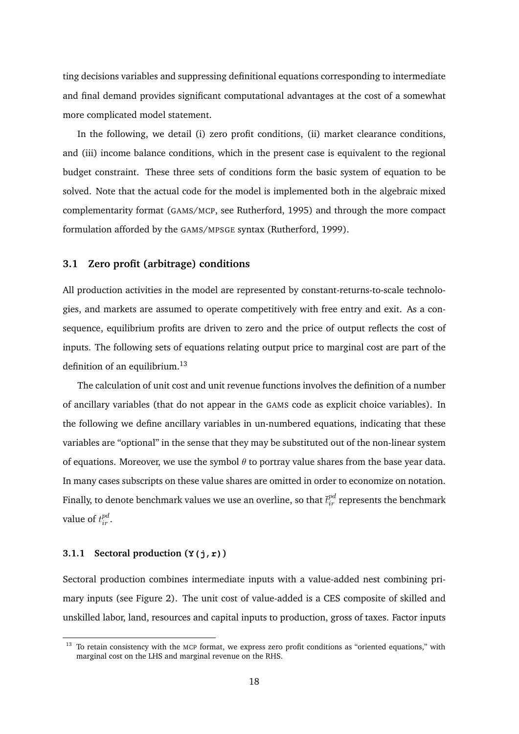ting decisions variables and suppressing definitional equations corresponding to intermediate and final demand provides significant computational advantages at the cost of a somewhat more complicated model statement.

In the following, we detail (i) zero profit conditions, (ii) market clearance conditions, and (iii) income balance conditions, which in the present case is equivalent to the regional budget constraint. These three sets of conditions form the basic system of equation to be solved. Note that the actual code for the model is implemented both in the algebraic mixed complementarity format (GAMS/MCP, see Rutherford, 1995) and through the more compact formulation afforded by the GAMS/MPSGE syntax (Rutherford, 1999).

### 3.1 Zero profit (arbitrage) conditions

All production activities in the model are represented by constant-returns-to-scale technologies, and markets are assumed to operate competitively with free entry and exit. As a consequence, equilibrium profits are driven to zero and the price of output reflects the cost of inputs. The following sets of equations relating output price to marginal cost are part of the definition of an equilibrium.[13]

The calculation of unit cost and unit revenue functions involves the definition of a number of ancillary variables (that do not appear in the GAMS code as explicit choice variables). In the following we define ancillary variables in un-numbered equations, indicating that these variables are "optional" in the sense that they may be substituted out of the non-linear system of equations. Moreover, we use the symbol $\theta$ to portray value shares from the base year data. In many cases subscripts on these value shares are omitted in order to economize on notation. Finally, to denote benchmark values we use an overline, so that $\bar{t}_{ir}^{pd}$ represents the benchmark value of $t_{ir}^{pd}$.

#### 3.1.1 Sectoral production (`Y(j,r)`)

Sectoral production combines intermediate inputs with a value-added nest combining primary inputs (see Figure 2). The unit cost of value-added is a CES composite of skilled and unskilled labor, land, resources and capital inputs to production, gross of taxes. Factor inputs

[13] To retain consistency with the MCP format, we express zero profit conditions as "oriented equations," with marginal cost on the LHS and marginal revenue on the RHS.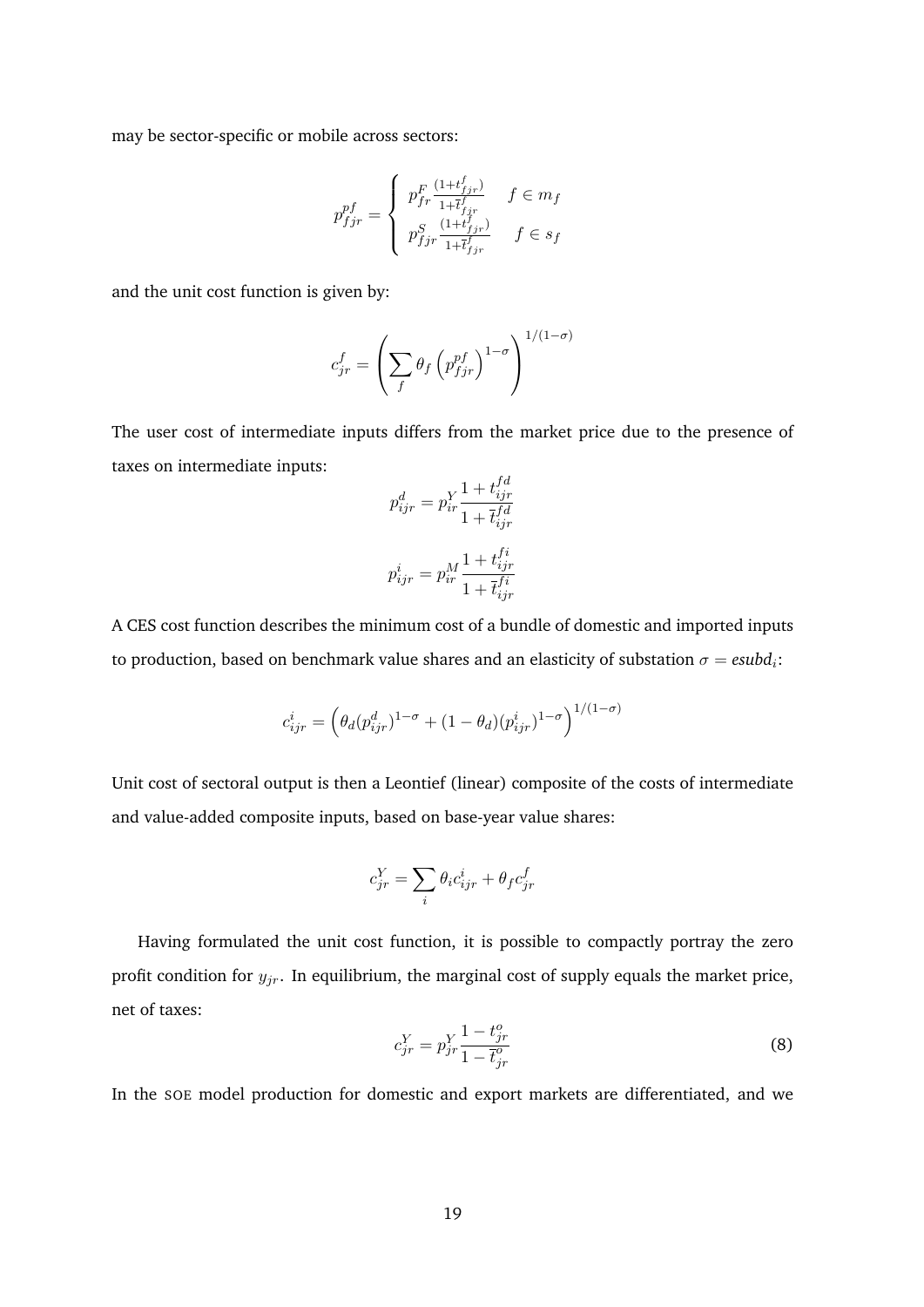may be sector-specific or mobile across sectors:

$$p^{pf}_{fjr} = \begin{cases} p^F_{fr} \frac{(1+t^f_{fjr})}{1+\bar{t}^f_{fjr}} & f \in m_f \\ p^S_{fjr} \frac{(1+t^f_{fjr})}{1+\bar{t}^f_{fjr}} & f \in s_f \end{cases}$$

and the unit cost function is given by:

$$c^f_{jr} = \left( \sum_f \theta_f \left( p^{pf}_{fjr} \right)^{1-\sigma} \right)^{1/(1-\sigma)}$$

The user cost of intermediate inputs differs from the market price due to the presence of taxes on intermediate inputs:

$$p^d_{ijr} = p^Y_{ir} \frac{1 + t^{fd}_{ijr}}{1 + \bar{t}^{fd}_{ijr}}$$

$$p^i_{ijr} = p^M_{ir} \frac{1 + t^{fi}_{ijr}}{1 + \bar{t}^{fi}_{ijr}}$$

A CES cost function describes the minimum cost of a bundle of domestic and imported inputs to production, based on benchmark value shares and an elasticity of substation $\sigma = esubd_i$:

$$c^i_{ijr} = \left( \theta_d (p^d_{ijr})^{1-\sigma} + (1 - \theta_d)(p^i_{ijr})^{1-\sigma} \right)^{1/(1-\sigma)}$$

Unit cost of sectoral output is then a Leontief (linear) composite of the costs of intermediate and value-added composite inputs, based on base-year value shares:

$$c^Y_{jr} = \sum_i \theta_i c^i_{ijr} + \theta_f c^f_{jr}$$

Having formulated the unit cost function, it is possible to compactly portray the zero profit condition for $y_{jr}$. In equilibrium, the marginal cost of supply equals the market price, net of taxes:

$$c^Y_{jr} = p^Y_{jr} \frac{1 - t^o_{jr}}{1 - \bar{t}^o_{jr}} \tag{8}$$

In the SOE model production for domestic and export markets are differentiated, and we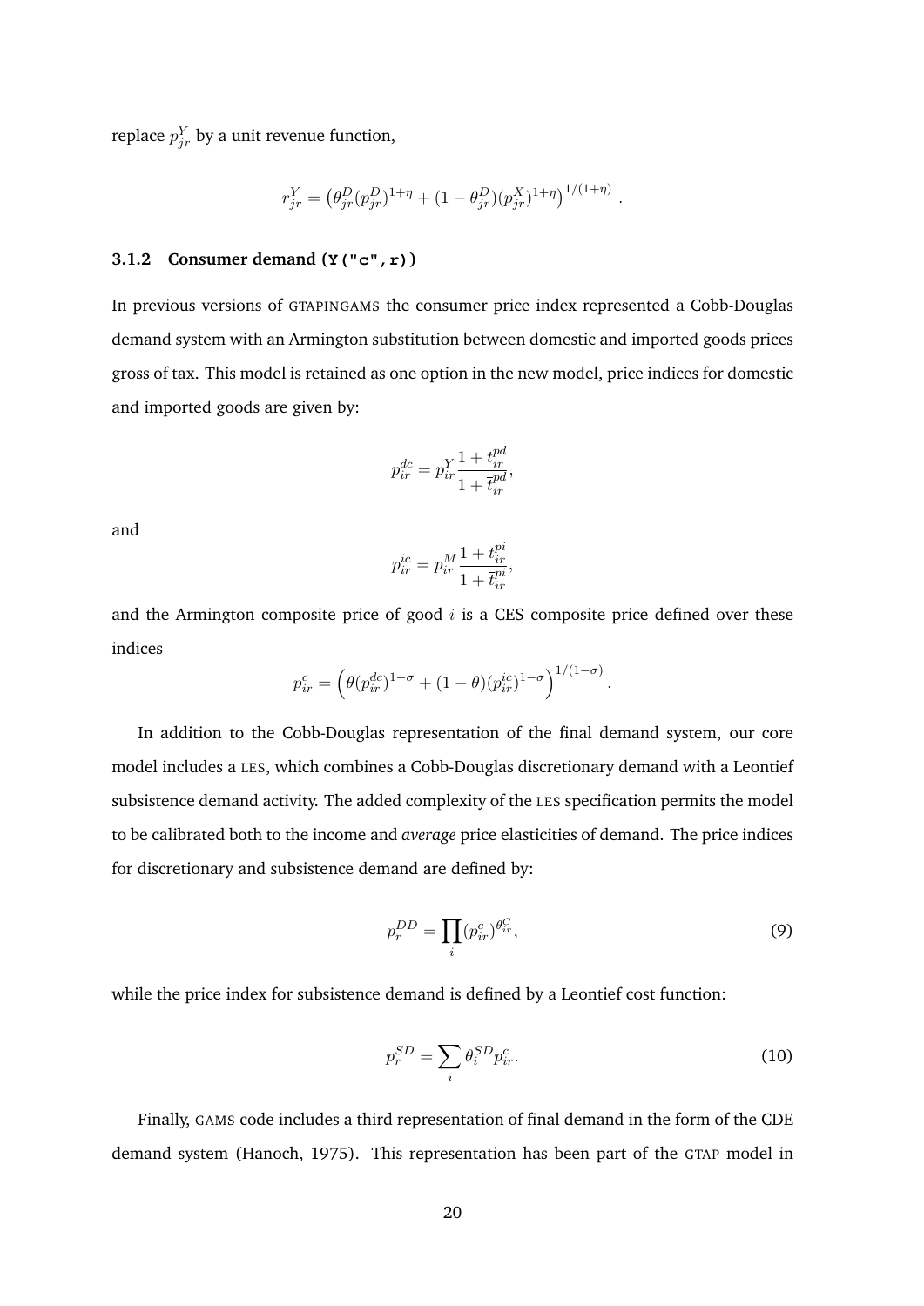replace $p^Y_{jr}$ by a unit revenue function,

$$r^Y_{jr} = \left(\theta^D_{jr}(p^D_{jr})^{1+\eta} + (1-\theta^D_{jr})(p^X_{jr})^{1+\eta}\right)^{1/(1+\eta)}.$$

### 3.1.2 Consumer demand (`Y("c",r)`)

In previous versions of GTAPINGAMS the consumer price index represented a Cobb-Douglas demand system with an Armington substitution between domestic and imported goods prices gross of tax. This model is retained as one option in the new model, price indices for domestic and imported goods are given by:

$$p^{dc}_{ir} = p^Y_{ir}\frac{1+t^{pd}_{ir}}{1+\bar{t}^{pd}_{ir}},$$

and

$$p^{ic}_{ir} = p^M_{ir}\frac{1+t^{pi}_{ir}}{1+\bar{t}^{pi}_{ir}},$$

and the Armington composite price of good $i$ is a CES composite price defined over these indices

$$p^c_{ir} = \left(\theta(p^{dc}_{ir})^{1-\sigma} + (1-\theta)(p^{ic}_{ir})^{1-\sigma}\right)^{1/(1-\sigma)}.$$

In addition to the Cobb-Douglas representation of the final demand system, our core model includes a LES, which combines a Cobb-Douglas discretionary demand with a Leontief subsistence demand activity. The added complexity of the LES specification permits the model to be calibrated both to the income and *average* price elasticities of demand. The price indices for discretionary and subsistence demand are defined by:

$$p^{DD}_r = \prod_i (p^c_{ir})^{\theta^C_{ir}}, \tag{9}$$

while the price index for subsistence demand is defined by a Leontief cost function:

$$p^{SD}_r = \sum_i \theta^{SD}_i p^c_{ir}. \tag{10}$$

Finally, GAMS code includes a third representation of final demand in the form of the CDE demand system (Hanoch, 1975). This representation has been part of the GTAP model in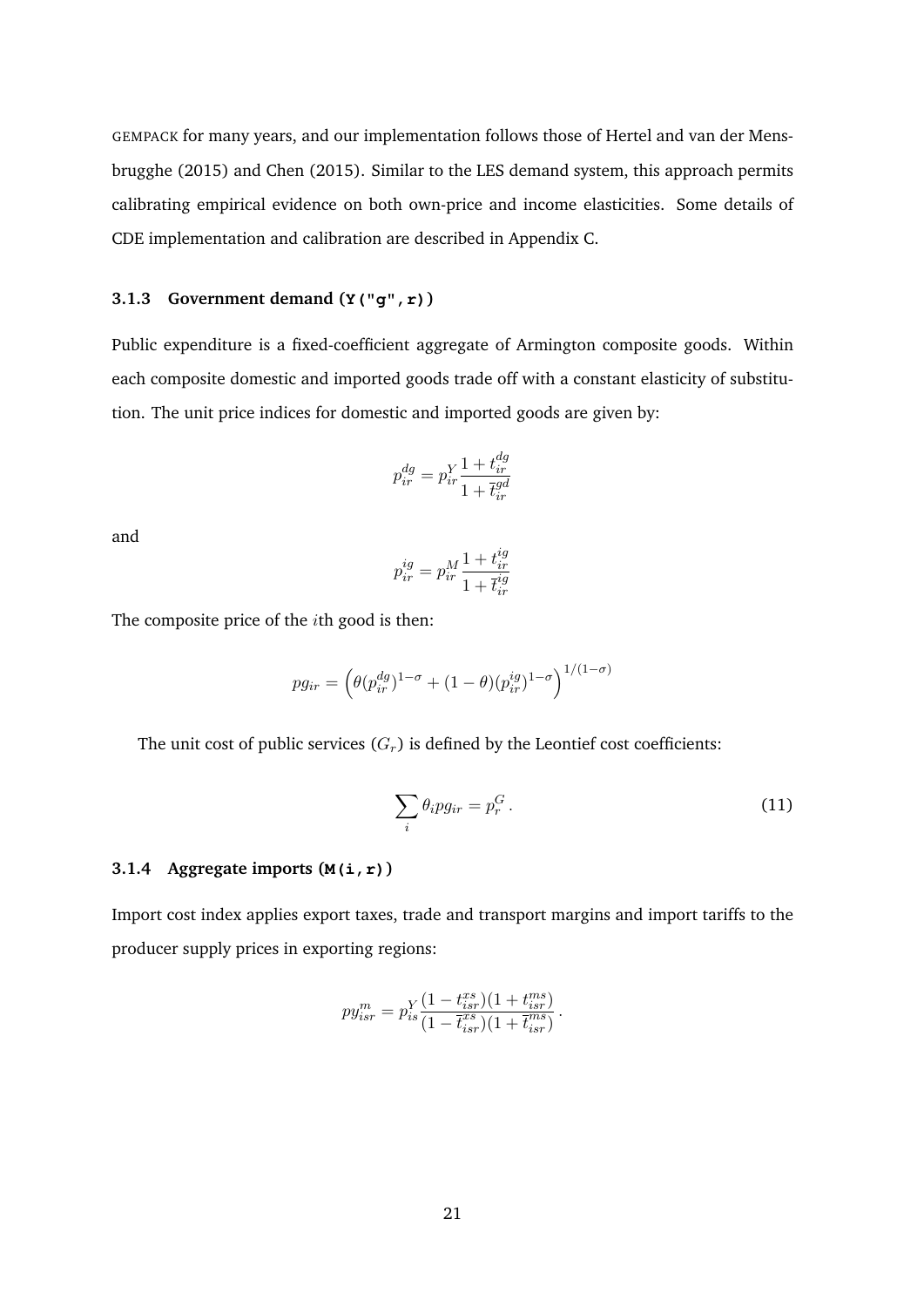GEMPACK for many years, and our implementation follows those of Hertel and van der Mensbrugghe (2015) and Chen (2015). Similar to the LES demand system, this approach permits calibrating empirical evidence on both own-price and income elasticities. Some details of CDE implementation and calibration are described in Appendix C.

### 3.1.3 Government demand (`Y("g",r)`)

Public expenditure is a fixed-coefficient aggregate of Armington composite goods. Within each composite domestic and imported goods trade off with a constant elasticity of substitution. The unit price indices for domestic and imported goods are given by:

$$p^{dg}_{ir} = p^{Y}_{ir}\frac{1+t^{dg}_{ir}}{1+\bar{t}^{gd}_{ir}}$$

and

$$p^{ig}_{ir} = p^{M}_{ir}\frac{1+t^{ig}_{ir}}{1+\bar{t}^{ig}_{ir}}$$

The composite price of the $i$th good is then:

$$pg_{ir} = \left(\theta(p^{dg}_{ir})^{1-\sigma} + (1-\theta)(p^{ig}_{ir})^{1-\sigma}\right)^{1/(1-\sigma)}$$

The unit cost of public services ($G_r$) is defined by the Leontief cost coefficients:

$$\sum_i \theta_i pg_{ir} = p^{G}_{r}\,. \tag{11}$$

### 3.1.4 Aggregate imports (`M(i,r)`)

Import cost index applies export taxes, trade and transport margins and import tariffs to the producer supply prices in exporting regions:

$$py^{m}_{isr} = p^{Y}_{is}\frac{(1-t^{xs}_{isr})(1+t^{ms}_{isr})}{(1-\bar{t}^{xs}_{isr})(1+\bar{t}^{ms}_{isr})}\,.$$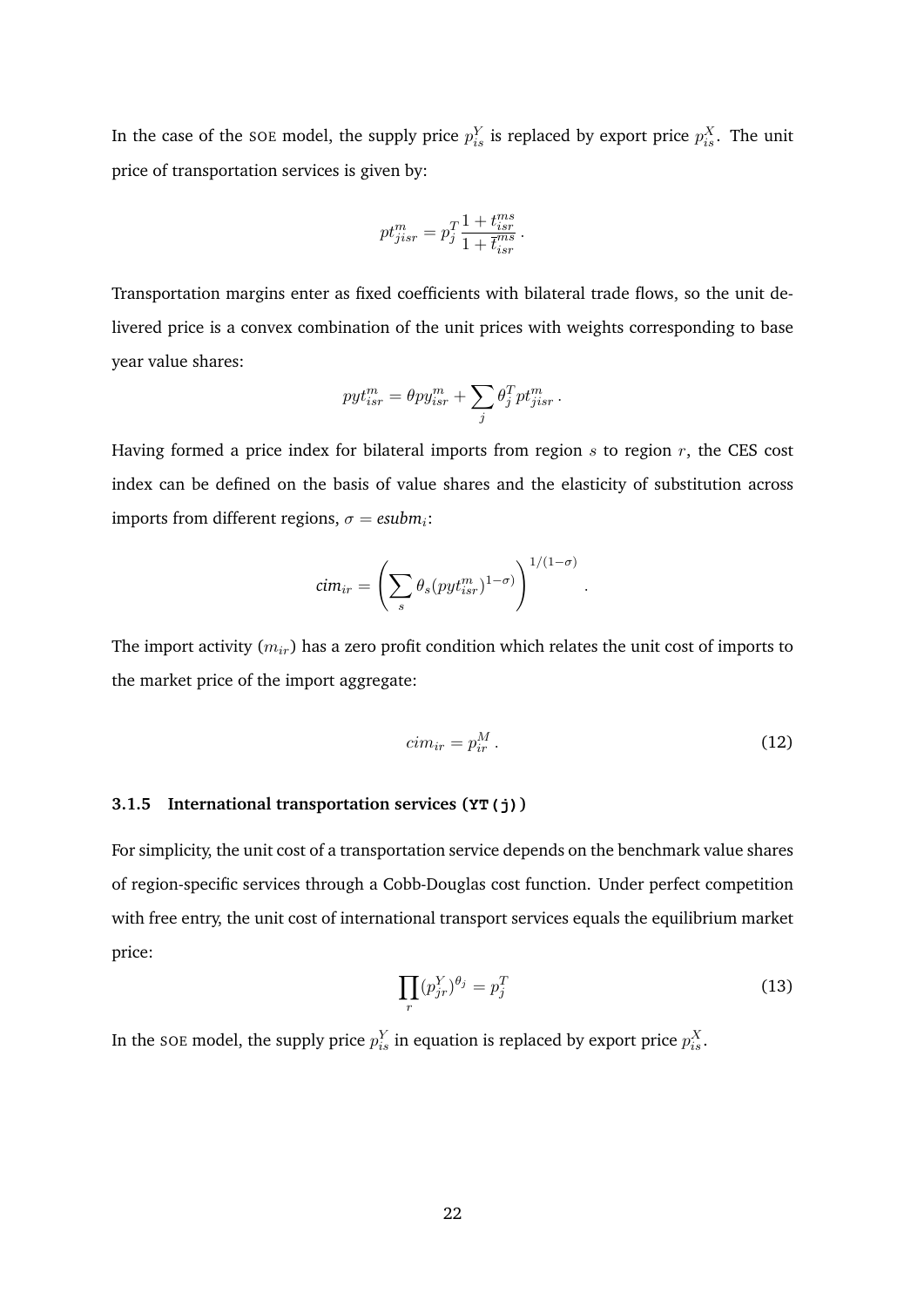In the case of the SOE model, the supply price $p^Y_{is}$ is replaced by export price $p^X_{is}$. The unit price of transportation services is given by:

$$pt^m_{jisr} = p^T_j \frac{1 + t^{ms}_{isr}}{1 + \bar{t}^{ms}_{isr}}\,.$$

Transportation margins enter as fixed coefficients with bilateral trade flows, so the unit delivered price is a convex combination of the unit prices with weights corresponding to base year value shares:

$$pyt^m_{isr} = \theta py^m_{isr} + \sum_j \theta^T_j pt^m_{jisr}\,.$$

Having formed a price index for bilateral imports from region $s$ to region $r$, the CES cost index can be defined on the basis of value shares and the elasticity of substitution across imports from different regions, $\sigma = \textit{esubm}_i$:

$$\textit{cim}_{ir} = \left( \sum_s \theta_s (pyt^m_{isr})^{1-\sigma)} \right)^{1/(1-\sigma)}\,.$$

The import activity ($m_{ir}$) has a zero profit condition which relates the unit cost of imports to the market price of the import aggregate:

$$cim_{ir} = p^M_{ir}\,. \tag{12}$$

### 3.1.5 International transportation services (`YT(j)`)

For simplicity, the unit cost of a transportation service depends on the benchmark value shares of region-specific services through a Cobb-Douglas cost function. Under perfect competition with free entry, the unit cost of international transport services equals the equilibrium market price:

$$\prod_r (p^Y_{jr})^{\theta_j} = p^T_j \tag{13}$$

In the SOE model, the supply price $p^Y_{is}$ in equation is replaced by export price $p^X_{is}$.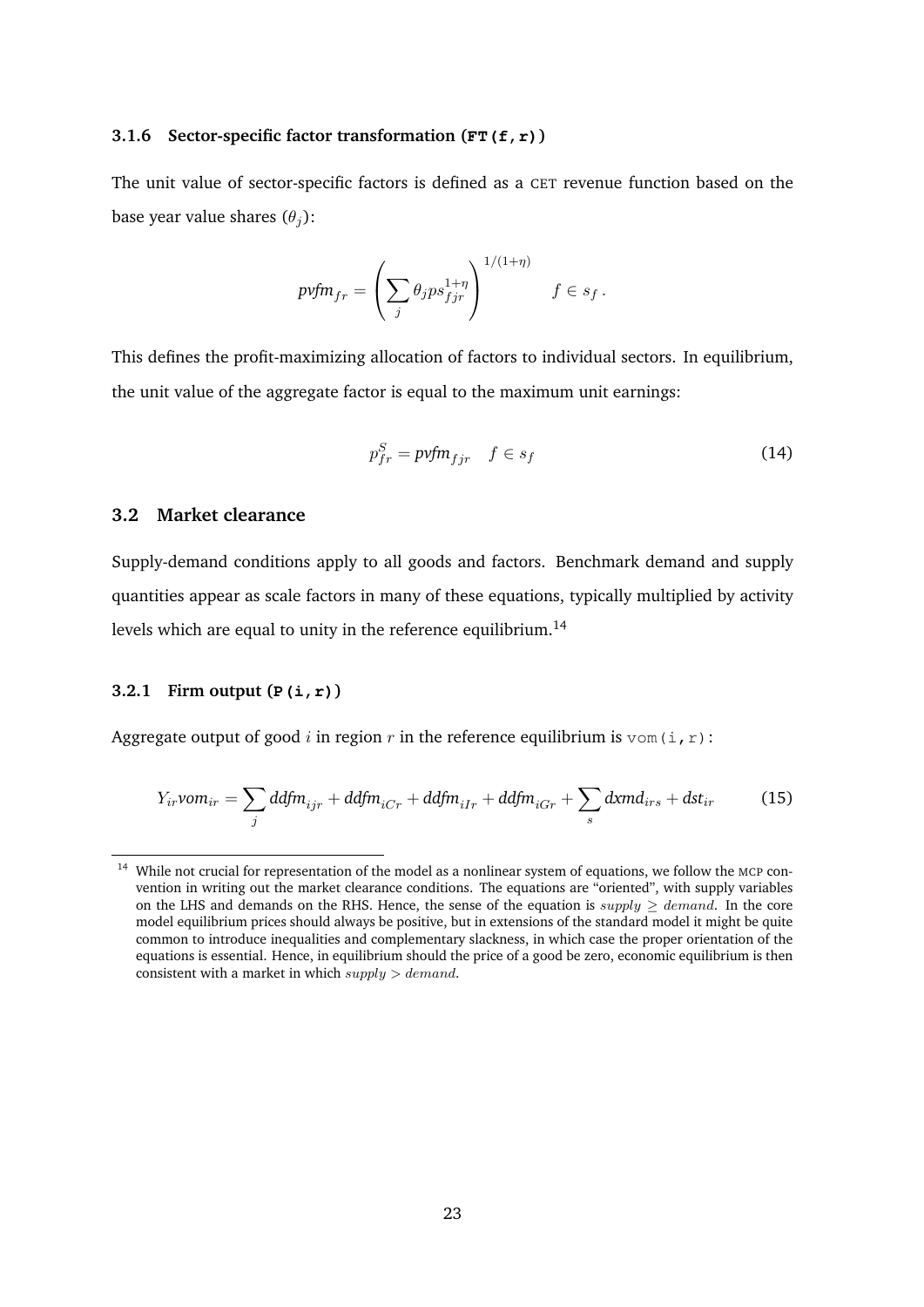### 3.1.6 Sector-specific factor transformation (`FT(f,r)`)

The unit value of sector-specific factors is defined as a CET revenue function based on the base year value shares ($\theta_j$):

$$\textit{pvfm}_{fr} = \left( \sum_j \theta_j ps_{fjr}^{1+\eta} \right)^{1/(1+\eta)} \qquad f \in s_f \, .$$

This defines the profit-maximizing allocation of factors to individual sectors. In equilibrium, the unit value of the aggregate factor is equal to the maximum unit earnings:

$$p_{fr}^S = \textit{pvfm}_{fjr} \quad f \in s_f \tag{14}$$

## 3.2 Market clearance

Supply-demand conditions apply to all goods and factors. Benchmark demand and supply quantities appear as scale factors in many of these equations, typically multiplied by activity levels which are equal to unity in the reference equilibrium.[14]

### 3.2.1 Firm output (`P(i,r)`)

Aggregate output of good $i$ in region $r$ in the reference equilibrium is `vom(i,r)`:

$$Y_{ir}\textit{vom}_{ir} = \sum_j \textit{ddfm}_{ijr} + \textit{ddfm}_{iCr} + \textit{ddfm}_{iIr} + \textit{ddfm}_{iGr} + \sum_s \textit{dxmd}_{irs} + \textit{dst}_{ir} \tag{15}$$

[14] While not crucial for representation of the model as a nonlinear system of equations, we follow the MCP convention in writing out the market clearance conditions. The equations are "oriented", with supply variables on the LHS and demands on the RHS. Hence, the sense of the equation is $supply \geq demand$. In the core model equilibrium prices should always be positive, but in extensions of the standard model it might be quite common to introduce inequalities and complementary slackness, in which case the proper orientation of the equations is essential. Hence, in equilibrium should the price of a good be zero, economic equilibrium is then consistent with a market in which $supply > demand$.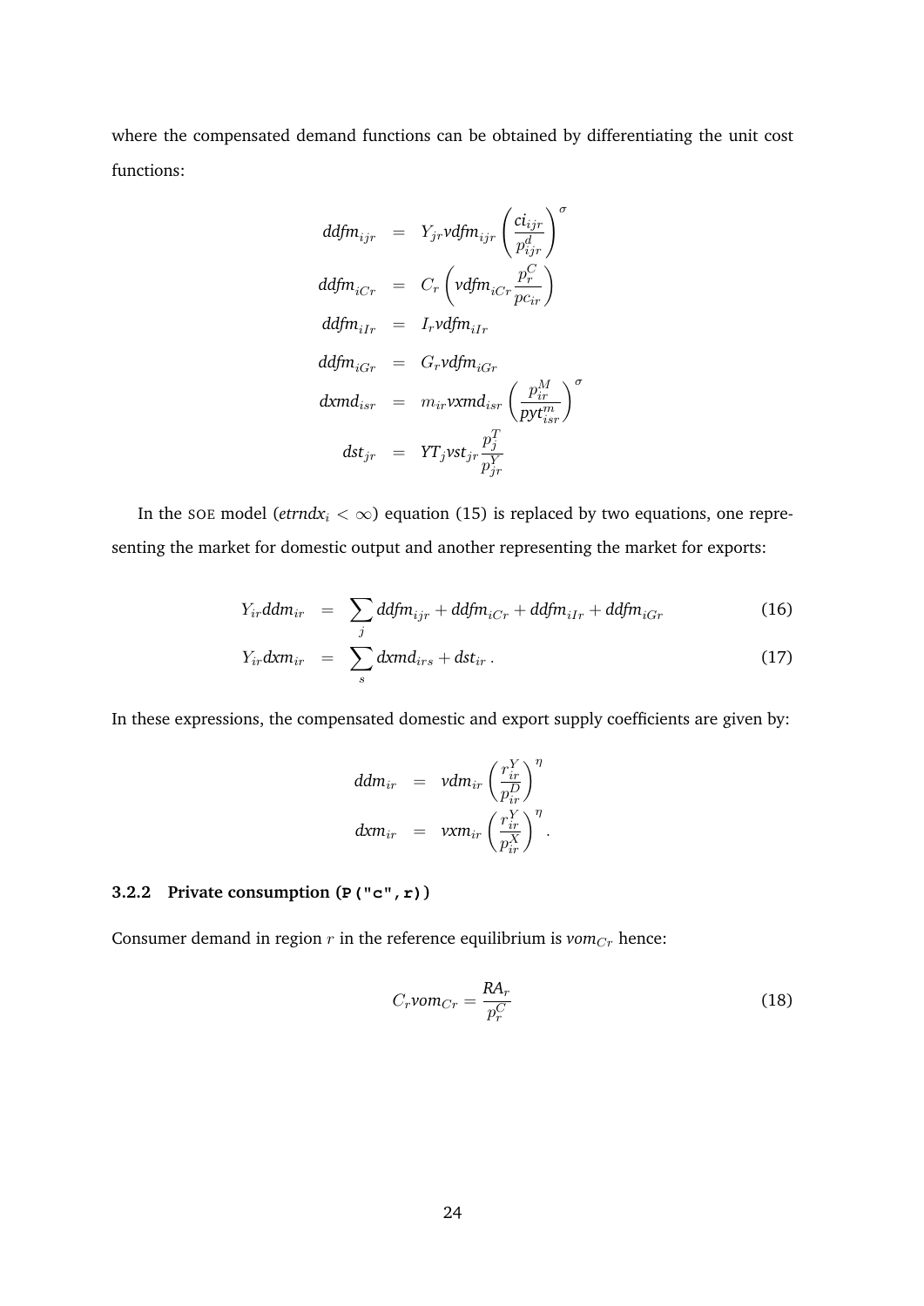where the compensated demand functions can be obtained by differentiating the unit cost functions:

$$
\begin{aligned}
\mathit{ddfm}_{ijr} &= Y_{jr}\mathit{vdfm}_{ijr}\left(\frac{\mathit{ci}_{ijr}}{p^d_{ijr}}\right)^{\sigma} \\
\mathit{ddfm}_{iCr} &= C_r\left(\mathit{vdfm}_{iCr}\frac{p^C_r}{\mathit{pc}_{ir}}\right) \\
\mathit{ddfm}_{iIr} &= I_r\mathit{vdfm}_{iIr} \\
\mathit{ddfm}_{iGr} &= G_r\mathit{vdfm}_{iGr} \\
\mathit{dxmd}_{isr} &= m_{ir}\mathit{vxmd}_{isr}\left(\frac{p^M_{ir}}{\mathit{pyt}^m_{isr}}\right)^{\sigma} \\
\mathit{dst}_{jr} &= \mathit{YT}_j\mathit{vst}_{jr}\frac{p^T_j}{p^Y_{jr}}
\end{aligned}
$$

In the SOE model ($\mathit{etrndx}_i < \infty$) equation (15) is replaced by two equations, one representing the market for domestic output and another representing the market for exports:

$$
Y_{ir}\mathit{ddm}_{ir} = \sum_j \mathit{ddfm}_{ijr} + \mathit{ddfm}_{iCr} + \mathit{ddfm}_{iIr} + \mathit{ddfm}_{iGr} \tag{16}
$$

$$
Y_{ir}\mathit{dxm}_{ir} = \sum_s \mathit{dxmd}_{irs} + \mathit{dst}_{ir}\,. \tag{17}
$$

In these expressions, the compensated domestic and export supply coefficients are given by:

$$
\begin{aligned}
\mathit{ddm}_{ir} &= \mathit{vdm}_{ir}\left(\frac{r^Y_{ir}}{p^D_{ir}}\right)^{\eta} \\
\mathit{dxm}_{ir} &= \mathit{vxm}_{ir}\left(\frac{r^Y_{ir}}{p^X_{ir}}\right)^{\eta}.
\end{aligned}
$$

### 3.2.2 Private consumption (`P("c",r)`)

Consumer demand in region $r$ in the reference equilibrium is $\mathit{vom}_{Cr}$ hence:

$$
C_r\mathit{vom}_{Cr} = \frac{\mathit{RA}_r}{p^C_r} \tag{18}
$$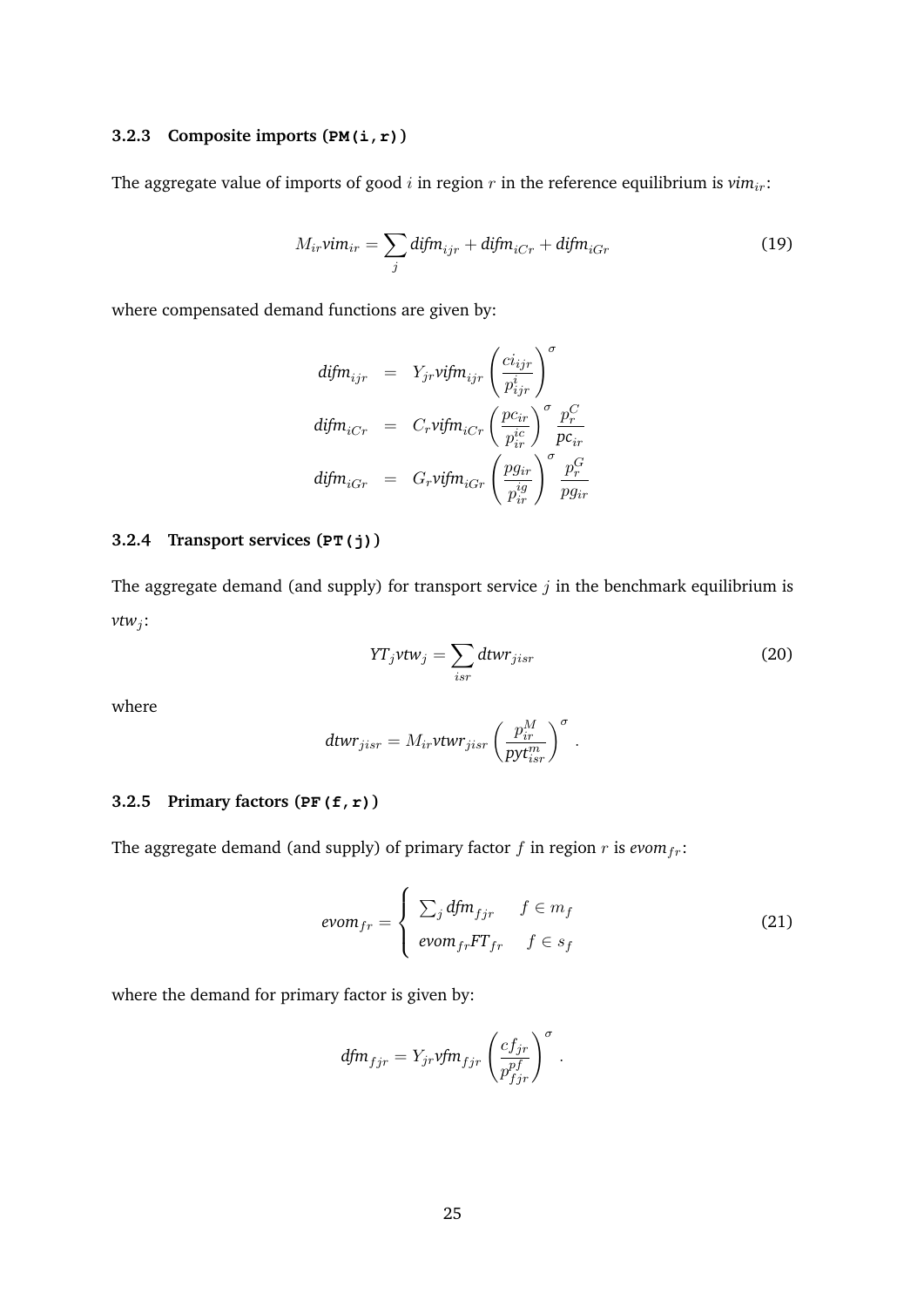### 3.2.3 Composite imports (`PM(i,r)`)

The aggregate value of imports of good $i$ in region $r$ in the reference equilibrium is $\mathit{vim}_{ir}$:

$$M_{ir}\mathit{vim}_{ir} = \sum_{j} \mathit{difm}_{ijr} + \mathit{difm}_{iCr} + \mathit{difm}_{iGr} \tag{19}$$

where compensated demand functions are given by:

$$\begin{aligned}
\mathit{difm}_{ijr} &= Y_{jr}\mathit{vifm}_{ijr}\left(\frac{ci_{ijr}}{p^{i}_{ijr}}\right)^{\sigma} \\
\mathit{difm}_{iCr} &= C_{r}\mathit{vifm}_{iCr}\left(\frac{pc_{ir}}{p^{ic}_{ir}}\right)^{\sigma}\frac{p^{C}_{r}}{\mathit{pc}_{ir}} \\
\mathit{difm}_{iGr} &= G_{r}\mathit{vifm}_{iGr}\left(\frac{pg_{ir}}{p^{ig}_{ir}}\right)^{\sigma}\frac{p^{G}_{r}}{pg_{ir}}
\end{aligned}$$

### 3.2.4 Transport services (`PT(j)`)

The aggregate demand (and supply) for transport service $j$ in the benchmark equilibrium is $\mathit{vtw}_{j}$:

$$\mathit{YT}_{j}\mathit{vtw}_{j} = \sum_{isr} \mathit{dtwr}_{jisr} \tag{20}$$

where

$$\mathit{dtwr}_{jisr} = M_{ir}\mathit{vtwr}_{jisr}\left(\frac{p^{M}_{ir}}{\mathit{pyt}^{m}_{isr}}\right)^{\sigma}.$$

### 3.2.5 Primary factors (`PF(f,r)`)

The aggregate demand (and supply) of primary factor $f$ in region $r$ is $\mathit{evom}_{fr}$:

$$\mathit{evom}_{fr} = \begin{cases} \sum_{j} \mathit{dfm}_{fjr} & f \in m_{f} \\ \mathit{evom}_{fr}\mathit{FT}_{fr} & f \in s_{f} \end{cases} \tag{21}$$

where the demand for primary factor is given by:

$$\mathit{dfm}_{fjr} = Y_{jr}\mathit{vfm}_{fjr}\left(\frac{cf_{jr}}{p^{pf}_{fjr}}\right)^{\sigma}.$$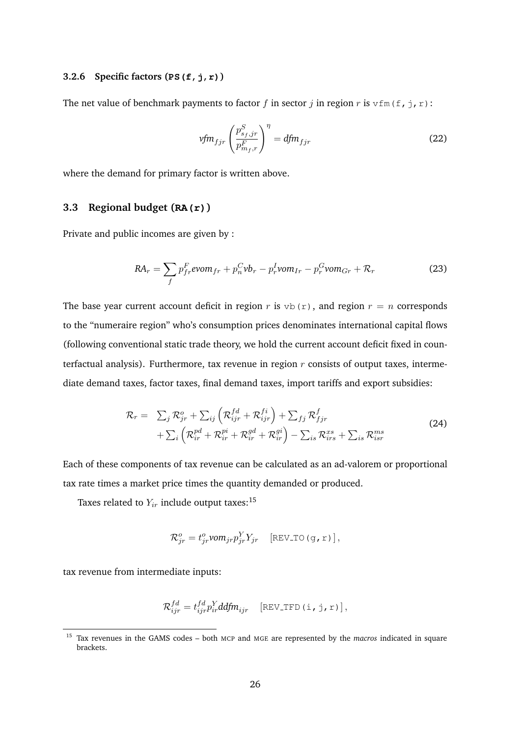### 3.2.6 Specific factors (`PS(f,j,r)`)

The net value of benchmark payments to factor $f$ in sector $j$ in region $r$ is `vfm(f,j,r)`:

$$\mathit{vfm}_{fjr}\left(\frac{p^S_{s_f,jr}}{p^F_{m_f,r}}\right)^{\eta} = \mathit{dfm}_{fjr} \tag{22}$$

where the demand for primary factor is written above.

## 3.3 Regional budget (`RA(r)`)

Private and public incomes are given by :

$$RA_r = \sum_f p^F_{fr}\mathit{evom}_{fr} + p^C_n \mathit{vb}_r - p^I_r \mathit{vom}_{Ir} - p^G_r \mathit{vom}_{Gr} + \mathcal{R}_r \tag{23}$$

The base year current account deficit in region $r$ is `vb(r)`, and region $r = n$ corresponds to the "numeraire region" who's consumption prices denominates international capital flows (following conventional static trade theory, we hold the current account deficit fixed in counterfactual analysis). Furthermore, tax revenue in region $r$ consists of output taxes, intermediate demand taxes, factor taxes, final demand taxes, import tariffs and export subsidies:

$$\begin{aligned}\mathcal{R}_r = \; & \sum_j \mathcal{R}^o_{jr} + \sum_{ij}\left(\mathcal{R}^{fd}_{ijr} + \mathcal{R}^{fi}_{ijr}\right) + \sum_{fj}\mathcal{R}^f_{fjr} \\ & + \sum_i\left(\mathcal{R}^{pd}_{ir} + \mathcal{R}^{pi}_{ir} + \mathcal{R}^{gd}_{ir} + \mathcal{R}^{gi}_{ir}\right) - \sum_{is}\mathcal{R}^{xs}_{irs} + \sum_{is}\mathcal{R}^{ms}_{isr}\end{aligned} \tag{24}$$

Each of these components of tax revenue can be calculated as an ad-valorem or proportional tax rate times a market price times the quantity demanded or produced.

Taxes related to $Y_{ir}$ include output taxes:[15]

$$\mathcal{R}^o_{jr} = t^o_{jr}\mathit{vom}_{jr}p^Y_{jr}Y_{jr} \quad [\texttt{REV\_TO(g,r)}],$$

tax revenue from intermediate inputs:

$$\mathcal{R}^{fd}_{ijr} = t^{fd}_{ijr}p^Y_{ir}\mathit{ddfm}_{ijr} \quad [\texttt{REV\_TFD(i,j,r)}],$$

[15] Tax revenues in the GAMS codes – both MCP and MGE are represented by the *macros* indicated in square brackets.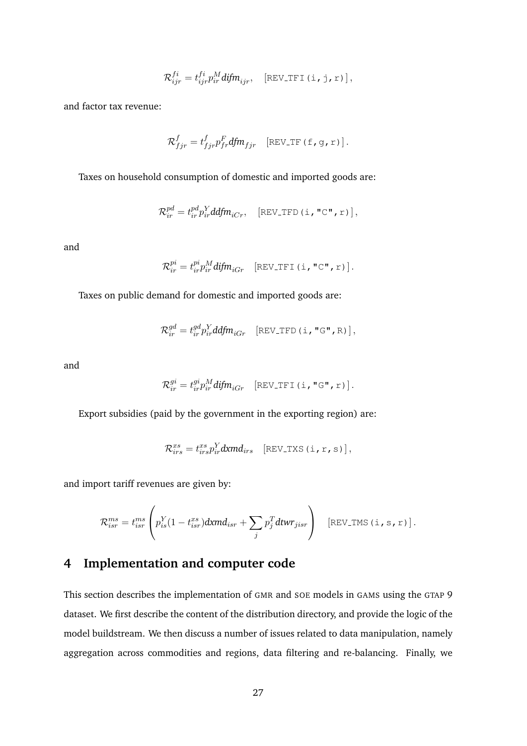$$\mathcal{R}^{fi}_{ijr} = t^{fi}_{ijr} p^{M}_{ir} \textit{difm}_{ijr}, \quad [\texttt{REV\_TFI(i,j,r)}],$$

and factor tax revenue:

$$\mathcal{R}^{f}_{fjr} = t^{f}_{fjr} p^{F}_{fr} \textit{dfm}_{fjr} \quad [\texttt{REV\_TF(f,g,r)}].$$

Taxes on household consumption of domestic and imported goods are:

$$\mathcal{R}^{pd}_{ir} = t^{pd}_{ir} p^{Y}_{ir} \textit{ddfm}_{iCr}, \quad [\texttt{REV\_TFD(i,"C",r)}],$$

and

$$\mathcal{R}^{pi}_{ir} = t^{pi}_{ir} p^{M}_{ir} \textit{difm}_{iGr} \quad [\texttt{REV\_TFI(i,"C",r)}].$$

Taxes on public demand for domestic and imported goods are:

$$\mathcal{R}^{gd}_{ir} = t^{gd}_{ir} p^{Y}_{ir} \textit{ddfm}_{iGr} \quad [\texttt{REV\_TFD(i,"G",R)}],$$

and

$$\mathcal{R}^{gi}_{ir} = t^{gi}_{ir} p^{M}_{ir} \textit{difm}_{iGr} \quad [\texttt{REV\_TFI(i,"G",r)}].$$

Export subsidies (paid by the government in the exporting region) are:

$$\mathcal{R}^{xs}_{irs} = t^{xs}_{irs} p^{Y}_{ir} \textit{dxmd}_{irs} \quad [\texttt{REV\_TXS(i,r,s)}],$$

and import tariff revenues are given by:

$$\mathcal{R}^{ms}_{isr} = t^{ms}_{isr} \left( p^{Y}_{is}(1 - t^{xs}_{isr}) \textit{dxmd}_{isr} + \sum_{j} p^{T}_{j} \textit{dtwr}_{jisr} \right) \quad [\texttt{REV\_TMS(i,s,r)}].$$

## 4 Implementation and computer code

This section describes the implementation of GMR and SOE models in GAMS using the GTAP 9 dataset. We first describe the content of the distribution directory, and provide the logic of the model buildstream. We then discuss a number of issues related to data manipulation, namely aggregation across commodities and regions, data filtering and re-balancing. Finally, we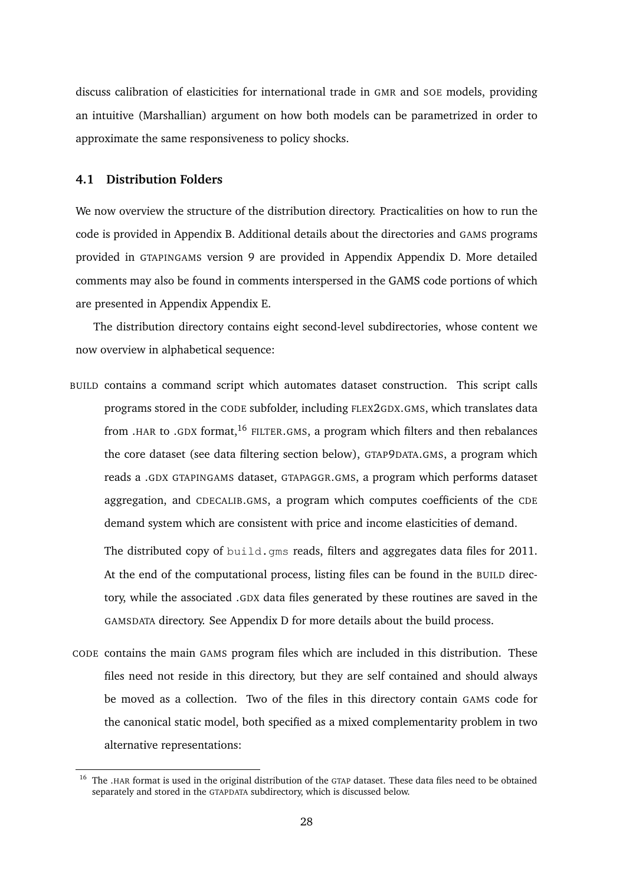discuss calibration of elasticities for international trade in GMR and SOE models, providing an intuitive (Marshallian) argument on how both models can be parametrized in order to approximate the same responsiveness to policy shocks.

### 4.1 Distribution Folders

We now overview the structure of the distribution directory. Practicalities on how to run the code is provided in Appendix B. Additional details about the directories and GAMS programs provided in GTAPINGAMS version 9 are provided in Appendix Appendix D. More detailed comments may also be found in comments interspersed in the GAMS code portions of which are presented in Appendix Appendix E.

The distribution directory contains eight second-level subdirectories, whose content we now overview in alphabetical sequence:

BUILD contains a command script which automates dataset construction. This script calls programs stored in the CODE subfolder, including FLEX2GDX.GMS, which translates data from .HAR to .GDX format,[16] FILTER.GMS, a program which filters and then rebalances the core dataset (see data filtering section below), GTAP9DATA.GMS, a program which reads a .GDX GTAPINGAMS dataset, GTAPAGGR.GMS, a program which performs dataset aggregation, and CDECALIB.GMS, a program which computes coefficients of the CDE demand system which are consistent with price and income elasticities of demand.

The distributed copy of `build.gms` reads, filters and aggregates data files for 2011. At the end of the computational process, listing files can be found in the BUILD directory, while the associated .GDX data files generated by these routines are saved in the GAMSDATA directory. See Appendix D for more details about the build process.

CODE contains the main GAMS program files which are included in this distribution. These files need not reside in this directory, but they are self contained and should always be moved as a collection. Two of the files in this directory contain GAMS code for the canonical static model, both specified as a mixed complementarity problem in two alternative representations:

[16] The .HAR format is used in the original distribution of the GTAP dataset. These data files need to be obtained separately and stored in the GTAPDATA subdirectory, which is discussed below.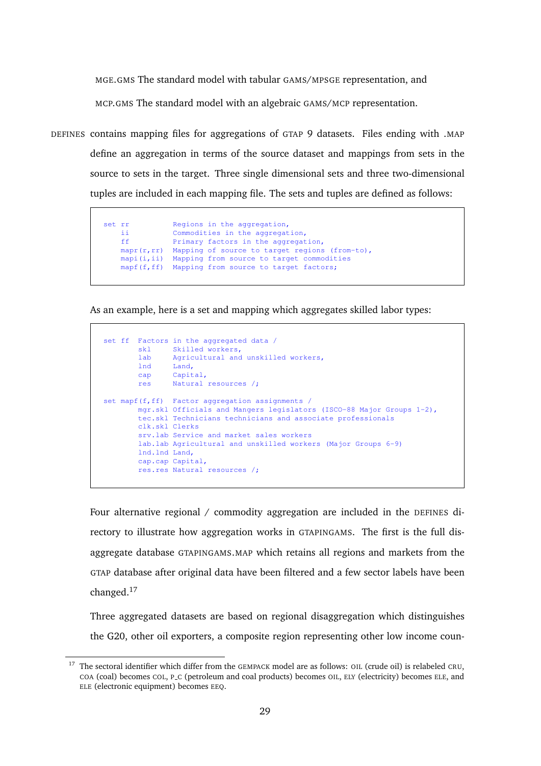MGE.GMS The standard model with tabular GAMS/MPSGE representation, and

MCP.GMS The standard model with an algebraic GAMS/MCP representation.

DEFINES contains mapping files for aggregations of GTAP 9 datasets. Files ending with .MAP define an aggregation in terms of the source dataset and mappings from sets in the source to sets in the target. Three single dimensional sets and three two-dimensional tuples are included in each mapping file. The sets and tuples are defined as follows:

```
set rr          Regions in the aggregation,
    ii          Commodities in the aggregation,
    ff          Primary factors in the aggregation,
    mapr(r,rr)  Mapping of source to target regions (from-to),
    mapi(i,ii)  Mapping from source to target commodities
    mapf(f,ff)  Mapping from source to target factors;
```

As an example, here is a set and mapping which aggregates skilled labor types:

```
set ff  Factors in the aggregated data /
        skl     Skilled workers,
        lab     Agricultural and unskilled workers,
        lnd     Land,
        cap     Capital,
        res     Natural resources /;

set mapf(f,ff)  Factor aggregation assignments /
        mgr.skl Officials and Mangers legislators (ISCO-88 Major Groups 1-2),
        tec.skl Technicians technicians and associate professionals
        clk.skl Clerks
        srv.lab Service and market sales workers
        lab.lab Agricultural and unskilled workers (Major Groups 6-9)
        lnd.lnd Land,
        cap.cap Capital,
        res.res Natural resources /;
```

Four alternative regional / commodity aggregation are included in the DEFINES directory to illustrate how aggregation works in GTAPINGAMS. The first is the full disaggregate database GTAPINGAMS.MAP which retains all regions and markets from the GTAP database after original data have been filtered and a few sector labels have been changed.[17]

Three aggregated datasets are based on regional disaggregation which distinguishes the G20, other oil exporters, a composite region representing other low income coun-

[17] The sectoral identifier which differ from the GEMPACK model are as follows: OIL (crude oil) is relabeled CRU, COA (coal) becomes COL, P_C (petroleum and coal products) becomes OIL, ELY (electricity) becomes ELE, and ELE (electronic equipment) becomes EEQ.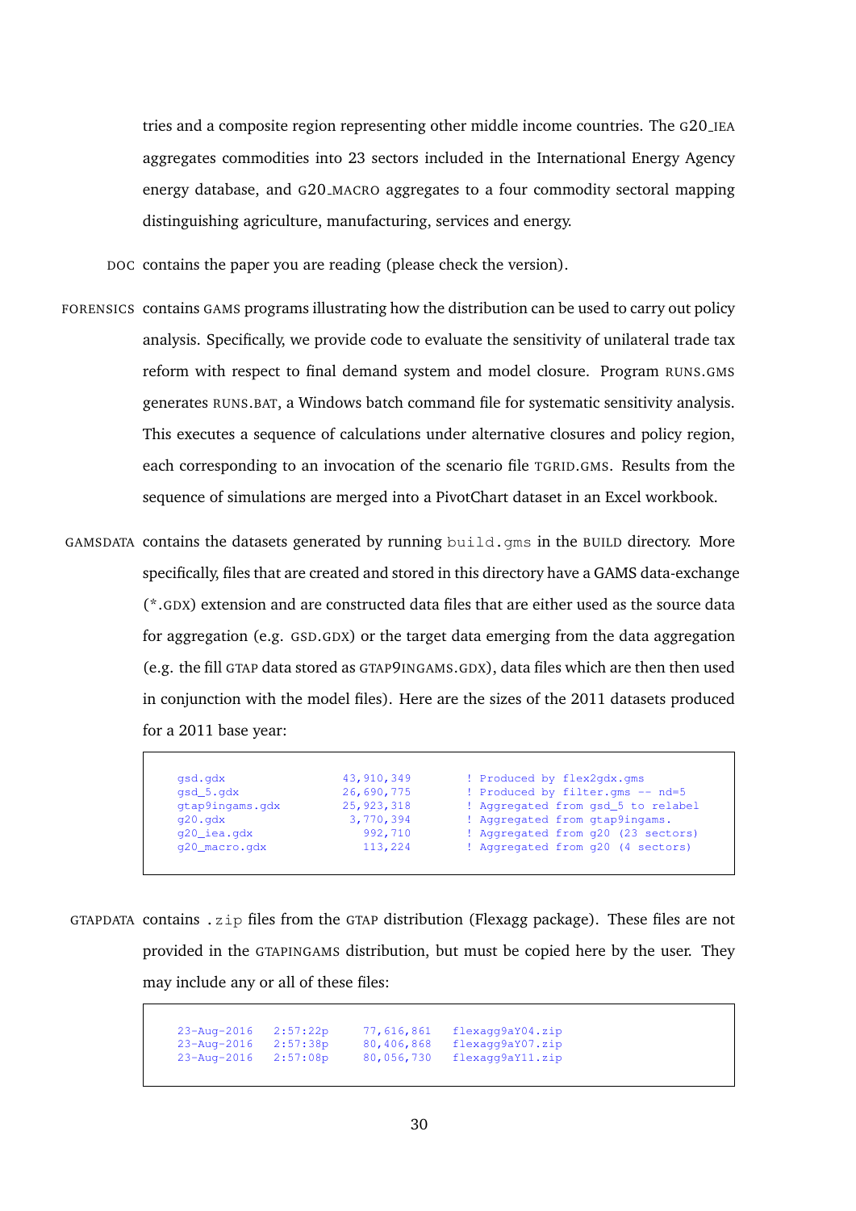tries and a composite region representing other middle income countries. The G20_IEA aggregates commodities into 23 sectors included in the International Energy Agency energy database, and G20_MACRO aggregates to a four commodity sectoral mapping distinguishing agriculture, manufacturing, services and energy.

DOC contains the paper you are reading (please check the version).

FORENSICS contains GAMS programs illustrating how the distribution can be used to carry out policy analysis. Specifically, we provide code to evaluate the sensitivity of unilateral trade tax reform with respect to final demand system and model closure. Program RUNS.GMS generates RUNS.BAT, a Windows batch command file for systematic sensitivity analysis. This executes a sequence of calculations under alternative closures and policy region, each corresponding to an invocation of the scenario file TGRID.GMS. Results from the sequence of simulations are merged into a PivotChart dataset in an Excel workbook.

GAMSDATA contains the datasets generated by running `build.gms` in the BUILD directory. More specifically, files that are created and stored in this directory have a GAMS data-exchange (*.GDX) extension and are constructed data files that are either used as the source data for aggregation (e.g. GSD.GDX) or the target data emerging from the data aggregation (e.g. the fill GTAP data stored as GTAP9INGAMS.GDX), data files which are then then used in conjunction with the model files). Here are the sizes of the 2011 datasets produced for a 2011 base year:

```
gsd.gdx              43,910,349     ! Produced by flex2gdx.gms
gsd_5.gdx            26,690,775     ! Produced by filter.gms -- nd=5
gtap9ingams.gdx      25,923,318     ! Aggregated from gsd_5 to relabel
g20.gdx               3,770,394     ! Aggregated from gtap9ingams.
g20_iea.gdx             992,710     ! Aggregated from g20 (23 sectors)
g20_macro.gdx           113,224     ! Aggregated from g20 (4 sectors)
```

GTAPDATA contains `.zip` files from the GTAP distribution (Flexagg package). These files are not provided in the GTAPINGAMS distribution, but must be copied here by the user. They may include any or all of these files:

```
23-Aug-2016   2:57:22p    77,616,861   flexagg9aY04.zip
23-Aug-2016   2:57:38p    80,406,868   flexagg9aY07.zip
23-Aug-2016   2:57:08p    80,056,730   flexagg9aY11.zip
```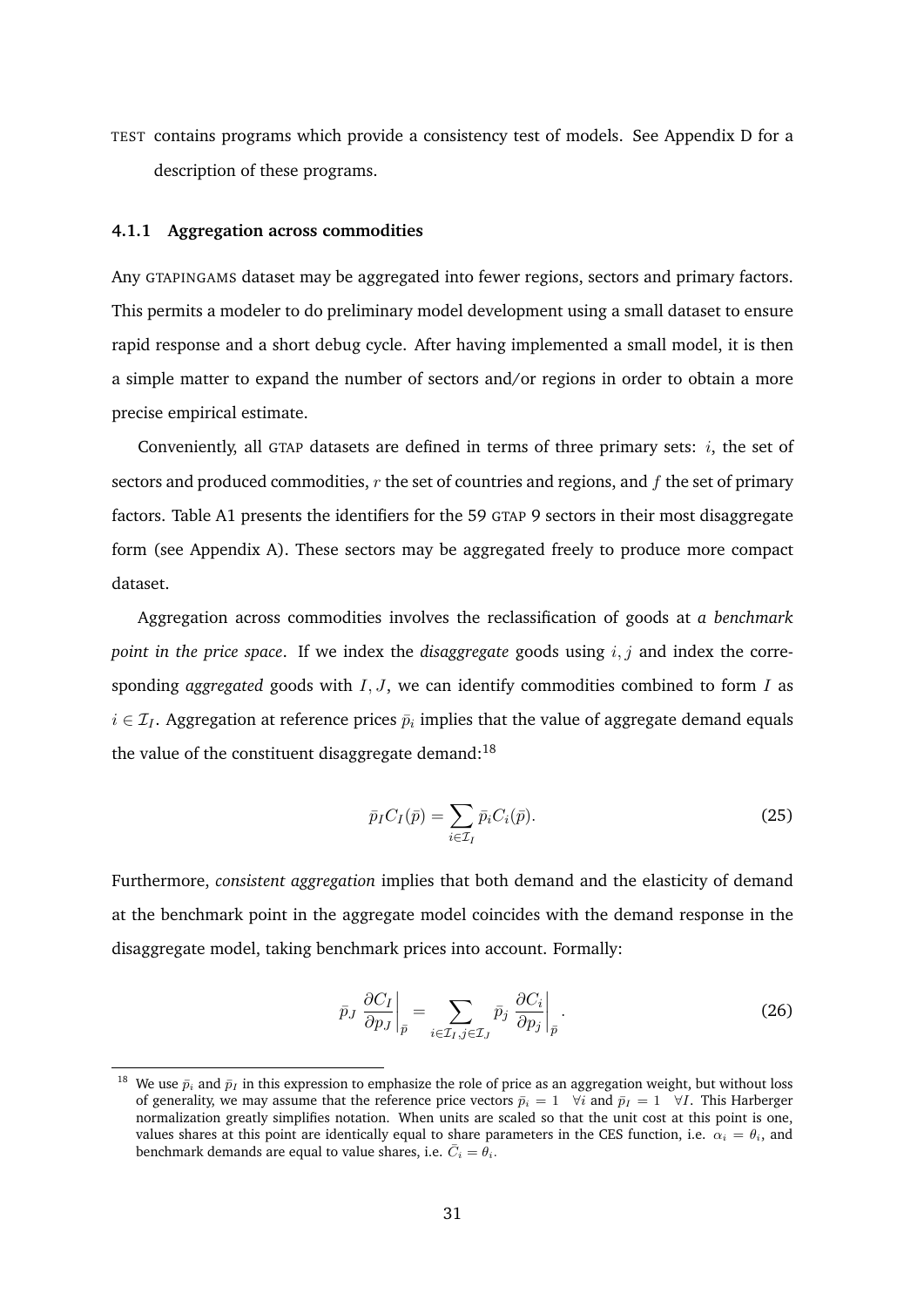TEST contains programs which provide a consistency test of models. See Appendix D for a description of these programs.

### 4.1.1 Aggregation across commodities

Any GTAPINGAMS dataset may be aggregated into fewer regions, sectors and primary factors. This permits a modeler to do preliminary model development using a small dataset to ensure rapid response and a short debug cycle. After having implemented a small model, it is then a simple matter to expand the number of sectors and/or regions in order to obtain a more precise empirical estimate.

Conveniently, all GTAP datasets are defined in terms of three primary sets: $i$, the set of sectors and produced commodities, $r$ the set of countries and regions, and $f$ the set of primary factors. Table A1 presents the identifiers for the 59 GTAP 9 sectors in their most disaggregate form (see Appendix A). These sectors may be aggregated freely to produce more compact dataset.

Aggregation across commodities involves the reclassification of goods at *a benchmark point in the price space*. If we index the *disaggregate* goods using $i, j$ and index the corresponding *aggregated* goods with $I, J$, we can identify commodities combined to form $I$ as $i \in \mathcal{I}_I$. Aggregation at reference prices $\bar{p}_i$ implies that the value of aggregate demand equals the value of the constituent disaggregate demand:[18]

$$\bar{p}_I C_I(\bar{p}) = \sum_{i \in \mathcal{I}_I} \bar{p}_i C_i(\bar{p}). \tag{25}$$

Furthermore, *consistent aggregation* implies that both demand and the elasticity of demand at the benchmark point in the aggregate model coincides with the demand response in the disaggregate model, taking benchmark prices into account. Formally:

$$\bar{p}_J \left. \frac{\partial C_I}{\partial p_J} \right|_{\bar{p}} = \sum_{i \in \mathcal{I}_I, j \in \mathcal{I}_J} \bar{p}_j \left. \frac{\partial C_i}{\partial p_j} \right|_{\bar{p}}. \tag{26}$$

[18] We use $\bar{p}_i$ and $\bar{p}_I$ in this expression to emphasize the role of price as an aggregation weight, but without loss of generality, we may assume that the reference price vectors $\bar{p}_i = 1 \quad \forall i$ and $\bar{p}_I = 1 \quad \forall I$. This Harberger normalization greatly simplifies notation. When units are scaled so that the unit cost at this point is one, values shares at this point are identically equal to share parameters in the CES function, i.e. $\alpha_i = \theta_i$, and benchmark demands are equal to value shares, i.e. $\bar{C}_i = \theta_i$.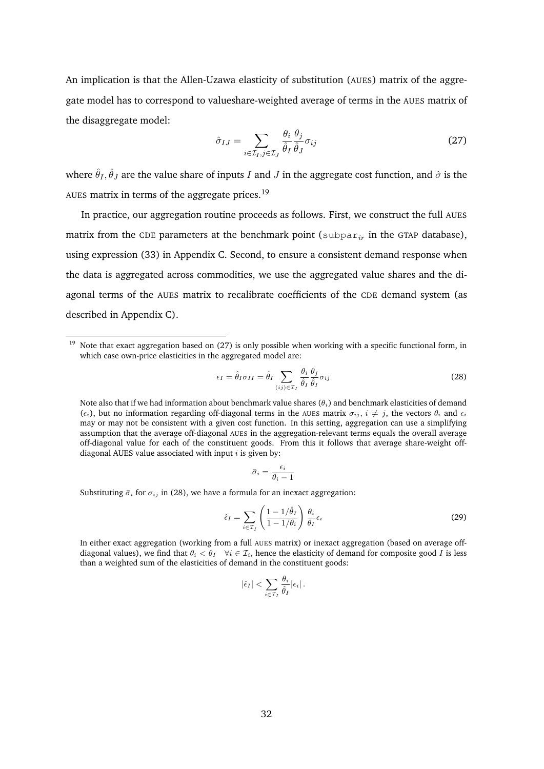An implication is that the Allen-Uzawa elasticity of substitution (AUES) matrix of the aggregate model has to correspond to valueshare-weighted average of terms in the AUES matrix of the disaggregate model:

$$\hat{\sigma}_{IJ} = \sum_{i \in \mathcal{I}_I, j \in \mathcal{I}_J} \frac{\theta_i}{\hat{\theta}_I} \frac{\theta_j}{\hat{\theta}_J} \sigma_{ij} \tag{27}$$

where $\hat{\theta}_I, \hat{\theta}_J$ are the value share of inputs $I$ and $J$ in the aggregate cost function, and $\hat{\sigma}$ is the AUES matrix in terms of the aggregate prices.[19]

In practice, our aggregation routine proceeds as follows. First, we construct the full AUES matrix from the CDE parameters at the benchmark point ($\texttt{subpar}_{ir}$ in the GTAP database), using expression (33) in Appendix C. Second, to ensure a consistent demand response when the data is aggregated across commodities, we use the aggregated value shares and the diagonal terms of the AUES matrix to recalibrate coefficients of the CDE demand system (as described in Appendix C).

[19] Note that exact aggregation based on (27) is only possible when working with a specific functional form, in which case own-price elasticities in the aggregated model are:

$$\epsilon_I = \hat{\theta}_I \sigma_{II} = \hat{\theta}_I \sum_{(ij) \in \mathcal{I}_I} \frac{\theta_i}{\hat{\theta}_I} \frac{\theta_j}{\hat{\theta}_I} \sigma_{ij} \tag{28}$$

Note also that if we had information about benchmark value shares ($\theta_i$) and benchmark elasticities of demand ($\epsilon_i$), but no information regarding off-diagonal terms in the AUES matrix $\sigma_{ij}$, $i \neq j$, the vectors $\theta_i$ and $\epsilon_i$ may or may not be consistent with a given cost function. In this setting, aggregation can use a simplifying assumption that the average off-diagonal AUES in the aggregation-relevant terms equals the overall average off-diagonal value for each of the constituent goods. From this it follows that average share-weight off-diagonal AUES value associated with input $i$ is given by:

$$\bar{\sigma}_i = \frac{\epsilon_i}{\theta_i - 1}$$

Substituting $\bar{\sigma}_i$ for $\sigma_{ij}$ in (28), we have a formula for an inexact aggregation:

$$\hat{\epsilon}_I = \sum_{i \in \mathcal{I}_I} \left( \frac{1 - 1/\hat{\theta}_I}{1 - 1/\theta_i} \right) \frac{\theta_i}{\theta_I} \epsilon_i \tag{29}$$

In either exact aggregation (working from a full AUES matrix) or inexact aggregation (based on average off-diagonal values), we find that $\theta_i < \theta_I \quad \forall i \in \mathcal{I}_i$, hence the elasticity of demand for composite good $I$ is less than a weighted sum of the elasticities of demand in the constituent goods:

$$|\hat{\epsilon}_I| < \sum_{i \in \mathcal{I}_I} \frac{\theta_i}{\hat{\theta}_I} |\epsilon_i| \, .$$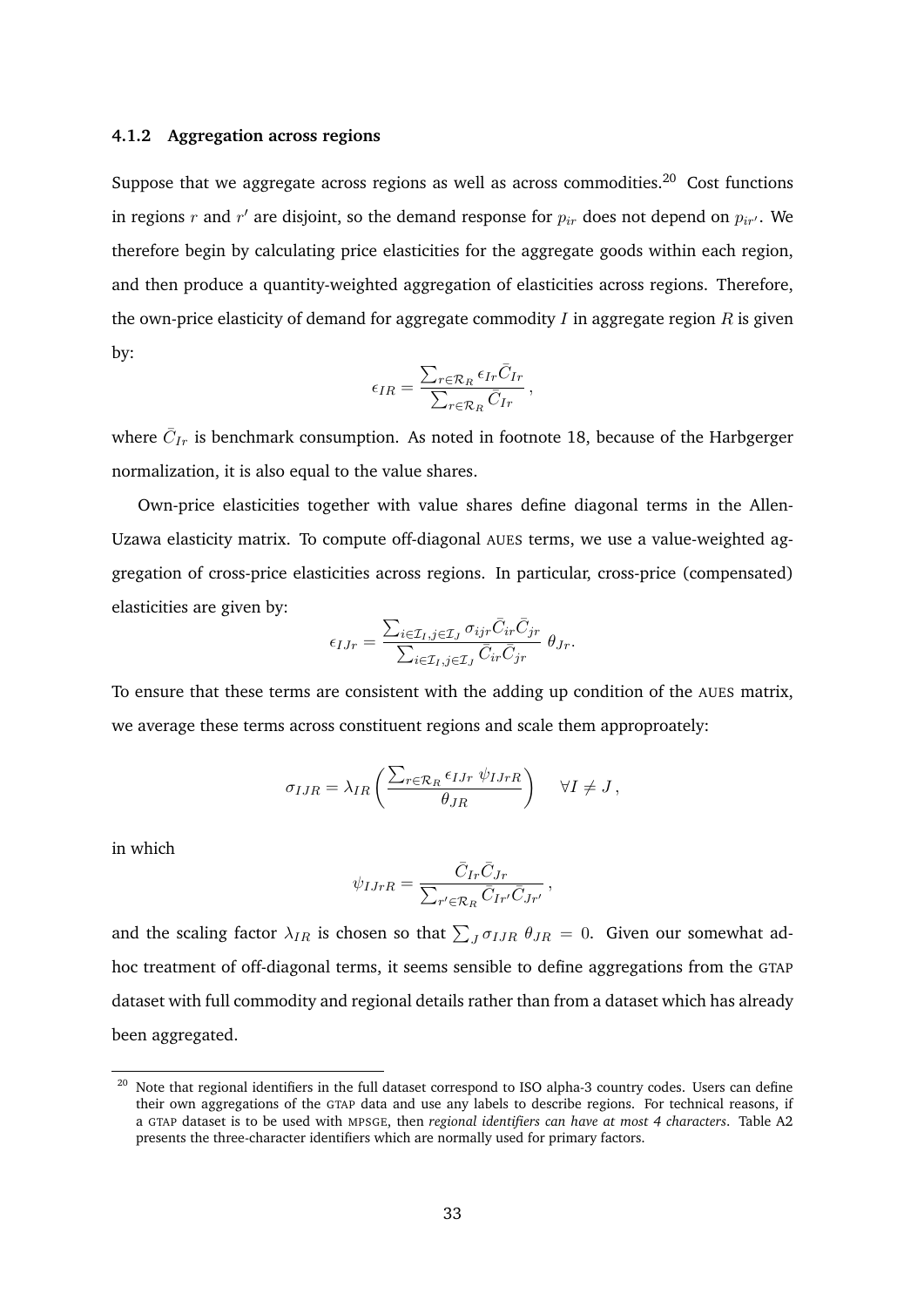### 4.1.2 Aggregation across regions

Suppose that we aggregate across regions as well as across commodities.[20] Cost functions in regions $r$ and $r'$ are disjoint, so the demand response for $p_{ir}$ does not depend on $p_{ir'}$. We therefore begin by calculating price elasticities for the aggregate goods within each region, and then produce a quantity-weighted aggregation of elasticities across regions. Therefore, the own-price elasticity of demand for aggregate commodity $I$ in aggregate region $R$ is given by:

$$\epsilon_{IR} = \frac{\sum_{r \in \mathcal{R}_R} \epsilon_{Ir} \bar{C}_{Ir}}{\sum_{r \in \mathcal{R}_R} \bar{C}_{Ir}},$$

where $\bar{C}_{Ir}$ is benchmark consumption. As noted in footnote 18, because of the Harbgerger normalization, it is also equal to the value shares.

Own-price elasticities together with value shares define diagonal terms in the Allen-Uzawa elasticity matrix. To compute off-diagonal AUES terms, we use a value-weighted aggregation of cross-price elasticities across regions. In particular, cross-price (compensated) elasticities are given by:

$$\epsilon_{IJr} = \frac{\sum_{i \in \mathcal{I}_I, j \in \mathcal{I}_J} \sigma_{ijr} \bar{C}_{ir} \bar{C}_{jr}}{\sum_{i \in \mathcal{I}_I, j \in \mathcal{I}_J} \bar{C}_{ir} \bar{C}_{jr}} \; \theta_{Jr}.$$

To ensure that these terms are consistent with the adding up condition of the AUES matrix, we average these terms across constituent regions and scale them approproately:

$$\sigma_{IJR} = \lambda_{IR} \left( \frac{\sum_{r \in \mathcal{R}_R} \epsilon_{IJr} \; \psi_{IJrR}}{\theta_{JR}} \right) \quad \forall I \neq J,$$

in which

$$\psi_{IJrR} = \frac{\bar{C}_{Ir} \bar{C}_{Jr}}{\sum_{r' \in \mathcal{R}_R} \bar{C}_{Ir'} \bar{C}_{Jr'}},$$

and the scaling factor $\lambda_{IR}$ is chosen so that $\sum_J \sigma_{IJR} \; \theta_{JR} = 0$. Given our somewhat ad-hoc treatment of off-diagonal terms, it seems sensible to define aggregations from the GTAP dataset with full commodity and regional details rather than from a dataset which has already been aggregated.

[20] Note that regional identifiers in the full dataset correspond to ISO alpha-3 country codes. Users can define their own aggregations of the GTAP data and use any labels to describe regions. For technical reasons, if a GTAP dataset is to be used with MPSGE, then *regional identifiers can have at most 4 characters*. Table A2 presents the three-character identifiers which are normally used for primary factors.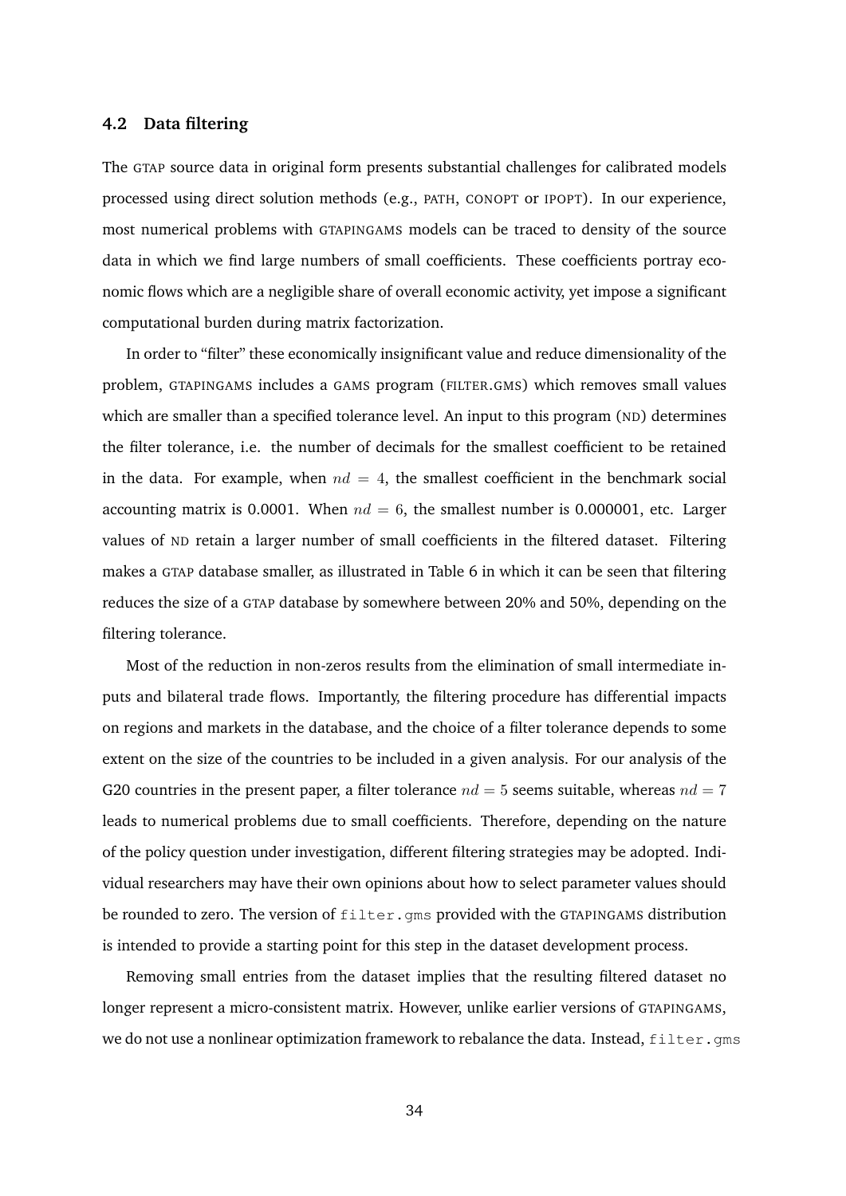### 4.2 Data filtering

The GTAP source data in original form presents substantial challenges for calibrated models processed using direct solution methods (e.g., PATH, CONOPT or IPOPT). In our experience, most numerical problems with GTAPINGAMS models can be traced to density of the source data in which we find large numbers of small coefficients. These coefficients portray economic flows which are a negligible share of overall economic activity, yet impose a significant computational burden during matrix factorization.

In order to "filter" these economically insignificant value and reduce dimensionality of the problem, GTAPINGAMS includes a GAMS program (FILTER.GMS) which removes small values which are smaller than a specified tolerance level. An input to this program (ND) determines the filter tolerance, i.e. the number of decimals for the smallest coefficient to be retained in the data. For example, when $nd = 4$, the smallest coefficient in the benchmark social accounting matrix is 0.0001. When $nd = 6$, the smallest number is 0.000001, etc. Larger values of ND retain a larger number of small coefficients in the filtered dataset. Filtering makes a GTAP database smaller, as illustrated in Table 6 in which it can be seen that filtering reduces the size of a GTAP database by somewhere between 20% and 50%, depending on the filtering tolerance.

Most of the reduction in non-zeros results from the elimination of small intermediate inputs and bilateral trade flows. Importantly, the filtering procedure has differential impacts on regions and markets in the database, and the choice of a filter tolerance depends to some extent on the size of the countries to be included in a given analysis. For our analysis of the G20 countries in the present paper, a filter tolerance $nd = 5$ seems suitable, whereas $nd = 7$ leads to numerical problems due to small coefficients. Therefore, depending on the nature of the policy question under investigation, different filtering strategies may be adopted. Individual researchers may have their own opinions about how to select parameter values should be rounded to zero. The version of `filter.gms` provided with the GTAPINGAMS distribution is intended to provide a starting point for this step in the dataset development process.

Removing small entries from the dataset implies that the resulting filtered dataset no longer represent a micro-consistent matrix. However, unlike earlier versions of GTAPINGAMS, we do not use a nonlinear optimization framework to rebalance the data. Instead, `filter.gms`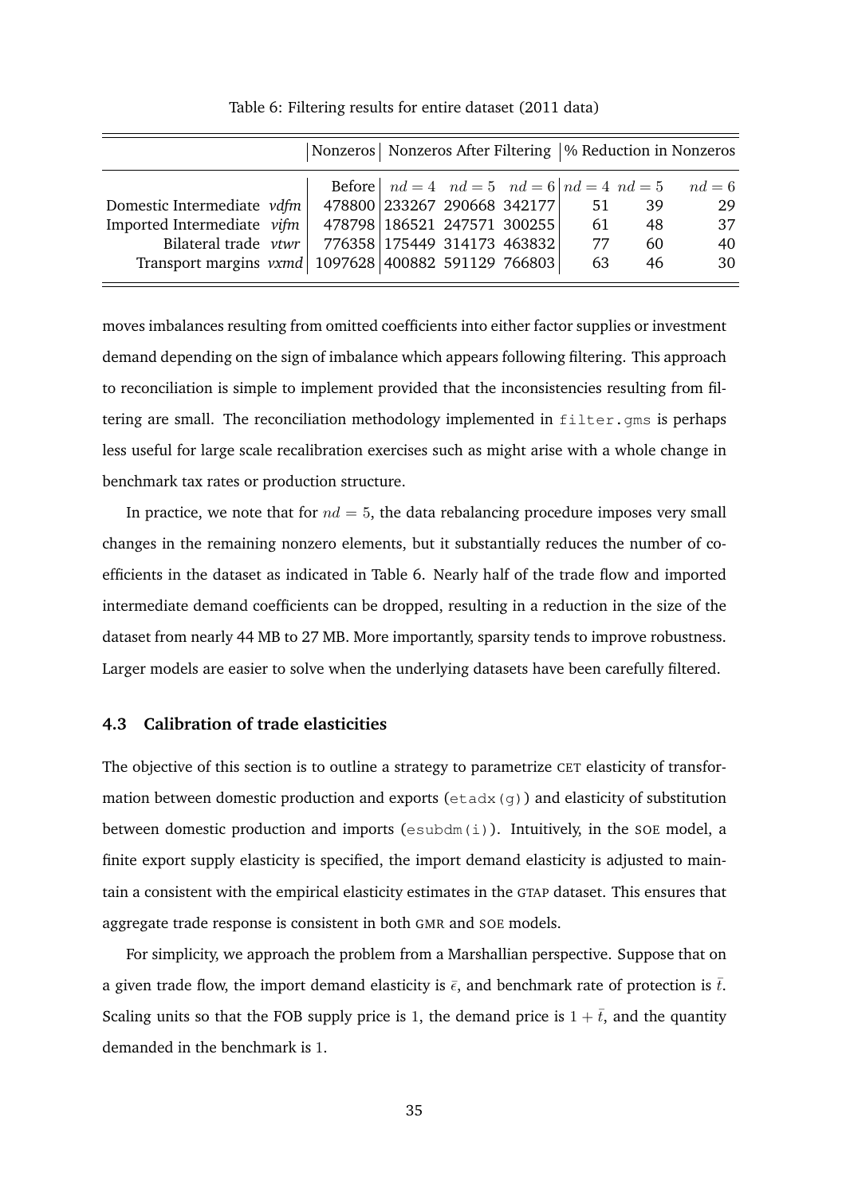Table 6: Filtering results for entire dataset (2011 data)

| | Nonzeros | Nonzeros After Filtering | | | % Reduction in Nonzeros | | |
|---|---|---|---|---|---|---|---|
| | Before | $nd = 4$ | $nd = 5$ | $nd = 6$ | $nd = 4$ | $nd = 5$ | $nd = 6$ |
| Domestic Intermediate *vdfm* | 478800 | 233267 | 290668 | 342177 | 51 | 39 | 29 |
| Imported Intermediate *vifm* | 478798 | 186521 | 247571 | 300255 | 61 | 48 | 37 |
| Bilateral trade *vtwr* | 776358 | 175449 | 314173 | 463832 | 77 | 60 | 40 |
| Transport margins *vxmd* | 1097628 | 400882 | 591129 | 766803 | 63 | 46 | 30 |

moves imbalances resulting from omitted coefficients into either factor supplies or investment demand depending on the sign of imbalance which appears following filtering. This approach to reconciliation is simple to implement provided that the inconsistencies resulting from filtering are small. The reconciliation methodology implemented in `filter.gms` is perhaps less useful for large scale recalibration exercises such as might arise with a whole change in benchmark tax rates or production structure.

In practice, we note that for $nd = 5$, the data rebalancing procedure imposes very small changes in the remaining nonzero elements, but it substantially reduces the number of coefficients in the dataset as indicated in Table 6. Nearly half of the trade flow and imported intermediate demand coefficients can be dropped, resulting in a reduction in the size of the dataset from nearly 44 MB to 27 MB. More importantly, sparsity tends to improve robustness. Larger models are easier to solve when the underlying datasets have been carefully filtered.

### 4.3 Calibration of trade elasticities

The objective of this section is to outline a strategy to parametrize CET elasticity of transformation between domestic production and exports (`etadx(g)`) and elasticity of substitution between domestic production and imports (`esubdm(i)`). Intuitively, in the SOE model, a finite export supply elasticity is specified, the import demand elasticity is adjusted to maintain a consistent with the empirical elasticity estimates in the GTAP dataset. This ensures that aggregate trade response is consistent in both GMR and SOE models.

For simplicity, we approach the problem from a Marshallian perspective. Suppose that on a given trade flow, the import demand elasticity is $\bar{\epsilon}$, and benchmark rate of protection is $\bar{t}$. Scaling units so that the FOB supply price is 1, the demand price is $1 + \bar{t}$, and the quantity demanded in the benchmark is 1.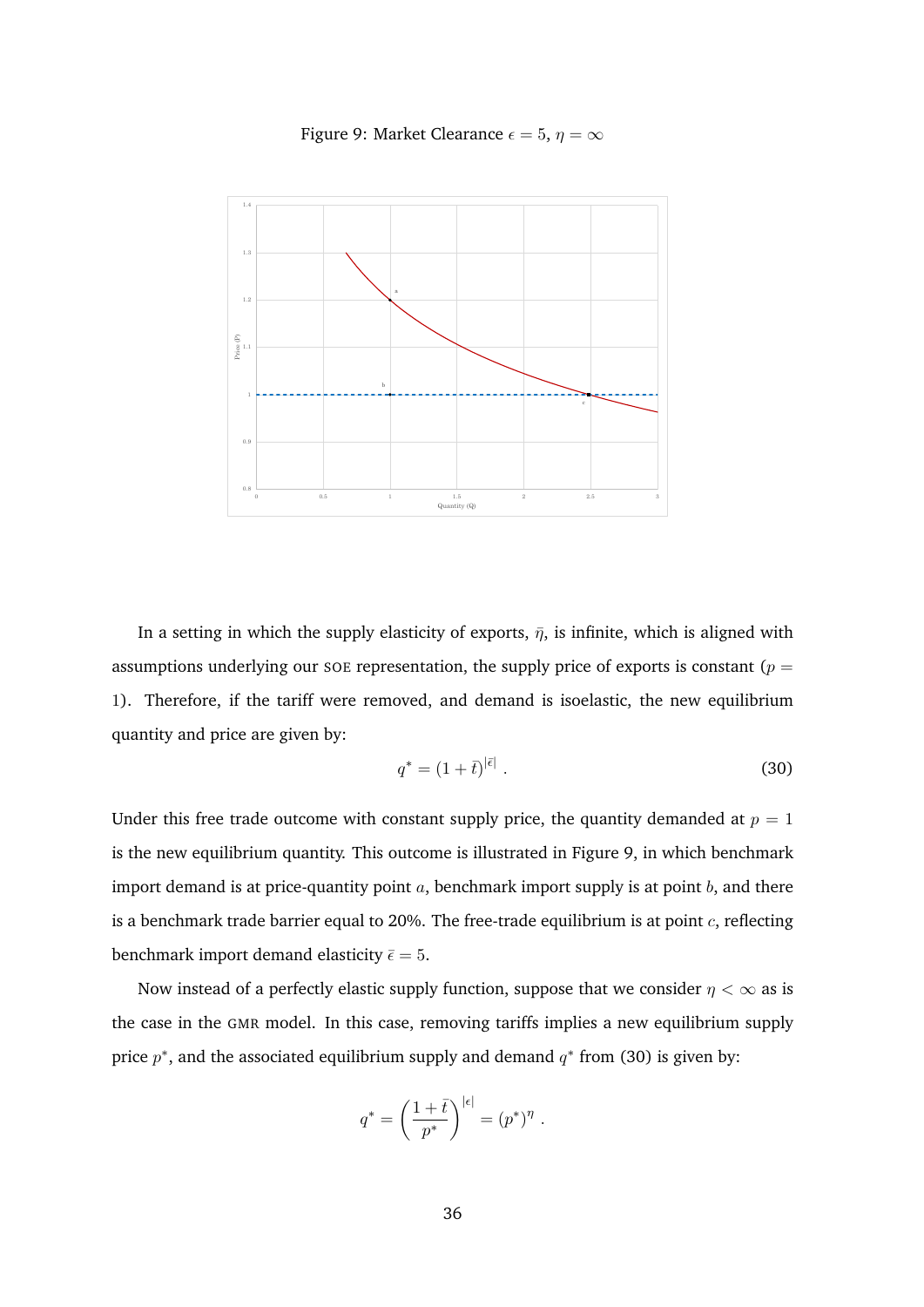Figure 9: Market Clearance $\epsilon = 5$, $\eta = \infty$

In a setting in which the supply elasticity of exports, $\bar{\eta}$, is infinite, which is aligned with assumptions underlying our SOE representation, the supply price of exports is constant ($p = 1$). Therefore, if the tariff were removed, and demand is isoelastic, the new equilibrium quantity and price are given by:

$$q^* = (1 + \bar{t})^{|\bar{\epsilon}|} \ . \tag{30}$$

Under this free trade outcome with constant supply price, the quantity demanded at $p = 1$ is the new equilibrium quantity. This outcome is illustrated in Figure 9, in which benchmark import demand is at price-quantity point $a$, benchmark import supply is at point $b$, and there is a benchmark trade barrier equal to 20%. The free-trade equilibrium is at point $c$, reflecting benchmark import demand elasticity $\bar{\epsilon} = 5$.

Now instead of a perfectly elastic supply function, suppose that we consider $\eta < \infty$ as is the case in the GMR model. In this case, removing tariffs implies a new equilibrium supply price $p^*$, and the associated equilibrium supply and demand $q^*$ from (30) is given by:

$$q^* = \left(\frac{1 + \bar{t}}{p^*}\right)^{|\epsilon|} = (p^*)^{\eta} \ .$$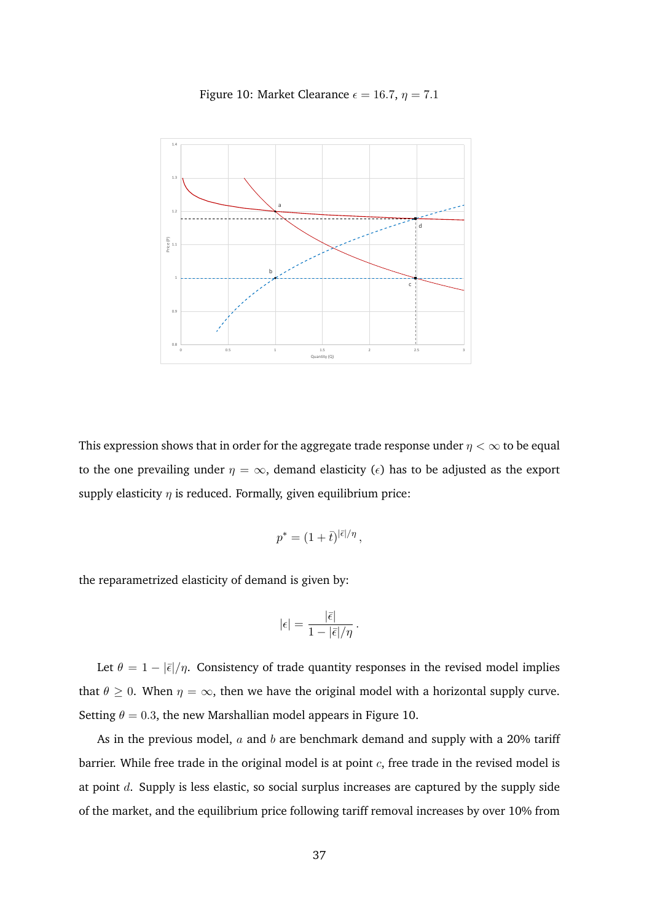Figure 10: Market Clearance $\epsilon = 16.7$, $\eta = 7.1$

This expression shows that in order for the aggregate trade response under $\eta < \infty$ to be equal to the one prevailing under $\eta = \infty$, demand elasticity ($\epsilon$) has to be adjusted as the export supply elasticity $\eta$ is reduced. Formally, given equilibrium price:

$$p^* = (1 + \bar{t})^{|\bar{\epsilon}|/\eta},$$

the reparametrized elasticity of demand is given by:

$$|\epsilon| = \frac{|\bar{\epsilon}|}{1 - |\bar{\epsilon}|/\eta}.$$

Let $\theta = 1 - |\bar{\epsilon}|/\eta$. Consistency of trade quantity responses in the revised model implies that $\theta \geq 0$. When $\eta = \infty$, then we have the original model with a horizontal supply curve. Setting $\theta = 0.3$, the new Marshallian model appears in Figure 10.

As in the previous model, $a$ and $b$ are benchmark demand and supply with a 20% tariff barrier. While free trade in the original model is at point $c$, free trade in the revised model is at point $d$. Supply is less elastic, so social surplus increases are captured by the supply side of the market, and the equilibrium price following tariff removal increases by over 10% from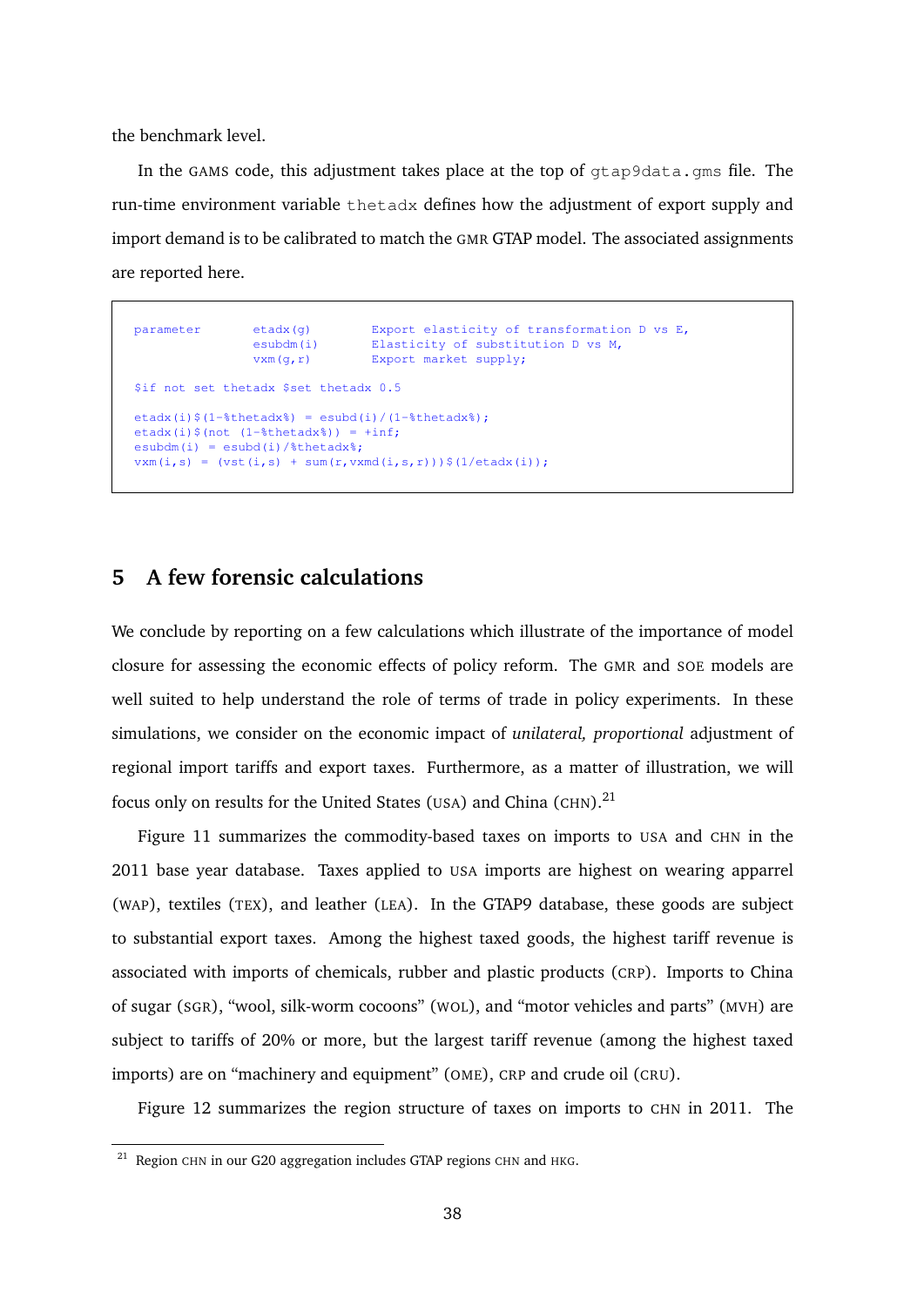the benchmark level.

In the GAMS code, this adjustment takes place at the top of `gtap9data.gms` file. The run-time environment variable `thetadx` defines how the adjustment of export supply and import demand is to be calibrated to match the GMR GTAP model. The associated assignments are reported here.

```
parameter       etadx(g)        Export elasticity of transformation D vs E,
                esubdm(i)       Elasticity of substitution D vs M,
                vxm(g,r)        Export market supply;

$if not set thetadx $set thetadx 0.5

etadx(i)$(1-%thetadx%) = esubd(i)/(1-%thetadx%);
etadx(i)$(not (1-%thetadx%)) = +inf;
esubdm(i) = esubd(i)/%thetadx%;
vxm(i,s) = (vst(i,s) + sum(r,vxmd(i,s,r)))$(1/etadx(i));
```

## 5 A few forensic calculations

We conclude by reporting on a few calculations which illustrate of the importance of model closure for assessing the economic effects of policy reform. The GMR and SOE models are well suited to help understand the role of terms of trade in policy experiments. In these simulations, we consider on the economic impact of *unilateral, proportional* adjustment of regional import tariffs and export taxes. Furthermore, as a matter of illustration, we will focus only on results for the United States (USA) and China (CHN).[21]

Figure 11 summarizes the commodity-based taxes on imports to USA and CHN in the 2011 base year database. Taxes applied to USA imports are highest on wearing apparrel (WAP), textiles (TEX), and leather (LEA). In the GTAP9 database, these goods are subject to substantial export taxes. Among the highest taxed goods, the highest tariff revenue is associated with imports of chemicals, rubber and plastic products (CRP). Imports to China of sugar (SGR), "wool, silk-worm cocoons" (WOL), and "motor vehicles and parts" (MVH) are subject to tariffs of 20% or more, but the largest tariff revenue (among the highest taxed imports) are on "machinery and equipment" (OME), CRP and crude oil (CRU).

Figure 12 summarizes the region structure of taxes on imports to CHN in 2011. The

[21] Region CHN in our G20 aggregation includes GTAP regions CHN and HKG.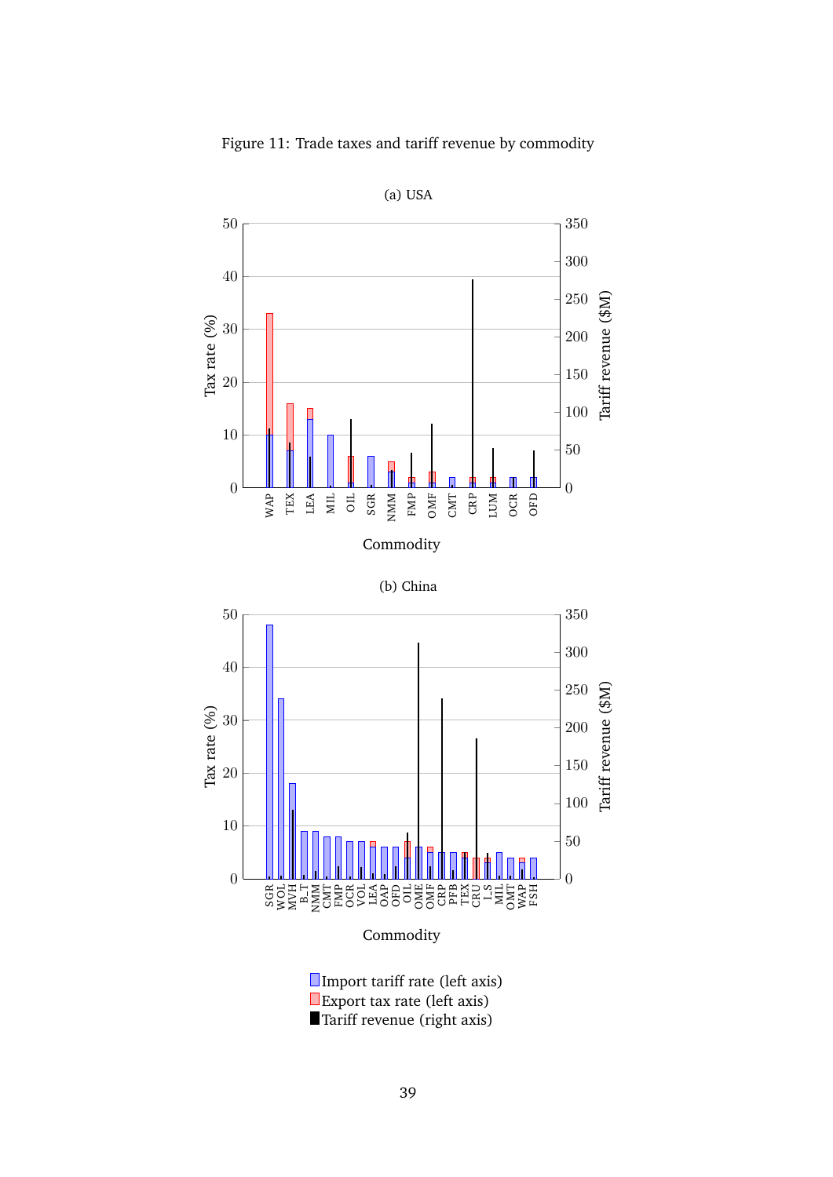Figure 11: Trade taxes and tariff revenue by commodity

(a) USA

(b) China

Import tariff rate (left axis)
Export tax rate (left axis)
Tariff revenue (right axis)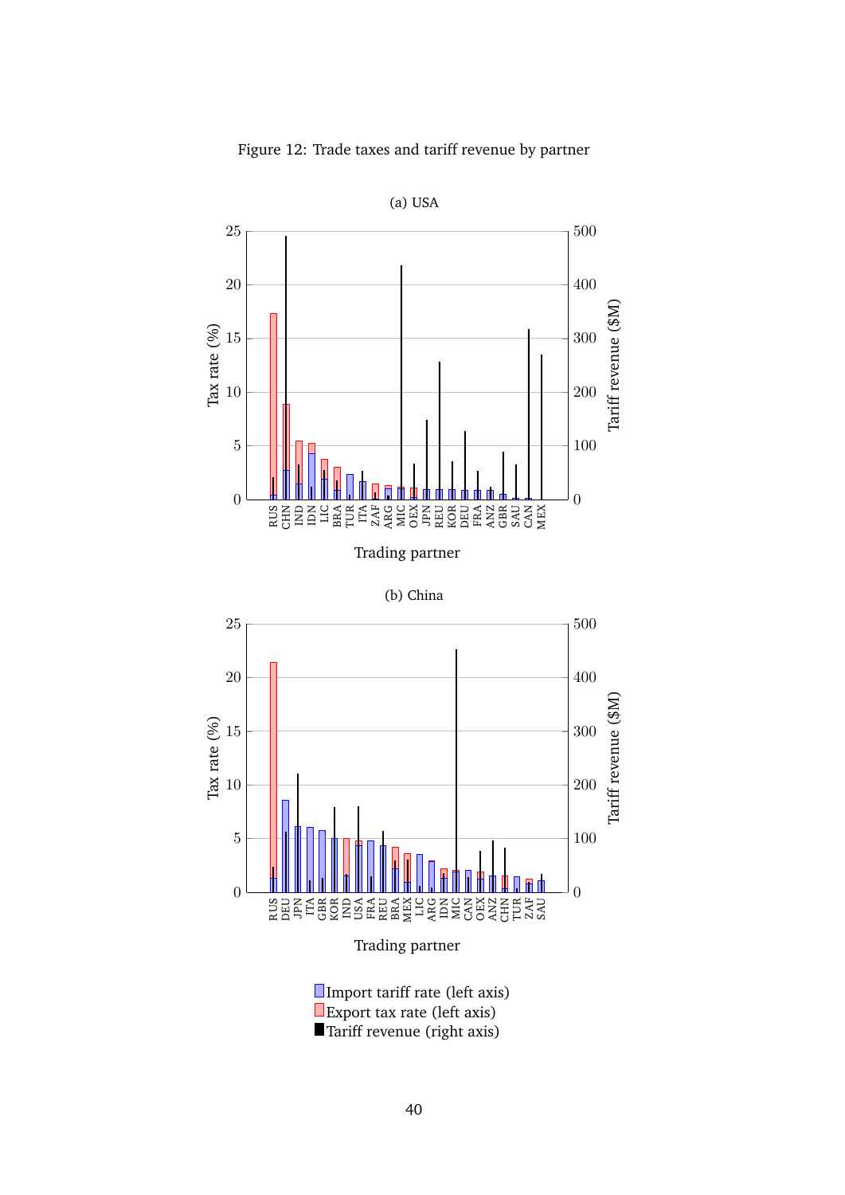Figure 12: Trade taxes and tariff revenue by partner

(a) USA

Tax rate (%) | Tariff revenue ($M)

Trading partner: RUS, CHN, IND, IDN, LIC, BRA, TUR, ITA, ZAF, ARG, MIC, OEX, JPN, REU, KOR, DEU, FRA, ANZ, GBR, SAU, CAN, MEX

(b) China

Tax rate (%) | Tariff revenue ($M)

Trading partner: RUS, DEU, JPN, ITA, GBR, KOR, IND, USA, FRA, REU, BRA, MEX, LIC, ARG, IDN, MIC, CAN, OEX, ANZ, CHN, TUR, ZAF, SAU

Import tariff rate (left axis)
Export tax rate (left axis)
Tariff revenue (right axis)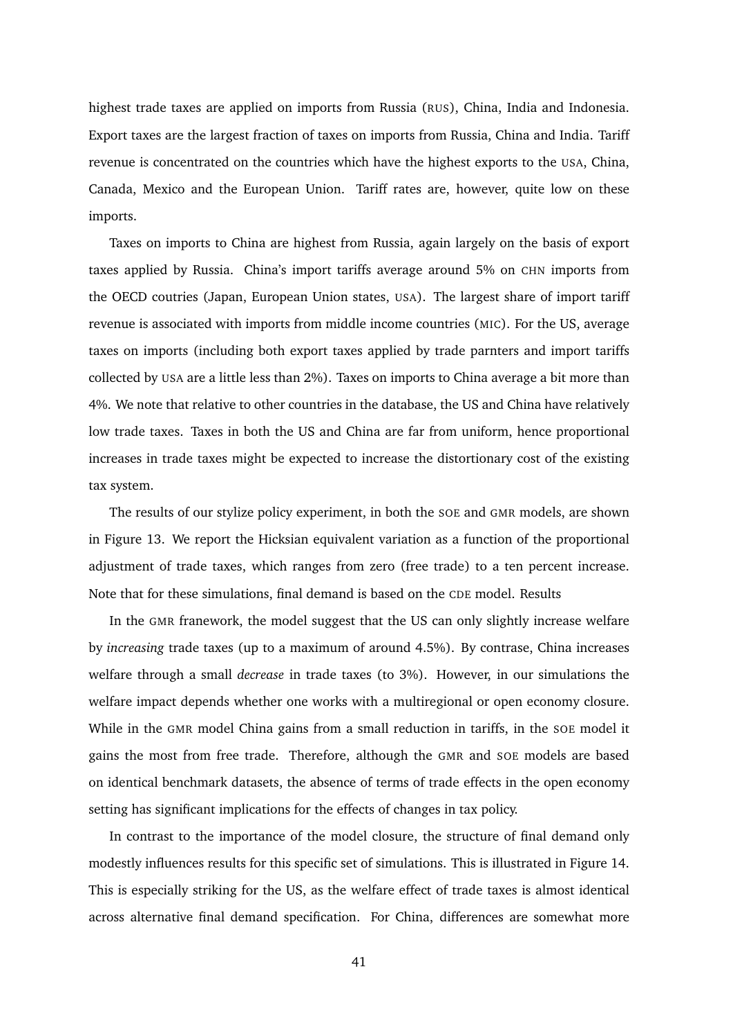highest trade taxes are applied on imports from Russia (RUS), China, India and Indonesia. Export taxes are the largest fraction of taxes on imports from Russia, China and India. Tariff revenue is concentrated on the countries which have the highest exports to the USA, China, Canada, Mexico and the European Union. Tariff rates are, however, quite low on these imports.

Taxes on imports to China are highest from Russia, again largely on the basis of export taxes applied by Russia. China's import tariffs average around 5% on CHN imports from the OECD coutries (Japan, European Union states, USA). The largest share of import tariff revenue is associated with imports from middle income countries (MIC). For the US, average taxes on imports (including both export taxes applied by trade parnters and import tariffs collected by USA are a little less than 2%). Taxes on imports to China average a bit more than 4%. We note that relative to other countries in the database, the US and China have relatively low trade taxes. Taxes in both the US and China are far from uniform, hence proportional increases in trade taxes might be expected to increase the distortionary cost of the existing tax system.

The results of our stylize policy experiment, in both the SOE and GMR models, are shown in Figure 13. We report the Hicksian equivalent variation as a function of the proportional adjustment of trade taxes, which ranges from zero (free trade) to a ten percent increase. Note that for these simulations, final demand is based on the CDE model. Results

In the GMR franework, the model suggest that the US can only slightly increase welfare by *increasing* trade taxes (up to a maximum of around 4.5%). By contrase, China increases welfare through a small *decrease* in trade taxes (to 3%). However, in our simulations the welfare impact depends whether one works with a multiregional or open economy closure. While in the GMR model China gains from a small reduction in tariffs, in the SOE model it gains the most from free trade. Therefore, although the GMR and SOE models are based on identical benchmark datasets, the absence of terms of trade effects in the open economy setting has significant implications for the effects of changes in tax policy.

In contrast to the importance of the model closure, the structure of final demand only modestly influences results for this specific set of simulations. This is illustrated in Figure 14. This is especially striking for the US, as the welfare effect of trade taxes is almost identical across alternative final demand specification. For China, differences are somewhat more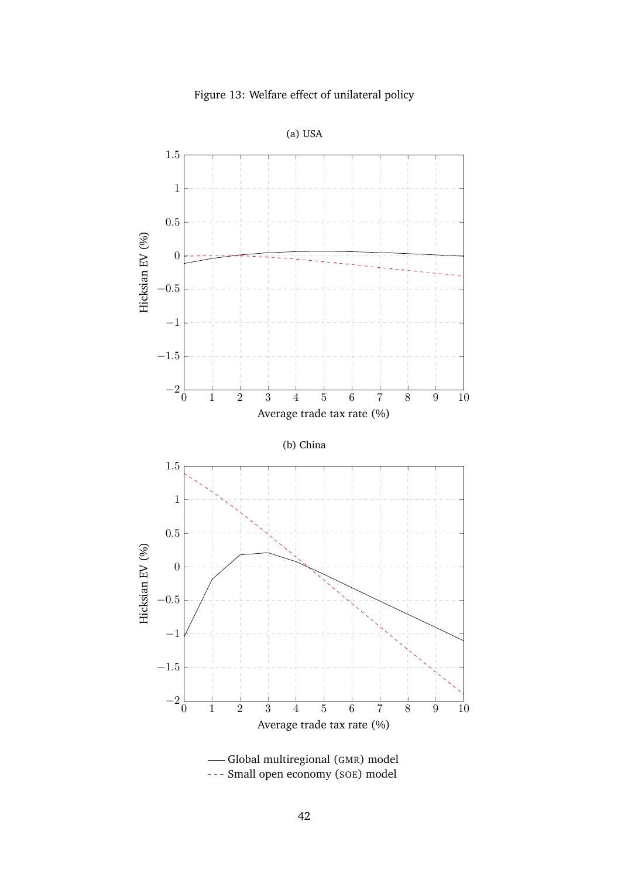Figure 13: Welfare effect of unilateral policy

(a) USA

(b) China

—— Global multiregional (GMR) model
- - - Small open economy (SOE) model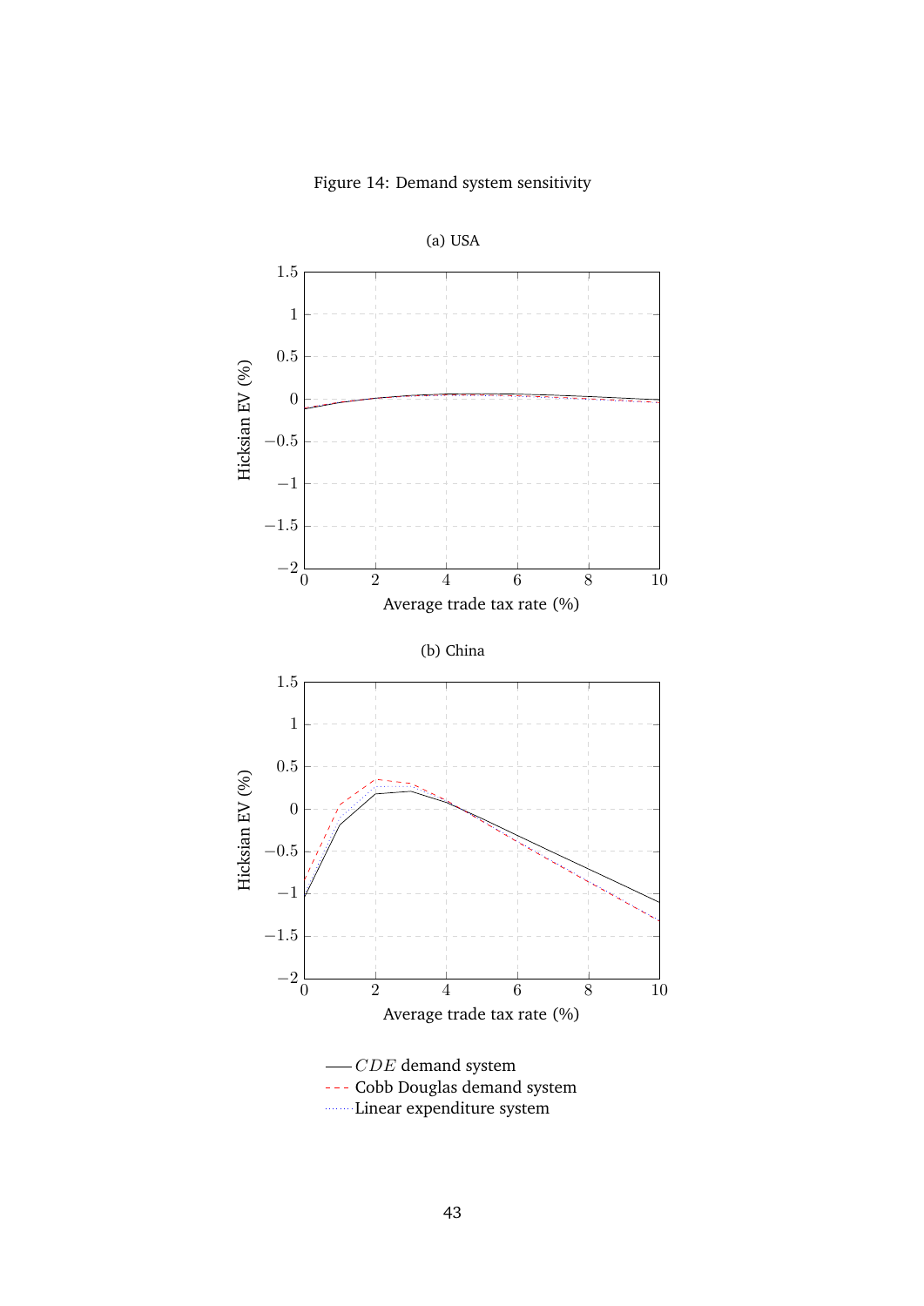Figure 14: Demand system sensitivity

(a) USA

(b) China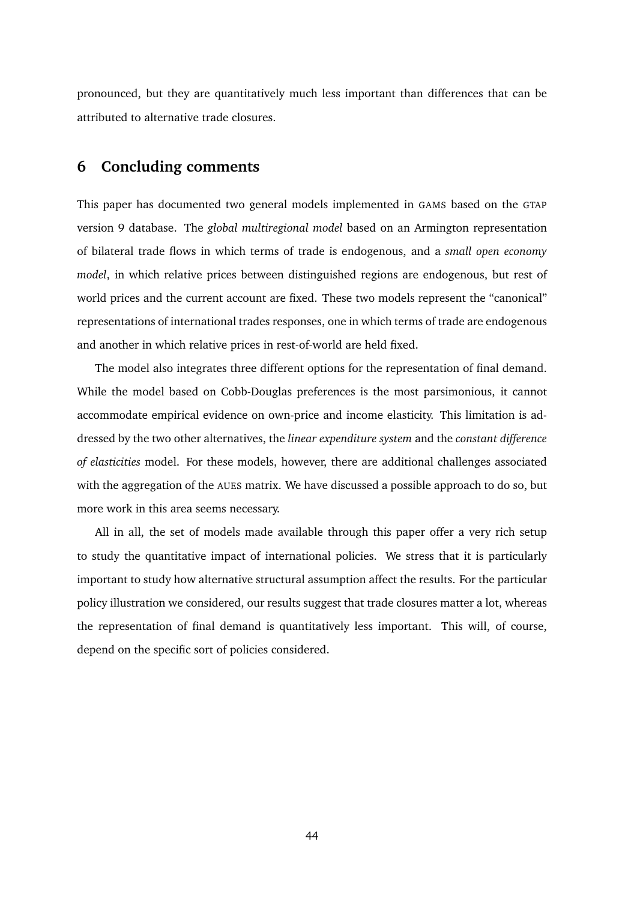pronounced, but they are quantitatively much less important than differences that can be attributed to alternative trade closures.

## 6 Concluding comments

This paper has documented two general models implemented in GAMS based on the GTAP version 9 database. The *global multiregional model* based on an Armington representation of bilateral trade flows in which terms of trade is endogenous, and a *small open economy model*, in which relative prices between distinguished regions are endogenous, but rest of world prices and the current account are fixed. These two models represent the "canonical" representations of international trades responses, one in which terms of trade are endogenous and another in which relative prices in rest-of-world are held fixed.

The model also integrates three different options for the representation of final demand. While the model based on Cobb-Douglas preferences is the most parsimonious, it cannot accommodate empirical evidence on own-price and income elasticity. This limitation is addressed by the two other alternatives, the *linear expenditure system* and the *constant difference of elasticities* model. For these models, however, there are additional challenges associated with the aggregation of the AUES matrix. We have discussed a possible approach to do so, but more work in this area seems necessary.

All in all, the set of models made available through this paper offer a very rich setup to study the quantitative impact of international policies. We stress that it is particularly important to study how alternative structural assumption affect the results. For the particular policy illustration we considered, our results suggest that trade closures matter a lot, whereas the representation of final demand is quantitatively less important. This will, of course, depend on the specific sort of policies considered.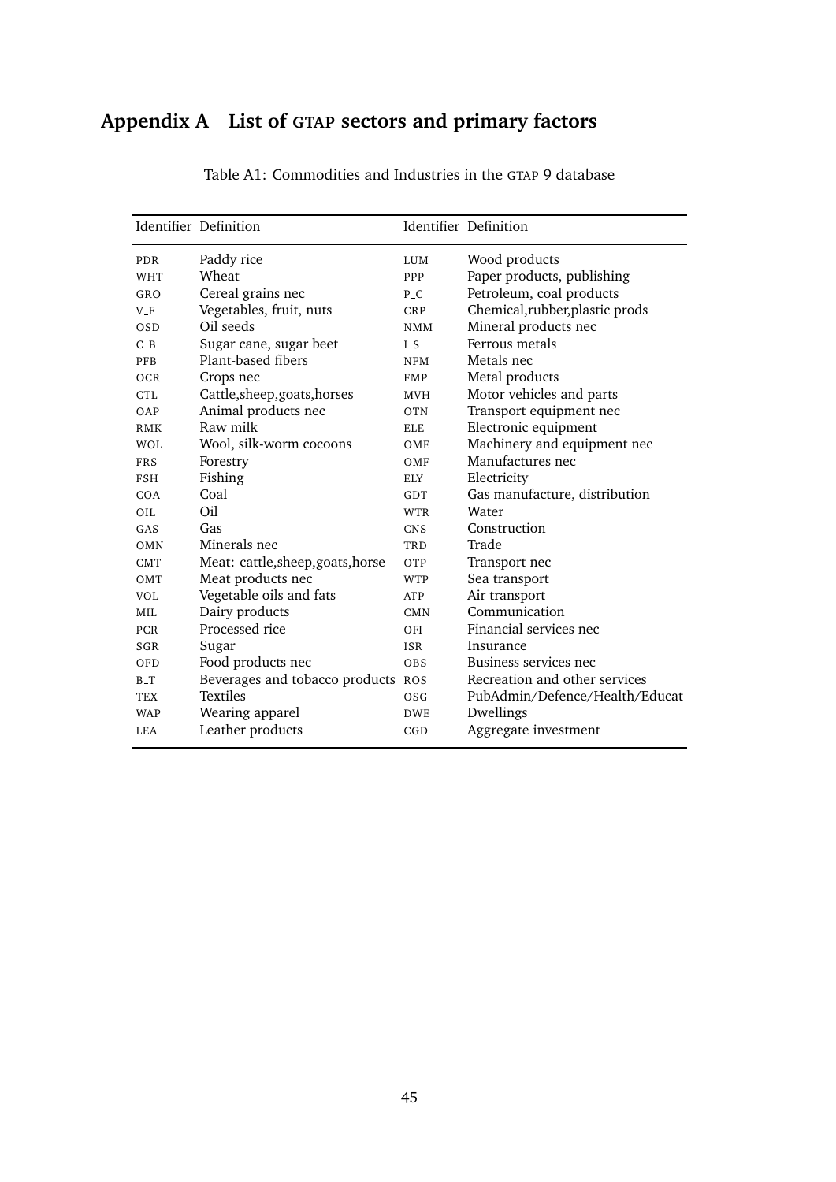## Appendix A List of GTAP sectors and primary factors

Table A1: Commodities and Industries in the GTAP 9 database

| Identifier | Definition | Identifier | Definition |
|---|---|---|---|
| PDR | Paddy rice | LUM | Wood products |
| WHT | Wheat | PPP | Paper products, publishing |
| GRO | Cereal grains nec | P_C | Petroleum, coal products |
| V_F | Vegetables, fruit, nuts | CRP | Chemical,rubber,plastic prods |
| OSD | Oil seeds | NMM | Mineral products nec |
| C_B | Sugar cane, sugar beet | I_S | Ferrous metals |
| PFB | Plant-based fibers | NFM | Metals nec |
| OCR | Crops nec | FMP | Metal products |
| CTL | Cattle,sheep,goats,horses | MVH | Motor vehicles and parts |
| OAP | Animal products nec | OTN | Transport equipment nec |
| RMK | Raw milk | ELE | Electronic equipment |
| WOL | Wool, silk-worm cocoons | OME | Machinery and equipment nec |
| FRS | Forestry | OMF | Manufactures nec |
| FSH | Fishing | ELY | Electricity |
| COA | Coal | GDT | Gas manufacture, distribution |
| OIL | Oil | WTR | Water |
| GAS | Gas | CNS | Construction |
| OMN | Minerals nec | TRD | Trade |
| CMT | Meat: cattle,sheep,goats,horse | OTP | Transport nec |
| OMT | Meat products nec | WTP | Sea transport |
| VOL | Vegetable oils and fats | ATP | Air transport |
| MIL | Dairy products | CMN | Communication |
| PCR | Processed rice | OFI | Financial services nec |
| SGR | Sugar | ISR | Insurance |
| OFD | Food products nec | OBS | Business services nec |
| B_T | Beverages and tobacco products | ROS | Recreation and other services |
| TEX | Textiles | OSG | PubAdmin/Defence/Health/Educat |
| WAP | Wearing apparel | DWE | Dwellings |
| LEA | Leather products | CGD | Aggregate investment |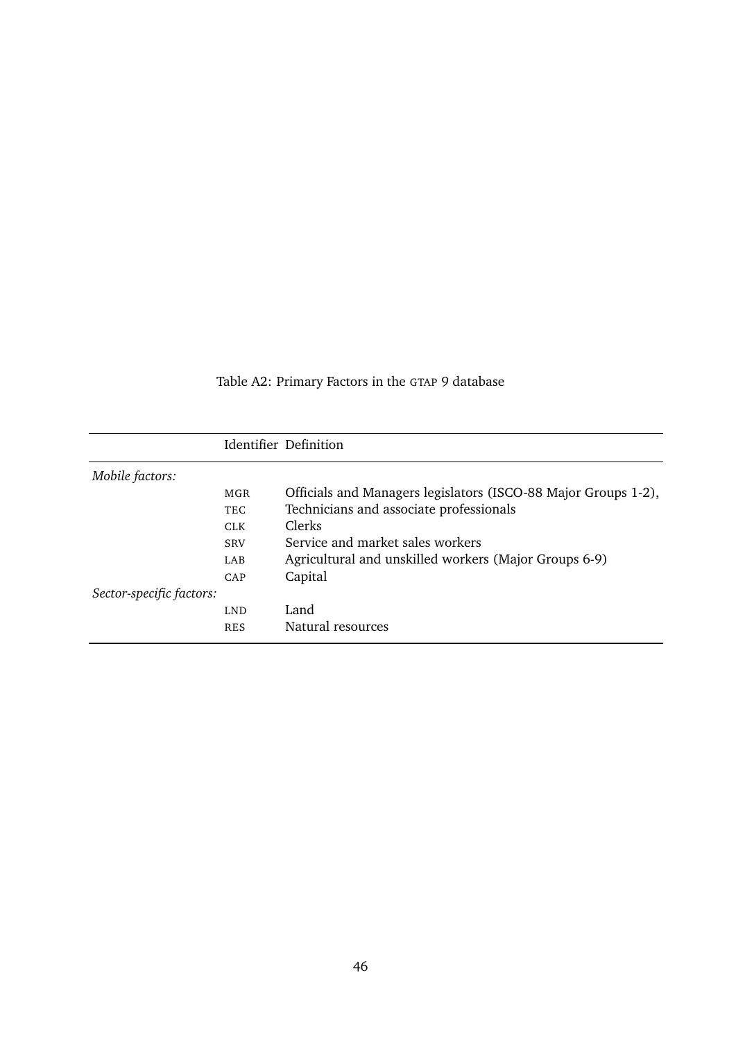Table A2: Primary Factors in the GTAP 9 database

| | Identifier | Definition |
|---|---|---|
| *Mobile factors:* | | |
| | MGR | Officials and Managers legislators (ISCO-88 Major Groups 1-2), |
| | TEC | Technicians and associate professionals |
| | CLK | Clerks |
| | SRV | Service and market sales workers |
| | LAB | Agricultural and unskilled workers (Major Groups 6-9) |
| | CAP | Capital |
| *Sector-specific factors:* | | |
| | LND | Land |
| | RES | Natural resources |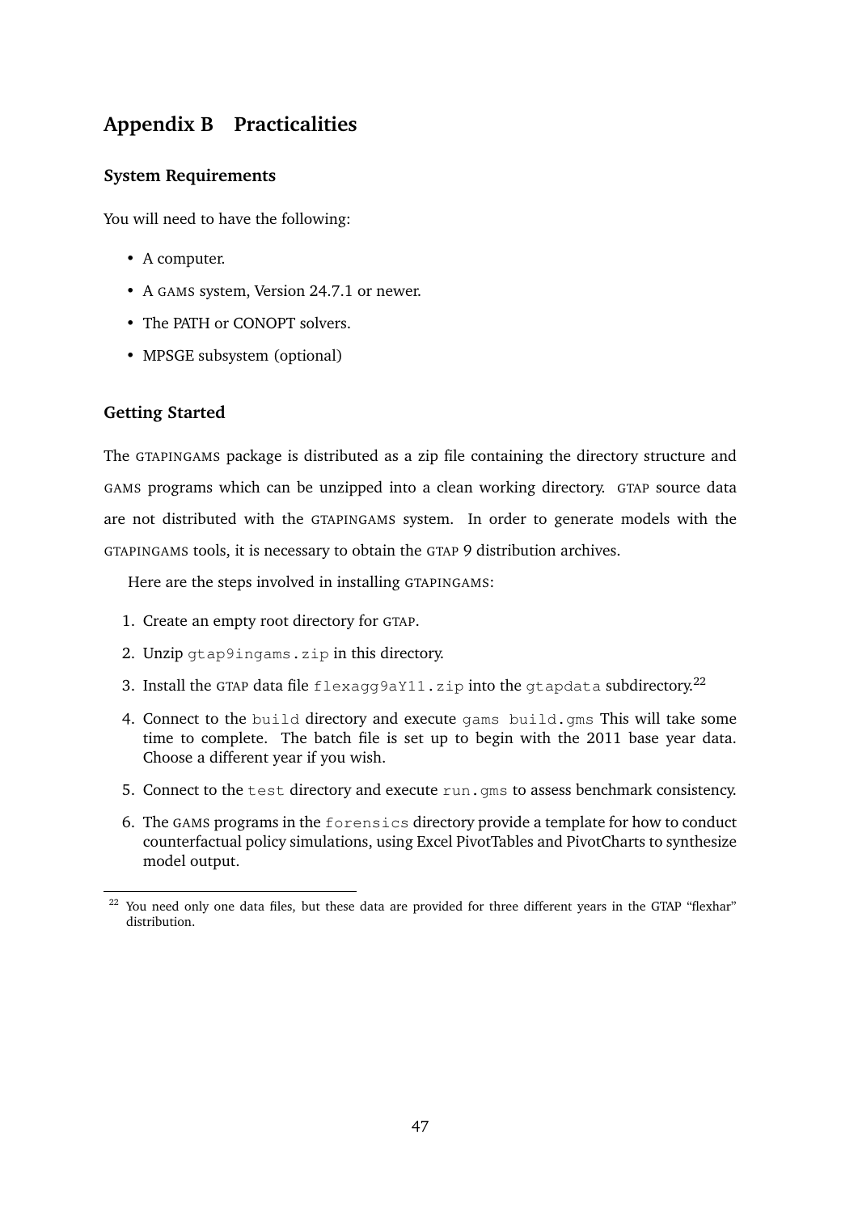# Appendix B Practicalities

### System Requirements

You will need to have the following:

- A computer.
- A GAMS system, Version 24.7.1 or newer.
- The PATH or CONOPT solvers.
- MPSGE subsystem (optional)

### Getting Started

The GTAPINGAMS package is distributed as a zip file containing the directory structure and GAMS programs which can be unzipped into a clean working directory. GTAP source data are not distributed with the GTAPINGAMS system. In order to generate models with the GTAPINGAMS tools, it is necessary to obtain the GTAP 9 distribution archives.

Here are the steps involved in installing GTAPINGAMS:

1. Create an empty root directory for GTAP.
2. Unzip `gtap9ingams.zip` in this directory.
3. Install the GTAP data file `flexagg9aY11.zip` into the `gtapdata` subdirectory.[22]
4. Connect to the `build` directory and execute `gams build.gms` This will take some time to complete. The batch file is set up to begin with the 2011 base year data. Choose a different year if you wish.
5. Connect to the `test` directory and execute `run.gms` to assess benchmark consistency.
6. The GAMS programs in the `forensics` directory provide a template for how to conduct counterfactual policy simulations, using Excel PivotTables and PivotCharts to synthesize model output.

[22] You need only one data files, but these data are provided for three different years in the GTAP "flexhar" distribution.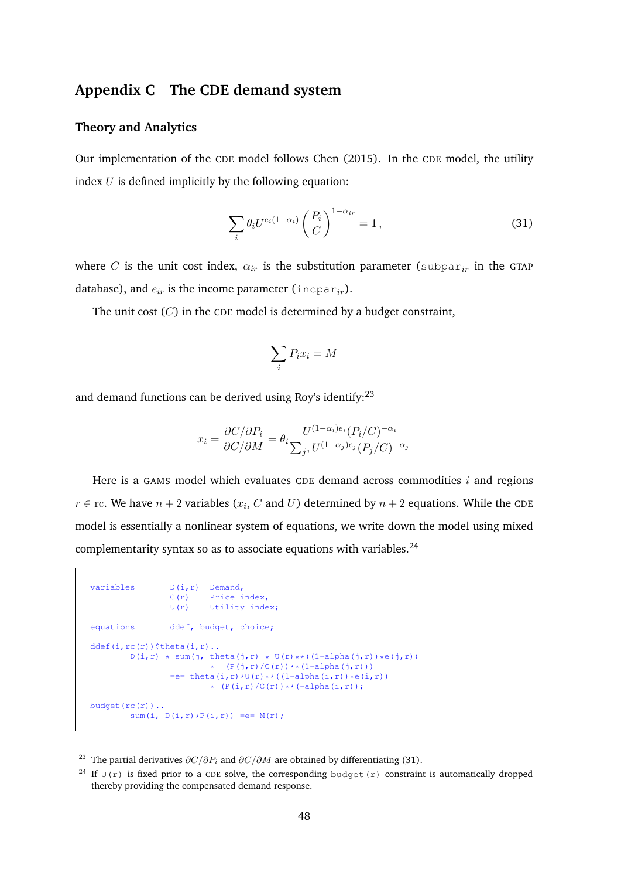## Appendix C  The CDE demand system

### Theory and Analytics

Our implementation of the CDE model follows Chen (2015). In the CDE model, the utility index $U$ is defined implicitly by the following equation:

$$\sum_i \theta_i U^{e_i(1-\alpha_i)} \left(\frac{P_i}{C}\right)^{1-\alpha_{ir}} = 1\,, \tag{31}$$

where $C$ is the unit cost index, $\alpha_{ir}$ is the substitution parameter ($\texttt{subpar}_{ir}$ in the GTAP database), and $e_{ir}$ is the income parameter ($\texttt{incpar}_{ir}$).

The unit cost ($C$) in the CDE model is determined by a budget constraint,

$$\sum_i P_i x_i = M$$

and demand functions can be derived using Roy's identify:[23]

$$x_i = \frac{\partial C / \partial P_i}{\partial C / \partial M} = \theta_i \frac{U^{(1-\alpha_i)e_i}(P_i/C)^{-\alpha_i}}{\sum_{j}, U^{(1-\alpha_j)e_j}(P_j/C)^{-\alpha_j}}$$

Here is a GAMS model which evaluates CDE demand across commodities $i$ and regions $r \in \text{rc}$. We have $n+2$ variables ($x_i$, $C$ and $U$) determined by $n+2$ equations. While the CDE model is essentially a nonlinear system of equations, we write down the model using mixed complementarity syntax so as to associate equations with variables.[24]

```
variables       D(i,r)  Demand,
                C(r)    Price index,
                U(r)    Utility index;

equations       ddef, budget, choice;

ddef(i,rc(r))$theta(i,r)..
        D(i,r) * sum(j, theta(j,r) * U(r)**((1-alpha(j,r))*e(j,r))
                   *  (P(j,r)/C(r))**(1-alpha(j,r)))
                =e= theta(i,r)*U(r)**((1-alpha(i,r))*e(i,r))
                   * (P(i,r)/C(r))**(-alpha(i,r));

budget(rc(r))..
        sum(i, D(i,r)*P(i,r)) =e= M(r);
```

[23] The partial derivatives $\partial C/\partial P_i$ and $\partial C/\partial M$ are obtained by differentiating (31).

[24] If `U(r)` is fixed prior to a CDE solve, the corresponding `budget(r)` constraint is automatically dropped thereby providing the compensated demand response.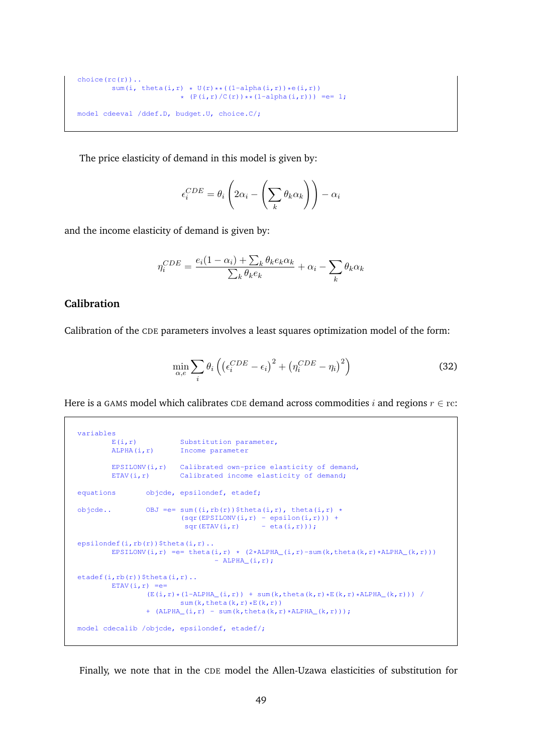```
choice(rc(r))..
        sum(i, theta(i,r) * U(r)**((1-alpha(i,r))*e(i,r))
                    * (P(i,r)/C(r))**(1-alpha(i,r))) =e= 1;

model cdeeval /ddef.D, budget.U, choice.C/;
```

The price elasticity of demand in this model is given by:

$$\epsilon_i^{CDE} = \theta_i \left( 2\alpha_i - \left( \sum_k \theta_k \alpha_k \right) \right) - \alpha_i$$

and the income elasticity of demand is given by:

$$\eta_i^{CDE} = \frac{e_i(1-\alpha_i) + \sum_k \theta_k e_k \alpha_k}{\sum_k \theta_k e_k} + \alpha_i - \sum_k \theta_k \alpha_k$$

## Calibration

Calibration of the CDE parameters involves a least squares optimization model of the form:

$$\min_{\alpha, e} \sum_i \theta_i \left( \left( \epsilon_i^{CDE} - \epsilon_i \right)^2 + \left( \eta_i^{CDE} - \eta_i \right)^2 \right) \tag{32}$$

Here is a GAMS model which calibrates CDE demand across commodities $i$ and regions $r \in$ rc:

```
variables
        E(i,r)          Substitution parameter,
        ALPHA(i,r)      Income parameter

        EPSILONV(i,r)   Calibrated own-price elasticity of demand,
        ETAV(i,r)       Calibrated income elasticity of demand;

equations       objcde, epsilondef, etadef;

objcde..        OBJ =e= sum((i,rb(r))$theta(i,r), theta(i,r) *
                          (sqr(EPSILONV(i,r) - epsilon(i,r))) +
                           sqr(ETAV(i,r)      - eta(i,r)));

epsilondef(i,rb(r))$theta(i,r)..
        EPSILONV(i,r) =e= theta(i,r) * (2*ALPHA_(i,r)-sum(k,theta(k,r)*ALPHA_(k,r)))
                                - ALPHA_(i,r);

etadef(i,rb(r))$theta(i,r)..
        ETAV(i,r) =e=
                  (E(i,r)*(1-ALPHA_(i,r)) + sum(k,theta(k,r)*E(k,r)*ALPHA_(k,r))) /
                          sum(k,theta(k,r)*E(k,r))
                  + (ALPHA_(i,r) - sum(k,theta(k,r)*ALPHA_(k,r)));

model cdecalib /objcde, epsilondef, etadef/;
```

Finally, we note that in the CDE model the Allen-Uzawa elasticities of substitution for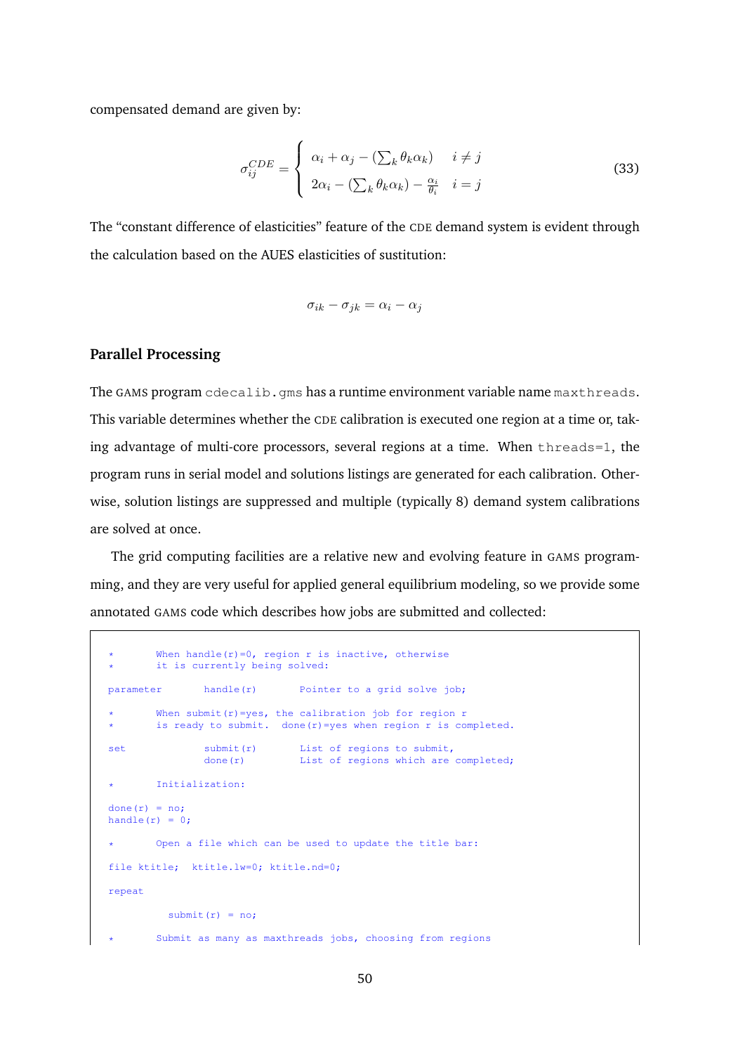compensated demand are given by:

$$\sigma_{ij}^{CDE} = \begin{cases} \alpha_i + \alpha_j - (\sum_k \theta_k \alpha_k) & i \neq j \\ 2\alpha_i - (\sum_k \theta_k \alpha_k) - \frac{\alpha_i}{\theta_i} & i = j \end{cases} \tag{33}$$

The "constant difference of elasticities" feature of the CDE demand system is evident through the calculation based on the AUES elasticities of sustitution:

$$\sigma_{ik} - \sigma_{jk} = \alpha_i - \alpha_j$$

### Parallel Processing

The GAMS program `cdecalib.gms` has a runtime environment variable name `maxthreads`. This variable determines whether the CDE calibration is executed one region at a time or, taking advantage of multi-core processors, several regions at a time. When `threads=1`, the program runs in serial model and solutions listings are generated for each calibration. Otherwise, solution listings are suppressed and multiple (typically 8) demand system calibrations are solved at once.

The grid computing facilities are a relative new and evolving feature in GAMS programming, and they are very useful for applied general equilibrium modeling, so we provide some annotated GAMS code which describes how jobs are submitted and collected:

```
*       When handle(r)=0, region r is inactive, otherwise
*       it is currently being solved:

parameter       handle(r)       Pointer to a grid solve job;

*       When submit(r)=yes, the calibration job for region r
*       is ready to submit.  done(r)=yes when region r is completed.

set             submit(r)       List of regions to submit,
                done(r)         List of regions which are completed;

*       Initialization:

done(r) = no;
handle(r) = 0;

*       Open a file which can be used to update the title bar:

file ktitle;  ktitle.lw=0; ktitle.nd=0;

repeat

          submit(r) = no;

*       Submit as many as maxthreads jobs, choosing from regions
```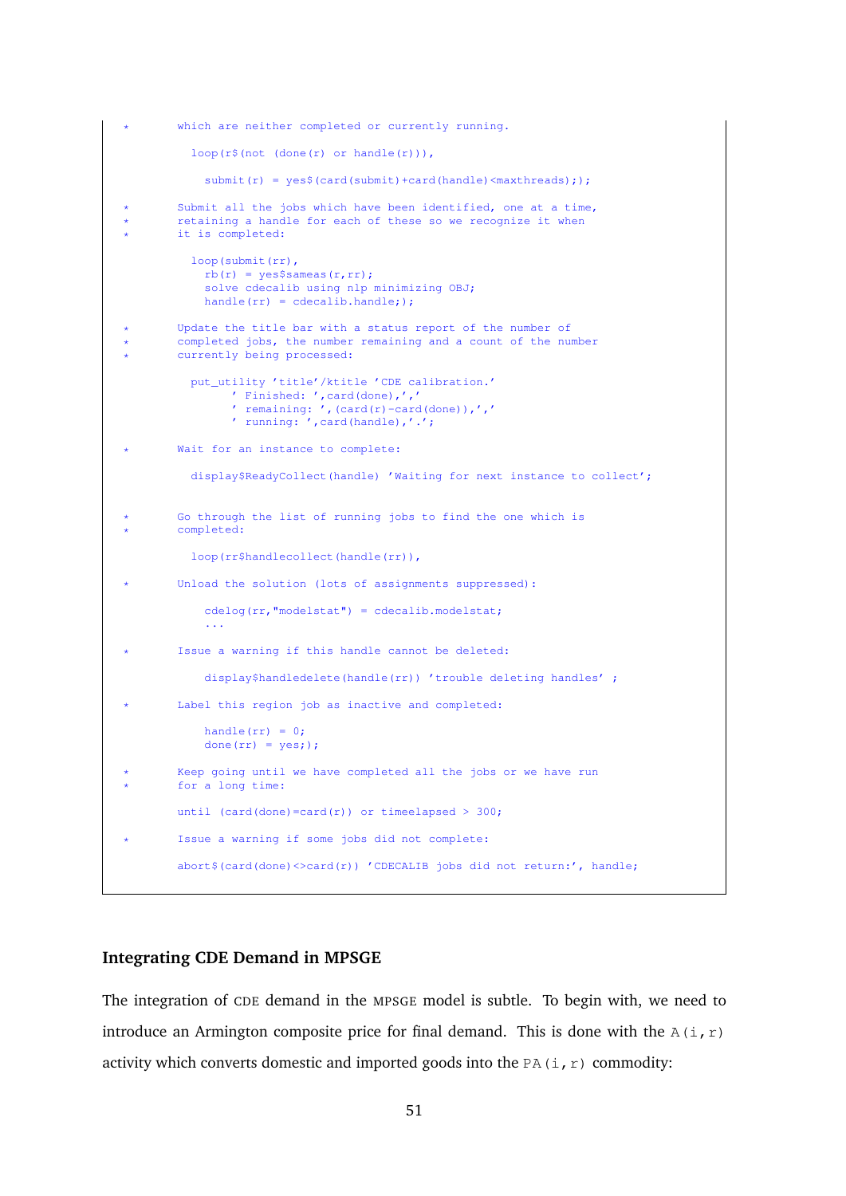```
*       which are neither completed or currently running.

          loop(r$(not (done(r) or handle(r))),

            submit(r) = yes$(card(submit)+card(handle)<maxthreads););

*       Submit all the jobs which have been identified, one at a time,
*       retaining a handle for each of these so we recognize it when
*       it is completed:

          loop(submit(rr),
            rb(r) = yes$sameas(r,rr);
            solve cdecalib using nlp minimizing OBJ;
            handle(rr) = cdecalib.handle;);

*       Update the title bar with a status report of the number of
*       completed jobs, the number remaining and a count of the number
*       currently being processed:

          put_utility 'title'/ktitle 'CDE calibration.'
                ' Finished: ',card(done),','
                ' remaining: ',(card(r)-card(done)),','
                ' running: ',card(handle),'.';

*       Wait for an instance to complete:

          display$ReadyCollect(handle) 'Waiting for next instance to collect';


*       Go through the list of running jobs to find the one which is
*       completed:

          loop(rr$handlecollect(handle(rr)),

*       Unload the solution (lots of assignments suppressed):

            cdelog(rr,"modelstat") = cdecalib.modelstat;
            ...

*       Issue a warning if this handle cannot be deleted:

            display$handledelete(handle(rr)) 'trouble deleting handles' ;

*       Label this region job as inactive and completed:

            handle(rr) = 0;
            done(rr) = yes;);

*       Keep going until we have completed all the jobs or we have run
*       for a long time:

        until (card(done)=card(r)) or timeelapsed > 300;

*       Issue a warning if some jobs did not complete:

        abort$(card(done)<>card(r)) 'CDECALIB jobs did not return:', handle;
```

## Integrating CDE Demand in MPSGE

The integration of CDE demand in the MPSGE model is subtle. To begin with, we need to introduce an Armington composite price for final demand. This is done with the `A(i,r)` activity which converts domestic and imported goods into the `PA(i,r)` commodity: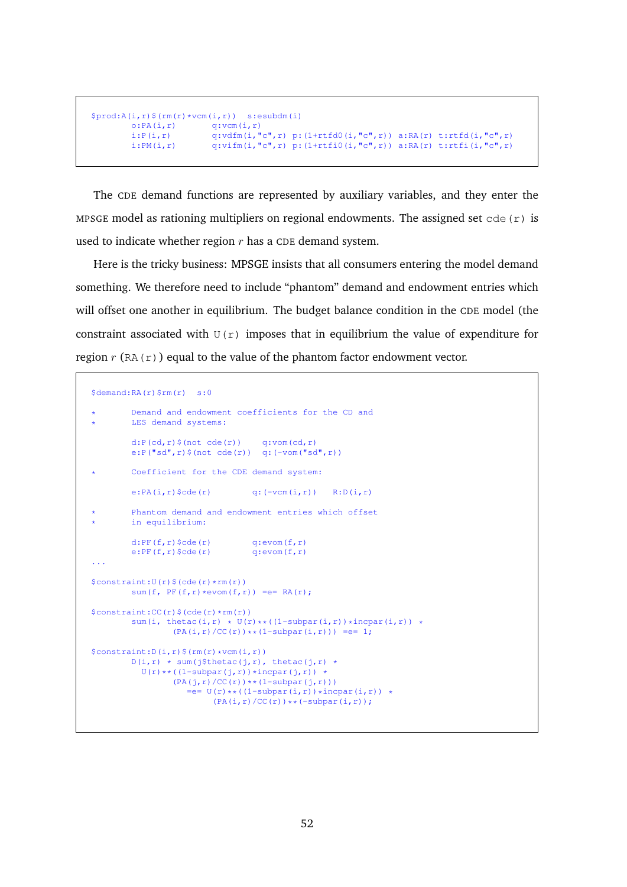```
$prod:A(i,r)$(rm(r)*vcm(i,r))  s:esubdm(i)
        o:PA(i,r)       q:vcm(i,r)
        i:P(i,r)        q:vdfm(i,"c",r)  p:(1+rtfd0(i,"c",r))  a:RA(r)  t:rtfd(i,"c",r)
        i:PM(i,r)       q:vifm(i,"c",r)  p:(1+rtfi0(i,"c",r))  a:RA(r)  t:rtfi(i,"c",r)
```

The CDE demand functions are represented by auxiliary variables, and they enter the MPSGE model as rationing multipliers on regional endowments. The assigned set `cde(r)` is used to indicate whether region $r$ has a CDE demand system.

Here is the tricky business: MPSGE insists that all consumers entering the model demand something. We therefore need to include "phantom" demand and endowment entries which will offset one another in equilibrium. The budget balance condition in the CDE model (the constraint associated with `U(r)` imposes that in equilibrium the value of expenditure for region $r$ (`RA(r)`) equal to the value of the phantom factor endowment vector.

```
$demand:RA(r)$rm(r)  s:0

*       Demand and endowment coefficients for the CD and
*       LES demand systems:

        d:P(cd,r)$(not cde(r))    q:vom(cd,r)
        e:P("sd",r)$(not cde(r))  q:(-vom("sd",r))

*       Coefficient for the CDE demand system:

        e:PA(i,r)$cde(r)        q:(-vcm(i,r))    R:D(i,r)

*       Phantom demand and endowment entries which offset
*       in equilibrium:

        d:PF(f,r)$cde(r)        q:evom(f,r)
        e:PF(f,r)$cde(r)        q:evom(f,r)
...

$constraint:U(r)$(cde(r)*rm(r))
        sum(f, PF(f,r)*evom(f,r)) =e= RA(r);

$constraint:CC(r)$(cde(r)*rm(r))
        sum(i, thetac(i,r) * U(r)**((1-subpar(i,r))*incpar(i,r)) *
                  (PA(i,r)/CC(r))**(1-subpar(i,r))) =e= 1;

$constraint:D(i,r)$(rm(r)*vcm(i,r))
        D(i,r) * sum(j$thetac(j,r), thetac(j,r) *
          U(r)**((1-subpar(j,r))*incpar(j,r)) *
                  (PA(j,r)/CC(r))**(1-subpar(j,r)))
                     =e= U(r)**((1-subpar(i,r))*incpar(i,r)) *
                           (PA(i,r)/CC(r))**(-subpar(i,r));
```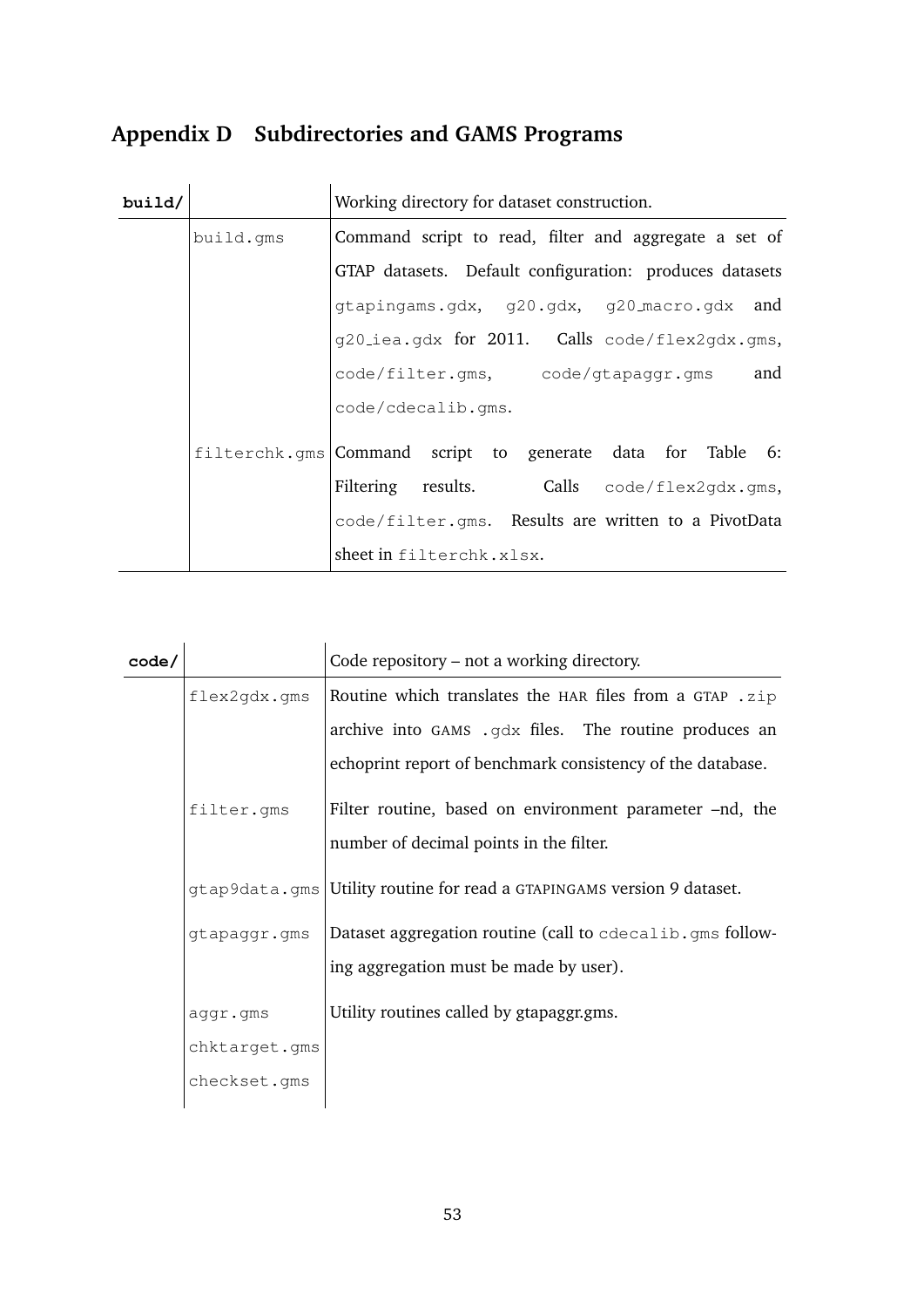# Appendix D Subdirectories and GAMS Programs

| **build/** | | Working directory for dataset construction. |
|---|---|---|
| | build.gms | Command script to read, filter and aggregate a set of GTAP datasets. Default configuration: produces datasets gtapingams.gdx, g20.gdx, g20_macro.gdx and g20_iea.gdx for 2011. Calls code/flex2gdx.gms, code/filter.gms, code/gtapaggr.gms and code/cdecalib.gms. |
| | filterchk.gms | Command script to generate data for Table 6: Filtering results. Calls code/flex2gdx.gms, code/filter.gms. Results are written to a PivotData sheet in filterchk.xlsx. |

| **code/** | | Code repository – not a working directory. |
|---|---|---|
| | flex2gdx.gms | Routine which translates the HAR files from a GTAP .zip archive into GAMS .gdx files. The routine produces an echoprint report of benchmark consistency of the database. |
| | filter.gms | Filter routine, based on environment parameter –nd, the number of decimal points in the filter. |
| | gtap9data.gms | Utility routine for read a GTAPINGAMS version 9 dataset. |
| | gtapaggr.gms | Dataset aggregation routine (call to cdecalib.gms following aggregation must be made by user). |
| | aggr.gms<br>chktarget.gms<br>checkset.gms | Utility routines called by gtapaggr.gms. |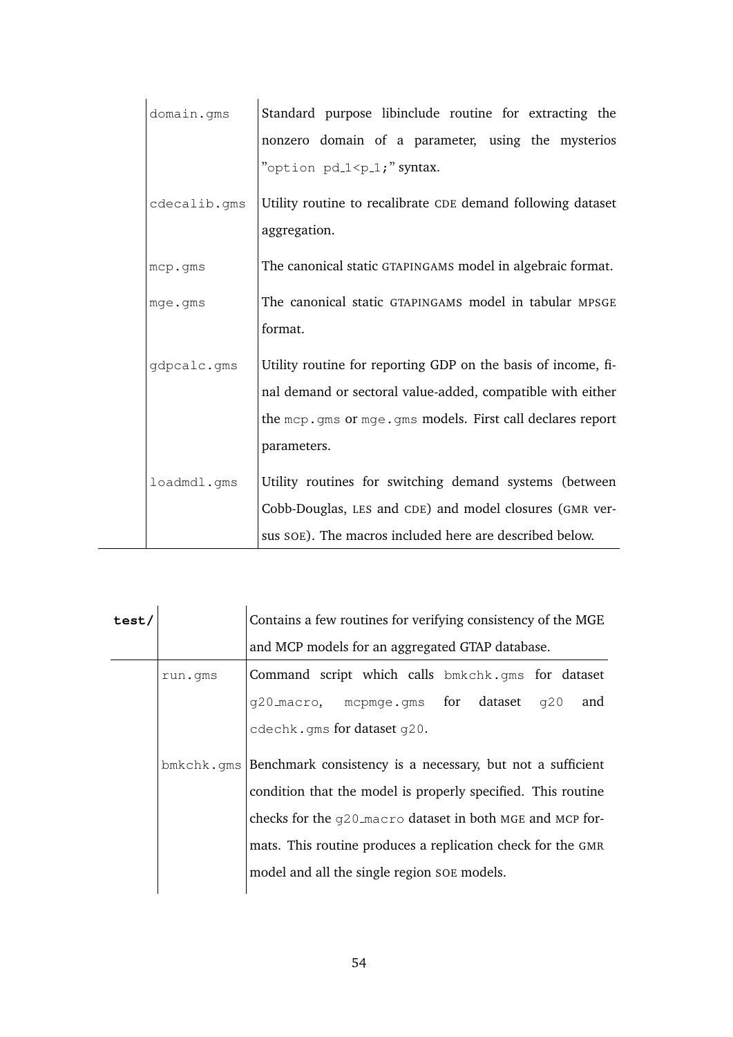| | | |
|---|---|---|
| | domain.gms | Standard purpose libinclude routine for extracting the nonzero domain of a parameter, using the mysterios "option pd_1<p_1;" syntax. |
| | cdecalib.gms | Utility routine to recalibrate CDE demand following dataset aggregation. |
| | mcp.gms | The canonical static GTAPINGAMS model in algebraic format. |
| | mge.gms | The canonical static GTAPINGAMS model in tabular MPSGE format. |
| | gdpcalc.gms | Utility routine for reporting GDP on the basis of income, final demand or sectoral value-added, compatible with either the mcp.gms or mge.gms models. First call declares report parameters. |
| | loadmdl.gms | Utility routines for switching demand systems (between Cobb-Douglas, LES and CDE) and model closures (GMR versus SOE). The macros included here are described below. |

| | | |
|---|---|---|
| **test/** | | Contains a few routines for verifying consistency of the MGE and MCP models for an aggregated GTAP database. |
| | run.gms | Command script which calls bmkchk.gms for dataset g20_macro, mcpmge.gms for dataset g20 and cdechk.gms for dataset g20. |
| | bmkchk.gms | Benchmark consistency is a necessary, but not a sufficient condition that the model is properly specified. This routine checks for the g20_macro dataset in both MGE and MCP formats. This routine produces a replication check for the GMR model and all the single region SOE models. |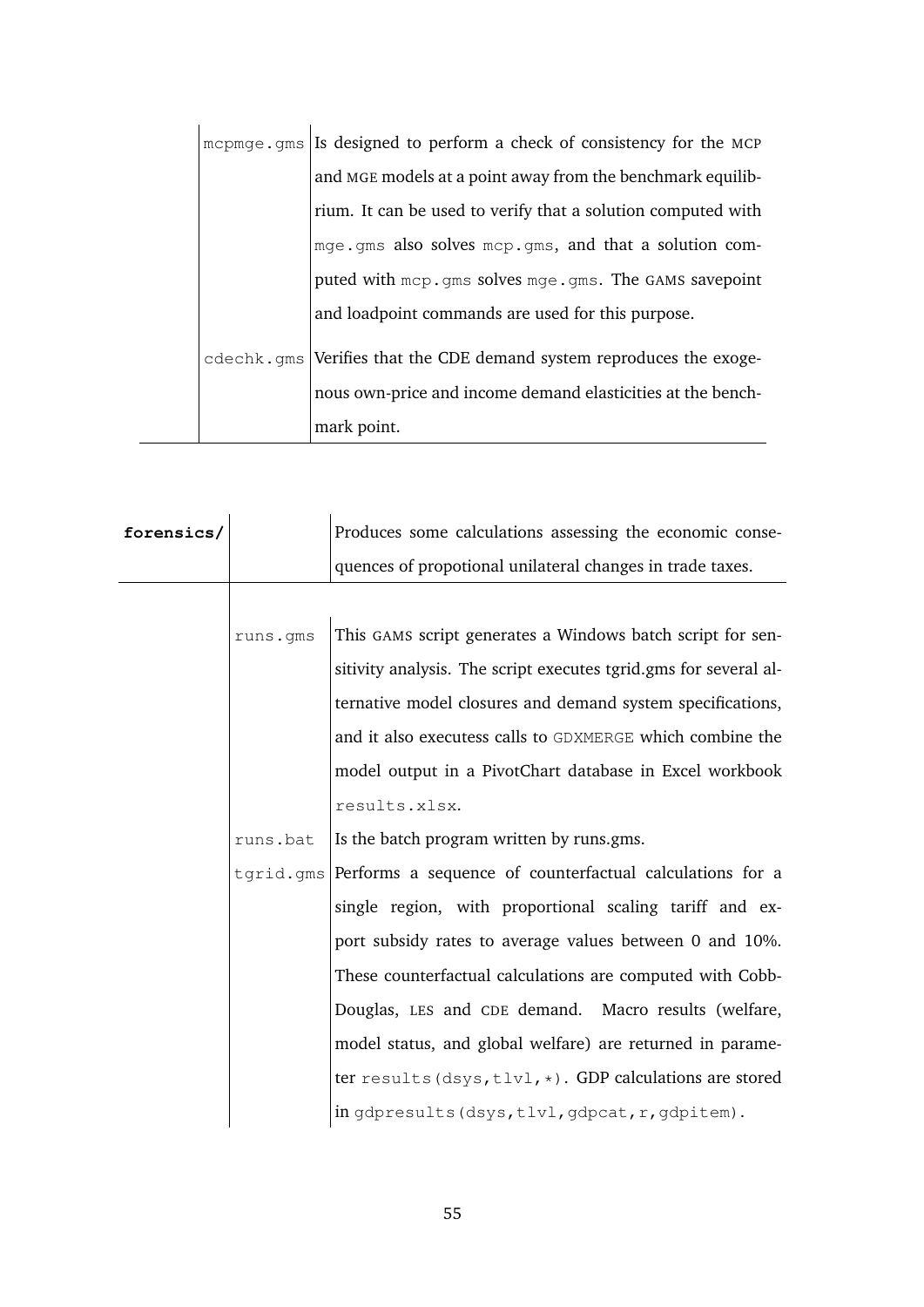| | | |
|---|---|---|
| | `mcpmge.gms` | Is designed to perform a check of consistency for the MCP and MGE models at a point away from the benchmark equilibrium. It can be used to verify that a solution computed with `mge.gms` also solves `mcp.gms`, and that a solution computed with `mcp.gms` solves `mge.gms`. The GAMS savepoint and loadpoint commands are used for this purpose. |
| | `cdechk.gms` | Verifies that the CDE demand system reproduces the exogenous own-price and income demand elasticities at the benchmark point. |

| | | |
|---|---|---|
| **forensics/** | | Produces some calculations assessing the economic consequences of propotional unilateral changes in trade taxes. |
| | `runs.gms` | This GAMS script generates a Windows batch script for sensitivity analysis. The script executes tgrid.gms for several alternative model closures and demand system specifications, and it also executess calls to `GDXMERGE` which combine the model output in a PivotChart database in Excel workbook `results.xlsx`. |
| | `runs.bat` | Is the batch program written by runs.gms. |
| | `tgrid.gms` | Performs a sequence of counterfactual calculations for a single region, with proportional scaling tariff and export subsidy rates to average values between 0 and 10%. These counterfactual calculations are computed with Cobb-Douglas, LES and CDE demand. Macro results (welfare, model status, and global welfare) are returned in parameter `results(dsys,tlvl,*)`. GDP calculations are stored in `gdpresults(dsys,tlvl,gdpcat,r,gdpitem)`. |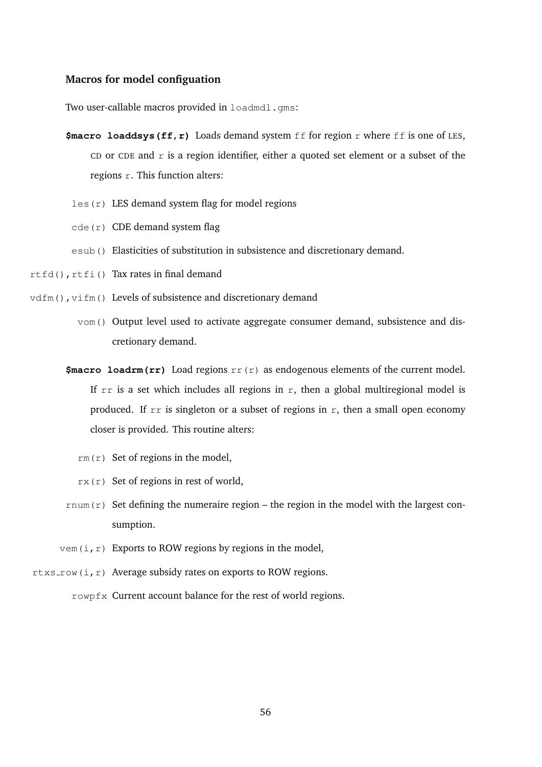### Macros for model configuation

Two user-callable macros provided in `loadmdl.gms`:

**`$macro loaddsys(ff,r)`** Loads demand system `ff` for region `r` where `ff` is one of LES, CD or CDE and `r` is a region identifier, either a quoted set element or a subset of the regions `r`. This function alters:

- `les(r)` LES demand system flag for model regions
- `cde(r)` CDE demand system flag
- `esub()` Elasticities of substitution in subsistence and discretionary demand.
- `rtfd(),rtfi()` Tax rates in final demand
- `vdfm(),vifm()` Levels of subsistence and discretionary demand
- `vom()` Output level used to activate aggregate consumer demand, subsistence and discretionary demand.

**`$macro loadrm(rr)`** Load regions `rr(r)` as endogenous elements of the current model. If `rr` is a set which includes all regions in `r`, then a global multiregional model is produced. If `rr` is singleton or a subset of regions in `r`, then a small open economy closer is provided. This routine alters:

- `rm(r)` Set of regions in the model,
- `rx(r)` Set of regions in rest of world,
- `rnum(r)` Set defining the numeraire region – the region in the model with the largest consumption.
- `vem(i,r)` Exports to ROW regions by regions in the model,
- `rtxs_row(i,r)` Average subsidy rates on exports to ROW regions.
- `rowpfx` Current account balance for the rest of world regions.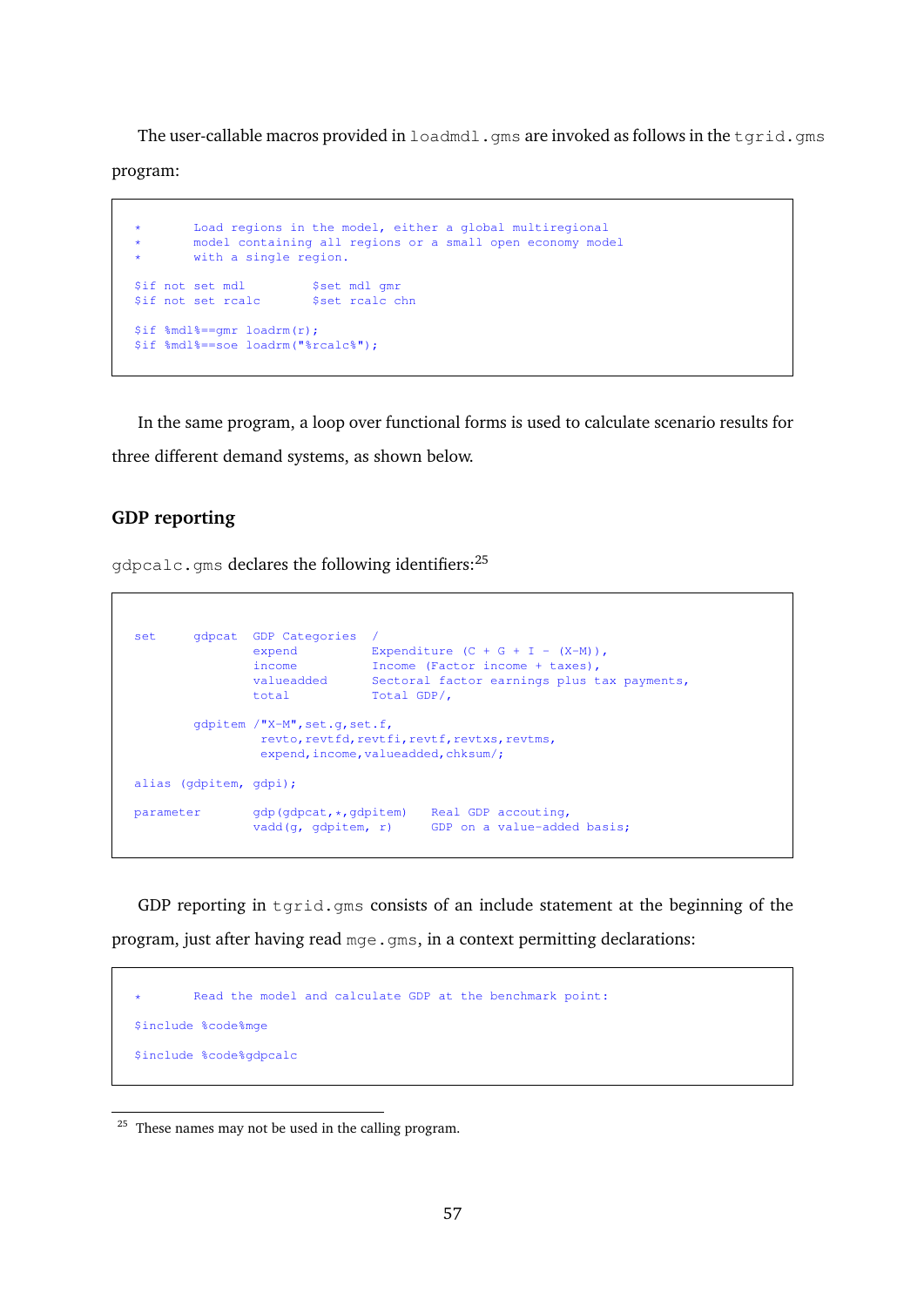The user-callable macros provided in `loadmdl.gms` are invoked as follows in the `tgrid.gms` program:

```
*       Load regions in the model, either a global multiregional
*       model containing all regions or a small open economy model
*       with a single region.

$if not set mdl         $set mdl gmr
$if not set rcalc       $set rcalc chn

$if %mdl%==gmr loadrm(r);
$if %mdl%==soe loadrm("%rcalc%");
```

In the same program, a loop over functional forms is used to calculate scenario results for three different demand systems, as shown below.

## GDP reporting

`gdpcalc.gms` declares the following identifiers:[25]

```
set     gdpcat  GDP Categories  /
                expend          Expenditure (C + G + I - (X-M)),
                income          Income (Factor income + taxes),
                valueadded      Sectoral factor earnings plus tax payments,
                total           Total GDP/,

        gdpitem /"X-M",set.g,set.f,
                 revto,revtfd,revtfi,revtf,revtxs,revtms,
                 expend,income,valueadded,chksum/;

alias (gdpitem, gdpi);

parameter       gdp(gdpcat,*,gdpitem)   Real GDP accouting,
                vadd(g, gdpitem, r)     GDP on a value-added basis;
```

GDP reporting in `tgrid.gms` consists of an include statement at the beginning of the program, just after having read `mge.gms`, in a context permitting declarations:

```
*       Read the model and calculate GDP at the benchmark point:

$include %code%mge

$include %code%gdpcalc
```

[25] These names may not be used in the calling program.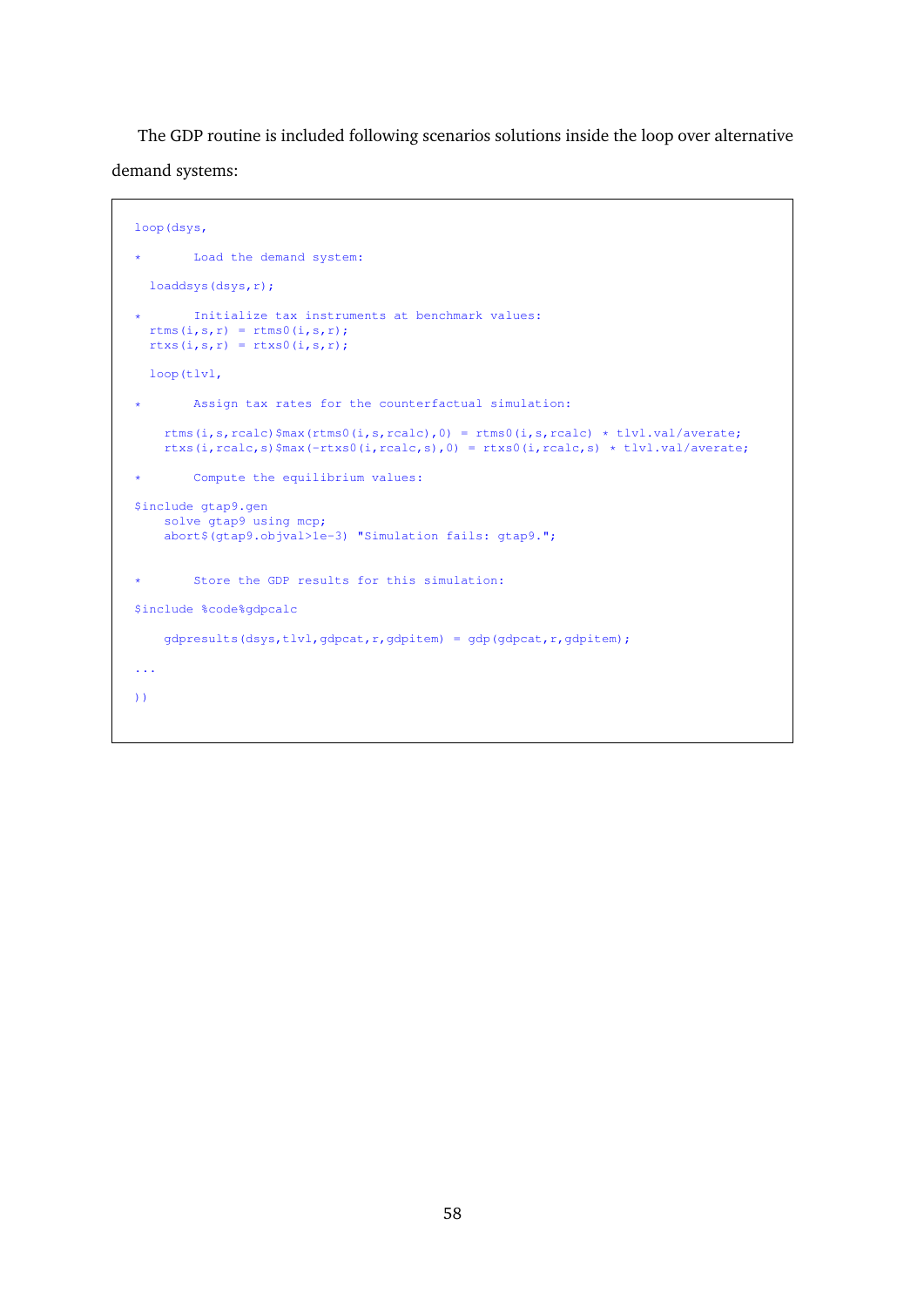The GDP routine is included following scenarios solutions inside the loop over alternative demand systems:

```
loop(dsys,

*       Load the demand system:

  loaddsys(dsys,r);

*       Initialize tax instruments at benchmark values:
  rtms(i,s,r) = rtms0(i,s,r);
  rtxs(i,s,r) = rtxs0(i,s,r);

  loop(tlvl,

*       Assign tax rates for the counterfactual simulation:

    rtms(i,s,rcalc)$max(rtms0(i,s,rcalc),0) = rtms0(i,s,rcalc) * tlvl.val/averate;
    rtxs(i,rcalc,s)$max(-rtxs0(i,rcalc,s),0) = rtxs0(i,rcalc,s) * tlvl.val/averate;

*       Compute the equilibrium values:

$include gtap9.gen
    solve gtap9 using mcp;
    abort$(gtap9.objval>1e-3) "Simulation fails: gtap9.";


*       Store the GDP results for this simulation:

$include %code%gdpcalc

    gdpresults(dsys,tlvl,gdpcat,r,gdpitem) = gdp(gdpcat,r,gdpitem);

...

))
```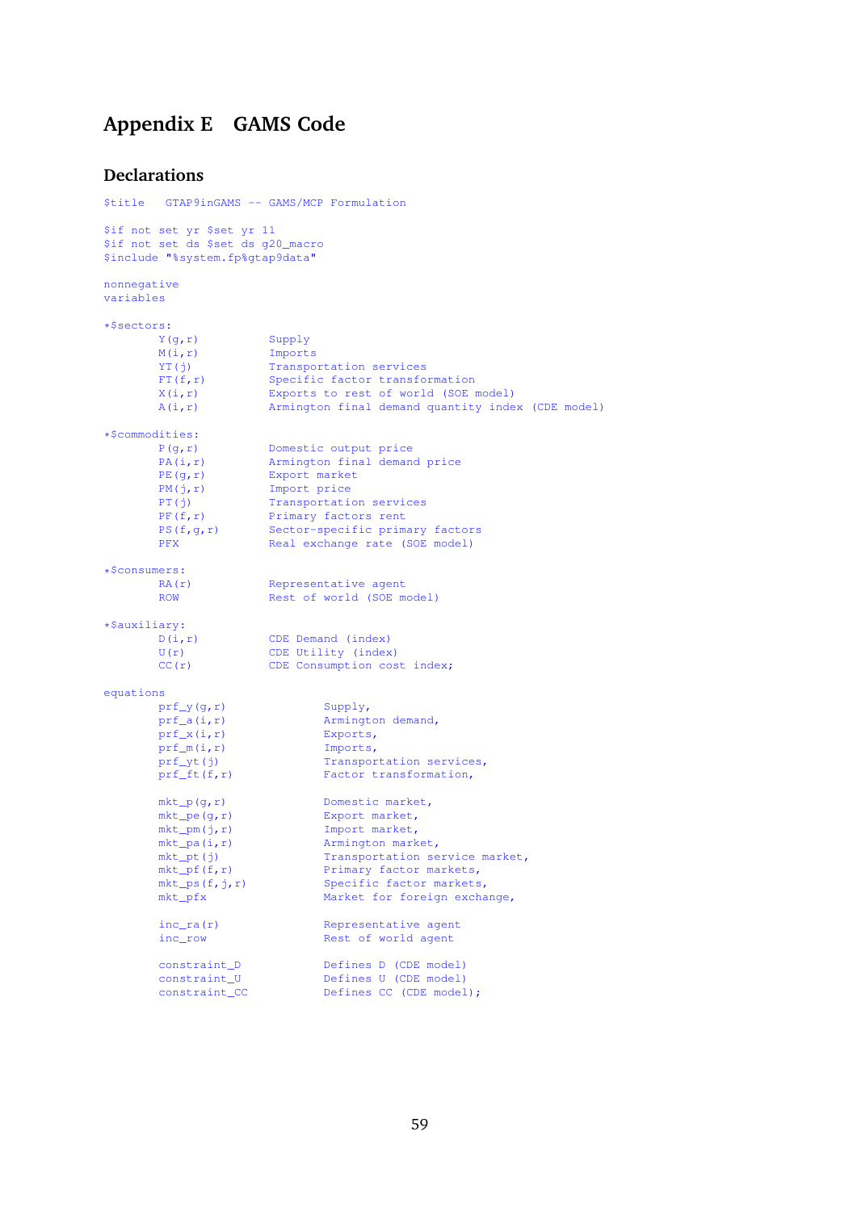# Appendix E GAMS Code

## Declarations

```
$title   GTAP9inGAMS -- GAMS/MCP Formulation

$if not set yr $set yr 11
$if not set ds $set ds g20_macro
$include "%system.fp%gtap9data"

nonnegative
variables

*$sectors:
        Y(g,r)          Supply
        M(i,r)          Imports
        YT(j)           Transportation services
        FT(f,r)         Specific factor transformation
        X(i,r)          Exports to rest of world (SOE model)
        A(i,r)          Armington final demand quantity index (CDE model)

*$commodities:
        P(g,r)          Domestic output price
        PA(i,r)         Armington final demand price
        PE(g,r)         Export market
        PM(j,r)         Import price
        PT(j)           Transportation services
        PF(f,r)         Primary factors rent
        PS(f,g,r)       Sector-specific primary factors
        PFX             Real exchange rate (SOE model)

*$consumers:
        RA(r)           Representative agent
        ROW             Rest of world (SOE model)

*$auxiliary:
        D(i,r)          CDE Demand (index)
        U(r)            CDE Utility (index)
        CC(r)           CDE Consumption cost index;

equations
        prf_y(g,r)              Supply,
        prf_a(i,r)              Armington demand,
        prf_x(i,r)              Exports,
        prf_m(i,r)              Imports,
        prf_yt(j)               Transportation services,
        prf_ft(f,r)             Factor transformation,

        mkt_p(g,r)              Domestic market,
        mkt_pe(g,r)             Export market,
        mkt_pm(j,r)             Import market,
        mkt_pa(i,r)             Armington market,
        mkt_pt(j)               Transportation service market,
        mkt_pf(f,r)             Primary factor markets,
        mkt_ps(f,j,r)           Specific factor markets,
        mkt_pfx                 Market for foreign exchange,

        inc_ra(r)               Representative agent
        inc_row                 Rest of world agent

        constraint_D            Defines D (CDE model)
        constraint_U            Defines U (CDE model)
        constraint_CC           Defines CC (CDE model);
```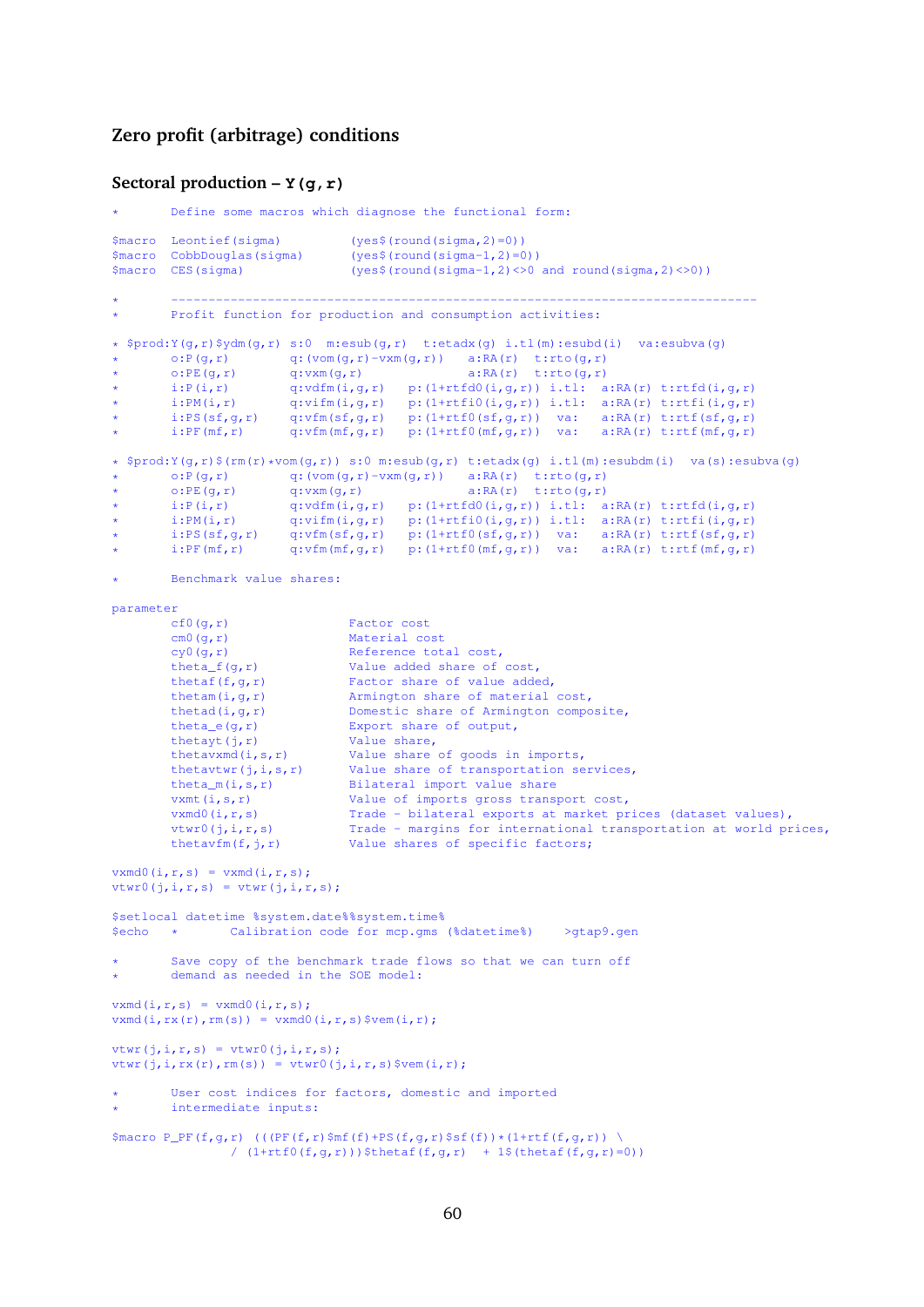## Zero profit (arbitrage) conditions

### Sectoral production – Y(g,r)

```
*       Define some macros which diagnose the functional form:

$macro  Leontief(sigma)         (yes$(round(sigma,2)=0))
$macro  CobbDouglas(sigma)      (yes$(round(sigma-1,2)=0))
$macro  CES(sigma)              (yes$(round(sigma-1,2)<>0 and round(sigma,2)<>0))

*       -----------------------------------------------------------------------------
*       Profit function for production and consumption activities:

* $prod:Y(g,r)$ydm(g,r) s:0  m:esub(g,r)  t:etadx(g) i.tl(m):esubd(i)  va:esubva(g)
*       o:P(g,r)        q:(vom(g,r)-vxm(g,r))    a:RA(r)  t:rto(g,r)
*       o:PE(g,r)       q:vxm(g,r)               a:RA(r)  t:rto(g,r)
*       i:P(i,r)        q:vdfm(i,g,r)   p:(1+rtfd0(i,g,r)) i.tl:  a:RA(r) t:rtfd(i,g,r)
*       i:PM(i,r)       q:vifm(i,g,r)   p:(1+rtfi0(i,g,r)) i.tl:  a:RA(r) t:rtfi(i,g,r)
*       i:PS(sf,g,r)    q:vfm(sf,g,r)   p:(1+rtf0(sf,g,r))  va:   a:RA(r) t:rtf(sf,g,r)
*       i:PF(mf,r)      q:vfm(mf,g,r)   p:(1+rtf0(mf,g,r))  va:   a:RA(r) t:rtf(mf,g,r)

* $prod:Y(g,r)$(rm(r)*vom(g,r)) s:0 m:esub(g,r) t:etadx(g) i.tl(m):esubdm(i)  va(s):esubva(g)
*       o:P(g,r)        q:(vom(g,r)-vxm(g,r))    a:RA(r)  t:rto(g,r)
*       o:PE(g,r)       q:vxm(g,r)               a:RA(r)  t:rto(g,r)
*       i:P(i,r)        q:vdfm(i,g,r)   p:(1+rtfd0(i,g,r)) i.tl:  a:RA(r) t:rtfd(i,g,r)
*       i:PM(i,r)       q:vifm(i,g,r)   p:(1+rtfi0(i,g,r)) i.tl:  a:RA(r) t:rtfi(i,g,r)
*       i:PS(sf,g,r)    q:vfm(sf,g,r)   p:(1+rtf0(sf,g,r))  va:   a:RA(r) t:rtf(sf,g,r)
*       i:PF(mf,r)      q:vfm(mf,g,r)   p:(1+rtf0(mf,g,r))  va:   a:RA(r) t:rtf(mf,g,r)

*       Benchmark value shares:

parameter
        cf0(g,r)                Factor cost
        cm0(g,r)                Material cost
        cy0(g,r)                Reference total cost,
        theta_f(g,r)            Value added share of cost,
        thetaf(f,g,r)           Factor share of value added,
        thetam(i,g,r)           Armington share of material cost,
        thetad(i,g,r)           Domestic share of Armington composite,
        theta_e(g,r)            Export share of output,
        thetayt(j,r)            Value share,
        thetavxmd(i,s,r)        Value share of goods in imports,
        thetavtwr(j,i,s,r)      Value share of transportation services,
        theta_m(i,s,r)          Bilateral import value share
        vxmt(i,s,r)             Value of imports gross transport cost,
        vxmd0(i,r,s)            Trade - bilateral exports at market prices (dataset values),
        vtwr0(j,i,r,s)          Trade - margins for international transportation at world prices,
        thetavfm(f,j,r)         Value shares of specific factors;

vxmd0(i,r,s) = vxmd(i,r,s);
vtwr0(j,i,r,s) = vtwr(j,i,r,s);

$setlocal datetime %system.date%%system.time%
$echo   *       Calibration code for mcp.gms (%datetime%)    >gtap9.gen

*       Save copy of the benchmark trade flows so that we can turn off
*       demand as needed in the SOE model:

vxmd(i,r,s) = vxmd0(i,r,s);
vxmd(i,rx(r),rm(s)) = vxmd0(i,r,s)$vem(i,r);

vtwr(j,i,r,s) = vtwr0(j,i,r,s);
vtwr(j,i,rx(r),rm(s)) = vtwr0(j,i,r,s)$vem(i,r);

*       User cost indices for factors, domestic and imported
*       intermediate inputs:

$macro P_PF(f,g,r)  (((PF(f,r)$mf(f)+PS(f,g,r)$sf(f))*(1+rtf(f,g,r)) \
                / (1+rtf0(f,g,r)))$thetaf(f,g,r)  + 1$(thetaf(f,g,r)=0))
```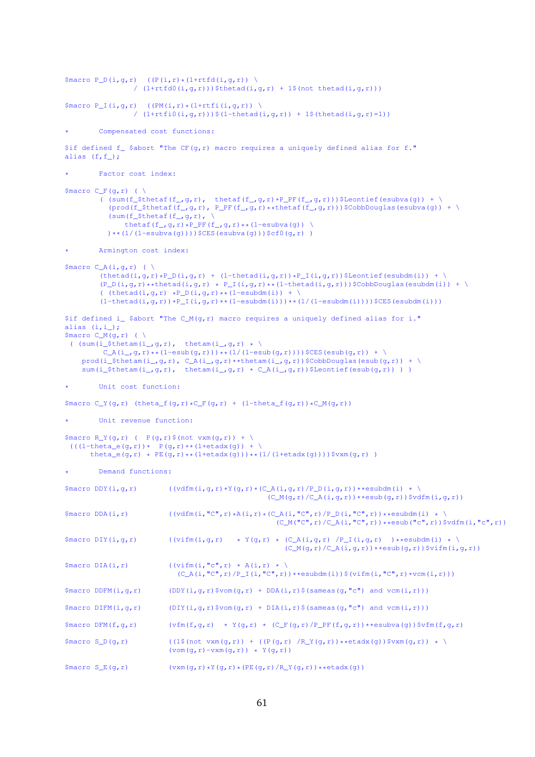```
$macro P_D(i,g,r)  ((P(i,r)*(1+rtfd(i,g,r)) \
                / (1+rtfd0(i,g,r)))$thetad(i,g,r) + 1$(not thetad(i,g,r)))

$macro P_I(i,g,r)  ((PM(i,r)*(1+rtfi(i,g,r)) \
                / (1+rtfi0(i,g,r)))$(1-thetad(i,g,r)) + 1$(thetad(i,g,r)=1))

*       Compensated cost functions:

$if defined f_ $abort "The CF(g,r) macro requires a uniquely defined alias for f."
alias (f,f_);

*       Factor cost index:

$macro C_F(g,r) ( \
        ( (sum(f_$thetaf(f_,g,r),  thetaf(f_,g,r)*P_PF(f_,g,r)))$Leontief(esubva(g)) + \
          (prod(f_$thetaf(f_,g,r), P_PF(f_,g,r)**thetaf(f_,g,r)))$CobbDouglas(esubva(g)) + \
          (sum(f_$thetaf(f_,g,r), \
              thetaf(f_,g,r)*P_PF(f_,g,r)**(1-esubva(g)) \
          )**(1/(1-esubva(g))))$CES(esubva(g)))$cf0(g,r) )

*       Armington cost index:

$macro C_A(i,g,r) ( \
        (thetad(i,g,r)*P_D(i,g,r) + (1-thetad(i,g,r))*P_I(i,g,r))$Leontief(esubdm(i)) + \
        (P_D(i,g,r)**thetad(i,g,r) * P_I(i,g,r)**(1-thetad(i,g,r)))$CobbDouglas(esubdm(i)) + \
        ( (thetad(i,g,r) *P_D(i,g,r)**(1-esubdm(i)) + \
        (1-thetad(i,g,r))*P_I(i,g,r)**(1-esubdm(i))**(1/(1-esubdm(i))))$CES(esubdm(i)))

$if defined i_ $abort "The C_M(g,r) macro requires a uniquely defined alias for i."
alias (i,i_);
$macro C_M(g,r) ( \
 ( (sum(i_$thetam(i_,g,r),  thetam(i_,g,r) * \
          C_A(i_,g,r)**(1-esub(g,r)))**(1/(1-esub(g,r))))$CES(esub(g,r)) + \
    prod(i_$thetam(i_,g,r), C_A(i_,g,r)**thetam(i_,g,r))$CobbDouglas(esub(g,r)) + \
    sum(i_$thetam(i_,g,r),  thetam(i_,g,r) * C_A(i_,g,r))$Leontief(esub(g,r)) ) )

*       Unit cost function:

$macro C_Y(g,r) (theta_f(g,r)*C_F(g,r) + (1-theta_f(g,r))*C_M(g,r))

*       Unit revenue function:

$macro R_Y(g,r) (  P(g,r)$(not vxm(g,r)) + \
 (((1-theta_e(g,r))*  P(g,r)**(1+etadx(g)) + \
      theta_e(g,r) * PE(g,r)**(1+etadx(g)))**(1/(1+etadx(g))))$vxm(g,r) )

*       Demand functions:

$macro DDY(i,g,r)       ((vdfm(i,g,r)*Y(g,r)*(C_A(i,g,r)/P_D(i,g,r))**esubdm(i) * \
                                      (C_M(g,r)/C_A(i,g,r))**esub(g,r))$vdfm(i,g,r))

$macro DDA(i,r)         ((vdfm(i,"C",r)*A(i,r)*(C_A(i,"C",r)/P_D(i,"C",r))**esubdm(i) * \
                                        (C_M("C",r)/C_A(i,"C",r))**esub("c",r))$vdfm(i,"c",r))

$macro DIY(i,g,r)       ((vifm(i,g,r)   * Y(g,r) * (C_A(i,g,r) /P_I(i,g,r)  )**esubdm(i) * \
                                          (C_M(g,r)/C_A(i,g,r))**esub(g,r))$vifm(i,g,r))

$macro DIA(i,r)         ((vifm(i,"c",r) * A(i,r) * \
                          (C_A(i,"C",r)/P_I(i,"C",r))**esubdm(i))$(vifm(i,"C",r)*vcm(i,r)))

$macro DDFM(i,g,r)      (DDY(i,g,r)$vom(g,r) + DDA(i,r)$(sameas(g,"c") and vcm(i,r)))

$macro DIFM(i,g,r)      (DIY(i,g,r)$vom(g,r) + DIA(i,r)$(sameas(g,"c") and vcm(i,r)))

$macro DFM(f,g,r)       (vfm(f,g,r)  * Y(g,r) * (C_F(g,r)/P_PF(f,g,r))**esubva(g))$vfm(f,g,r)

$macro S_D(g,r)         ((1$(not vxm(g,r)) + ((P(g,r) /R_Y(g,r))**etadx(g))$vxm(g,r)) * \
                        (vom(g,r)-vxm(g,r)) * Y(g,r))

$macro S_E(g,r)         (vxm(g,r)*Y(g,r)*(PE(g,r)/R_Y(g,r))**etadx(g))
```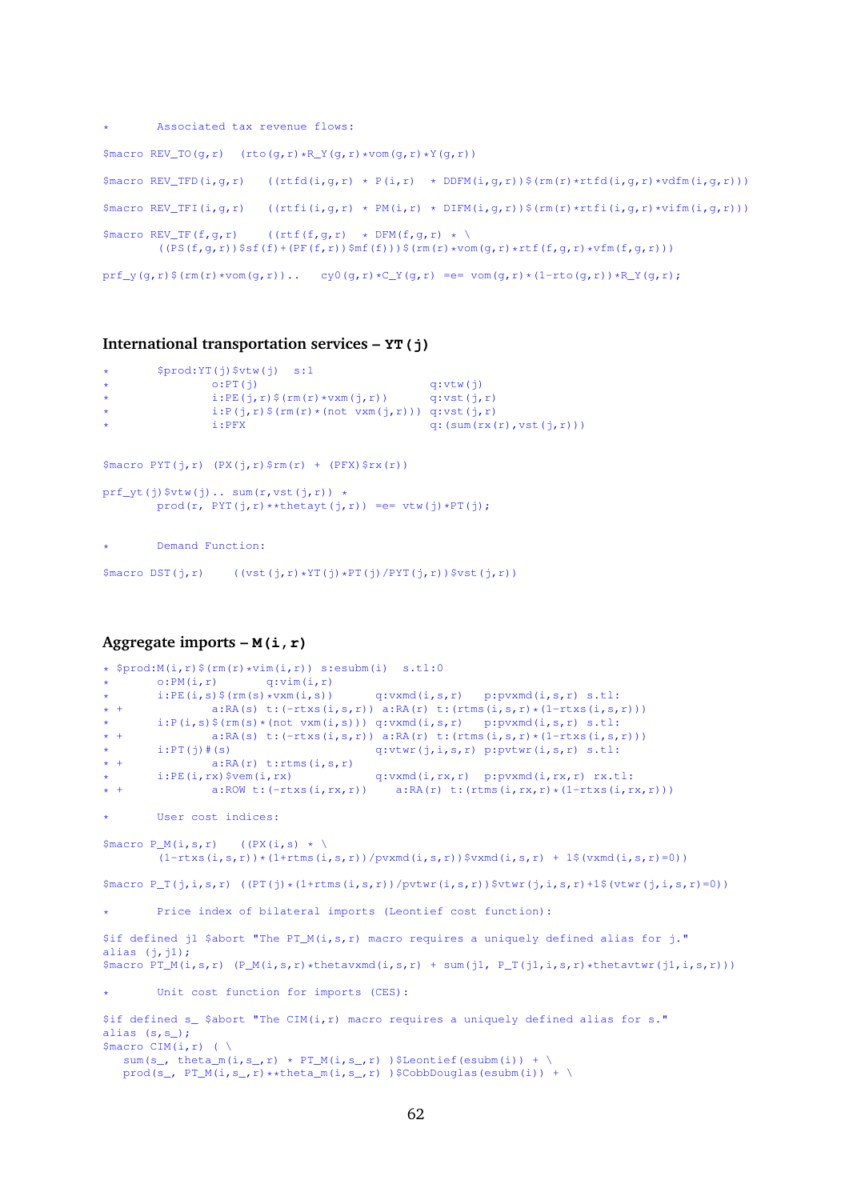```
*       Associated tax revenue flows:

$macro REV_TO(g,r)  (rto(g,r)*R_Y(g,r)*vom(g,r)*Y(g,r))

$macro REV_TFD(i,g,r)   ((rtfd(i,g,r) * P(i,r)  * DDFM(i,g,r))$(rm(r)*rtfd(i,g,r)*vdfm(i,g,r)))

$macro REV_TFI(i,g,r)   ((rtfi(i,g,r) * PM(i,r) * DIFM(i,g,r))$(rm(r)*rtfi(i,g,r)*vifm(i,g,r)))

$macro REV_TF(f,g,r)    ((rtf(f,g,r)  * DFM(f,g,r) * \
        ((PS(f,g,r))$sf(f)+(PF(f,r))$mf(f)))$(rm(r)*vom(g,r)*rtf(f,g,r)*vfm(f,g,r)))

prf_y(g,r)$(rm(r)*vom(g,r))..   cy0(g,r)*C_Y(g,r) =e= vom(g,r)*(1-rto(g,r))*R_Y(g,r);
```

### International transportation services – YT(j)

```
*       $prod:YT(j)$vtw(j)  s:1
*               o:PT(j)                         q:vtw(j)
*               i:PE(j,r)$(rm(r)*vxm(j,r))      q:vst(j,r)
*               i:P(j,r)$(rm(r)*(not vxm(j,r))) q:vst(j,r)
*               i:PFX                           q:(sum(rx(r),vst(j,r)))


$macro PYT(j,r) (PX(j,r)$rm(r) + (PFX)$rx(r))

prf_yt(j)$vtw(j).. sum(r,vst(j,r)) *
        prod(r, PYT(j,r)**thetayt(j,r)) =e= vtw(j)*PT(j);


*       Demand Function:

$macro DST(j,r)    ((vst(j,r)*YT(j)*PT(j)/PYT(j,r))$vst(j,r))
```

### Aggregate imports – M(i,r)

```
* $prod:M(i,r)$(rm(r)*vim(i,r)) s:esubm(i)  s.tl:0
*       o:PM(i,r)       q:vim(i,r)
*       i:PE(i,s)$(rm(s)*vxm(i,s))      q:vxmd(i,s,r)   p:pvxmd(i,s,r) s.tl:
* +             a:RA(s) t:(-rtxs(i,s,r)) a:RA(r) t:(rtms(i,s,r)*(1-rtxs(i,s,r)))
*       i:P(i,s)$(rm(s)*(not vxm(i,s))) q:vxmd(i,s,r)   p:pvxmd(i,s,r) s.tl:
* +             a:RA(s) t:(-rtxs(i,s,r)) a:RA(r) t:(rtms(i,s,r)*(1-rtxs(i,s,r)))
*       i:PT(j)#(s)                     q:vtwr(j,i,s,r) p:pvtwr(i,s,r) s.tl:
* +             a:RA(r) t:rtms(i,s,r)
*       i:PE(i,rx)$vem(i,rx)            q:vxmd(i,rx,r)  p:pvxmd(i,rx,r) rx.tl:
* +             a:ROW t:(-rtxs(i,rx,r))    a:RA(r) t:(rtms(i,rx,r)*(1-rtxs(i,rx,r)))

*       User cost indices:

$macro P_M(i,s,r)   ((PX(i,s) * \
        (1-rtxs(i,s,r))*(1+rtms(i,s,r))/pvxmd(i,s,r))$vxmd(i,s,r) + 1$(vxmd(i,s,r)=0))

$macro P_T(j,i,s,r) ((PT(j)*(1+rtms(i,s,r))/pvtwr(i,s,r))$vtwr(j,i,s,r)+1$(vtwr(j,i,s,r)=0))

*       Price index of bilateral imports (Leontief cost function):

$if defined j1 $abort "The PT_M(i,s,r) macro requires a uniquely defined alias for j."
alias (j,j1);
$macro PT_M(i,s,r) (P_M(i,s,r)*thetavxmd(i,s,r) + sum(j1, P_T(j1,i,s,r)*thetavtwr(j1,i,s,r)))

*       Unit cost function for imports (CES):

$if defined s_ $abort "The CIM(i,r) macro requires a uniquely defined alias for s."
alias (s,s_);
$macro CIM(i,r) ( \
   sum(s_, theta_m(i,s_,r) * PT_M(i,s_,r) )$Leontief(esubm(i)) + \
   prod(s_, PT_M(i,s_,r)**theta_m(i,s_,r) )$CobbDouglas(esubm(i)) + \
```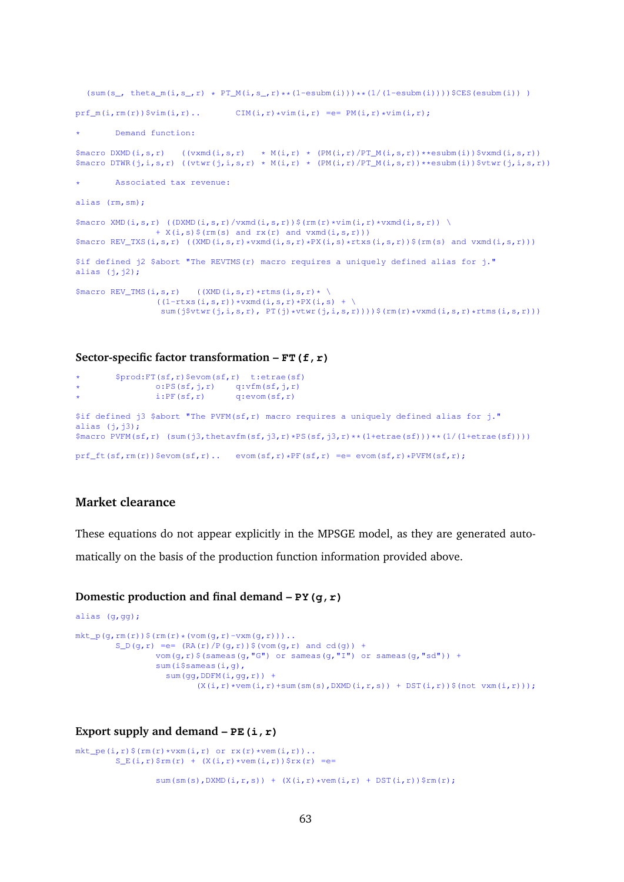```
  (sum(s_, theta_m(i,s_,r) * PT_M(i,s_,r)**(1-esubm(i)))**(1/(1-esubm(i))))$CES(esubm(i)) )

prf_m(i,rm(r))$vim(i,r)..       CIM(i,r)*vim(i,r) =e= PM(i,r)*vim(i,r);

*       Demand function:

$macro DXMD(i,s,r)    ((vxmd(i,s,r)    * M(i,r) * (PM(i,r)/PT_M(i,s,r))**esubm(i))$vxmd(i,s,r))
$macro DTWR(j,i,s,r)  ((vtwr(j,i,s,r) * M(i,r) * (PM(i,r)/PT_M(i,s,r))**esubm(i))$vtwr(j,i,s,r))

*       Associated tax revenue:

alias (rm,sm);

$macro XMD(i,s,r)  ((DXMD(i,s,r)/vxmd(i,s,r))$(rm(r)*vim(i,r)*vxmd(i,s,r)) \
                + X(i,s)$(rm(s) and rx(r) and vxmd(i,s,r)))
$macro REV_TXS(i,s,r)  ((XMD(i,s,r)*vxmd(i,s,r)*PX(i,s)*rtxs(i,s,r))$(rm(s) and vxmd(i,s,r)))

$if defined j2 $abort "The REVTMS(r) macro requires a uniquely defined alias for j."
alias (j,j2);

$macro REV_TMS(i,s,r)    ((XMD(i,s,r)*rtms(i,s,r)* \
                ((1-rtxs(i,s,r))*vxmd(i,s,r)*PX(i,s) + \
                 sum(j$vtwr(j,i,s,r), PT(j)*vtwr(j,i,s,r))))$(rm(r)*vxmd(i,s,r)*rtms(i,s,r)))
```

### Sector-specific factor transformation – `FT(f,r)`

```
*       $prod:FT(sf,r)$evom(sf,r)  t:etrae(sf)
*               o:PS(sf,j,r)     q:vfm(sf,j,r)
*               i:PF(sf,r)       q:evom(sf,r)

$if defined j3 $abort "The PVFM(sf,r) macro requires a uniquely defined alias for j."
alias (j,j3);
$macro PVFM(sf,r)  (sum(j3,thetavfm(sf,j3,r)*PS(sf,j3,r)**(1+etrae(sf)))**(1/(1+etrae(sf))))

prf_ft(sf,rm(r))$evom(sf,r)..   evom(sf,r)*PF(sf,r) =e= evom(sf,r)*PVFM(sf,r);
```

## Market clearance

These equations do not appear explicitly in the MPSGE model, as they are generated automatically on the basis of the production function information provided above.

### Domestic production and final demand – `PY(g,r)`

```
alias (g,gg);

mkt_p(g,rm(r))$(rm(r)*(vom(g,r)-vxm(g,r)))..
        S_D(g,r) =e= (RA(r)/P(g,r))$(vom(g,r) and cd(g)) +
                vom(g,r)$(sameas(g,"G") or sameas(g,"I") or sameas(g,"sd")) +
                sum(i$sameas(i,g),
                  sum(gg,DDFM(i,gg,r)) +
                        (X(i,r)*vem(i,r)+sum(sm(s),DXMD(i,r,s)) + DST(i,r))$(not vxm(i,r)));
```

### Export supply and demand – `PE(i,r)`

```
mkt_pe(i,r)$(rm(r)*vxm(i,r) or rx(r)*vem(i,r))..
        S_E(i,r)$rm(r) + (X(i,r)*vem(i,r))$rx(r) =e=

                sum(sm(s),DXMD(i,r,s)) + (X(i,r)*vem(i,r) + DST(i,r))$rm(r);
```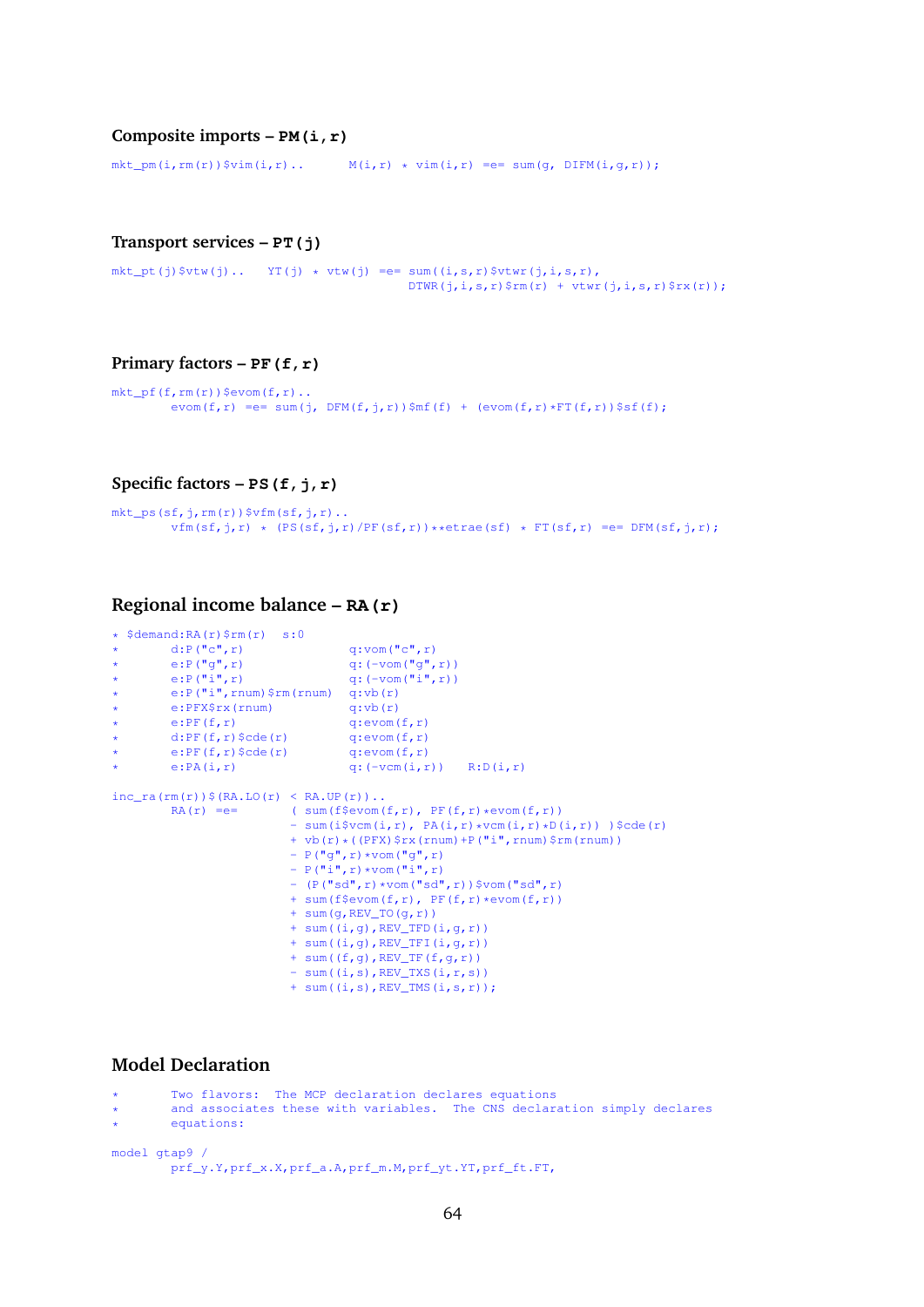### Composite imports – `PM(i,r)`

```
mkt_pm(i,rm(r))$vim(i,r)..      M(i,r) * vim(i,r) =e= sum(g, DIFM(i,g,r));
```

### Transport services – `PT(j)`

```
mkt_pt(j)$vtw(j)..   YT(j) * vtw(j) =e= sum((i,s,r)$vtwr(j,i,s,r),
                                   DTWR(j,i,s,r)$rm(r) + vtwr(j,i,s,r)$rx(r));
```

### Primary factors – `PF(f,r)`

```
mkt_pf(f,rm(r))$evom(f,r)..
        evom(f,r) =e= sum(j, DFM(f,j,r))$mf(f) + (evom(f,r)*FT(f,r))$sf(f);
```

### Specific factors – `PS(f,j,r)`

```
mkt_ps(sf,j,rm(r))$vfm(sf,j,r)..
        vfm(sf,j,r) * (PS(sf,j,r)/PF(sf,r))**etrae(sf) * FT(sf,r) =e= DFM(sf,j,r);
```

### Regional income balance – `RA(r)`

```
* $demand:RA(r)$rm(r)   s:0
*       d:P("c",r)              q:vom("c",r)
*       e:P("g",r)              q:(-vom("g",r))
*       e:P("i",r)              q:(-vom("i",r))
*       e:P("i",rnum)$rm(rnum)  q:vb(r)
*       e:PFX$rx(rnum)          q:vb(r)
*       e:PF(f,r)               q:evom(f,r)
*       d:PF(f,r)$cde(r)        q:evom(f,r)
*       e:PF(f,r)$cde(r)        q:evom(f,r)
*       e:PA(i,r)               q:(-vcm(i,r))   R:D(i,r)

inc_ra(rm(r))$(RA.LO(r) < RA.UP(r))..
        RA(r) =e=       ( sum(f$evom(f,r), PF(f,r)*evom(f,r))
                        - sum(i$vcm(i,r), PA(i,r)*vcm(i,r)*D(i,r)) )$cde(r)
                        + vb(r)*((PFX)$rx(rnum)+P("i",rnum)$rm(rnum))
                        - P("g",r)*vom("g",r)
                        - P("i",r)*vom("i",r)
                        - (P("sd",r)*vom("sd",r))$vom("sd",r)
                        + sum(f$evom(f,r), PF(f,r)*evom(f,r))
                        + sum(g,REV_TO(g,r))
                        + sum((i,g),REV_TFD(i,g,r))
                        + sum((i,g),REV_TFI(i,g,r))
                        + sum((f,g),REV_TF(f,g,r))
                        - sum((i,s),REV_TXS(i,r,s))
                        + sum((i,s),REV_TMS(i,s,r));
```

### Model Declaration

```
*       Two flavors:  The MCP declaration declares equations
*       and associates these with variables.  The CNS declaration simply declares
*       equations:

model gtap9 /
        prf_y.Y,prf_x.X,prf_a.A,prf_m.M,prf_yt.YT,prf_ft.FT,
```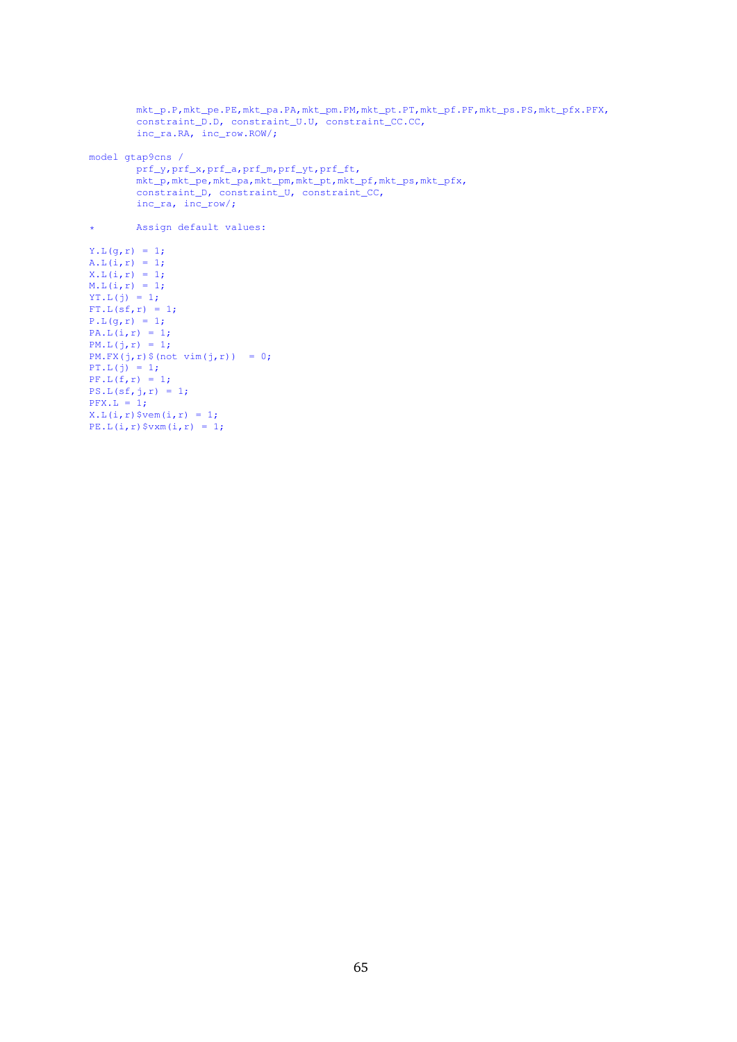```
        mkt_p.P,mkt_pe.PE,mkt_pa.PA,mkt_pm.PM,mkt_pt.PT,mkt_pf.PF,mkt_ps.PS,mkt_pfx.PFX,
        constraint_D.D, constraint_U.U, constraint_CC.CC,
        inc_ra.RA, inc_row.ROW/;

model gtap9cns /
        prf_y,prf_x,prf_a,prf_m,prf_yt,prf_ft,
        mkt_p,mkt_pe,mkt_pa,mkt_pm,mkt_pt,mkt_pf,mkt_ps,mkt_pfx,
        constraint_D, constraint_U, constraint_CC,
        inc_ra, inc_row/;

*       Assign default values:

Y.L(g,r)  = 1;
A.L(i,r)  = 1;
X.L(i,r)  = 1;
M.L(i,r)  = 1;
YT.L(j)  = 1;
FT.L(sf,r)  = 1;
P.L(g,r)  = 1;
PA.L(i,r)  = 1;
PM.L(j,r)  = 1;
PM.FX(j,r)$(not vim(j,r))   = 0;
PT.L(j)  = 1;
PF.L(f,r)  = 1;
PS.L(sf,j,r)  = 1;
PFX.L  = 1;
X.L(i,r)$vem(i,r)  = 1;
PE.L(i,r)$vxm(i,r)  = 1;
```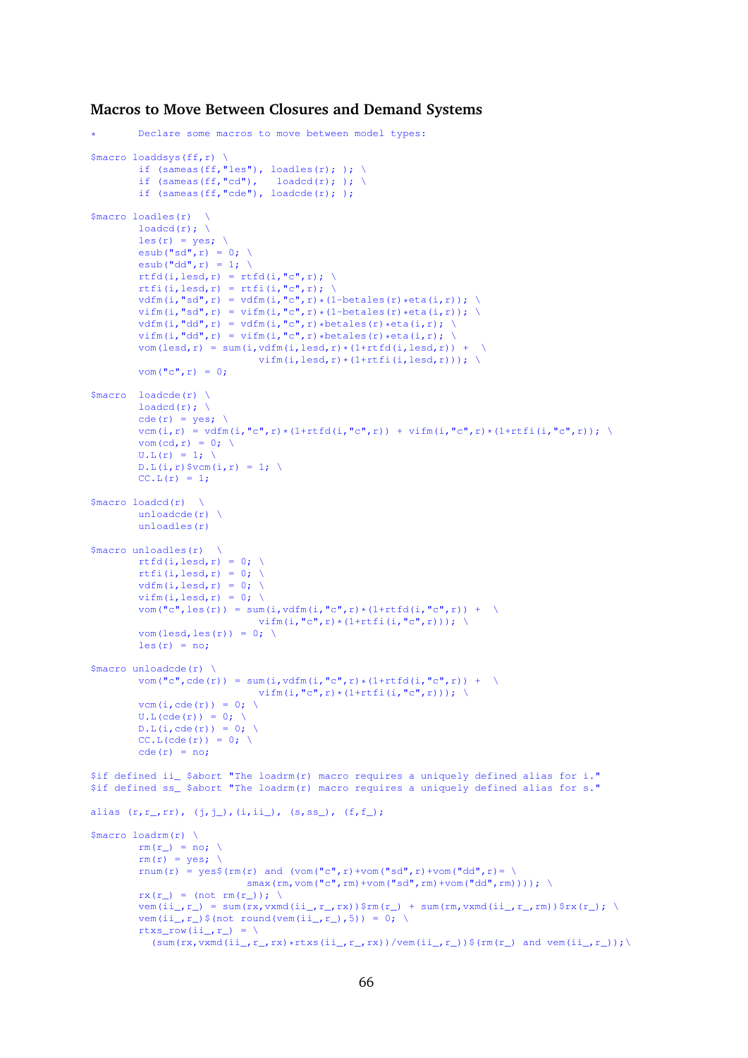### Macros to Move Between Closures and Demand Systems

```
*       Declare some macros to move between model types:

$macro loaddsys(ff,r)  \
        if (sameas(ff,"les"), loadles(r); ); \
        if (sameas(ff,"cd"),   loadcd(r); ); \
        if (sameas(ff,"cde"), loadcde(r); );

$macro loadles(r)   \
        loadcd(r); \
        les(r) = yes; \
        esub("sd",r) = 0; \
        esub("dd",r) = 1; \
        rtfd(i,lesd,r) = rtfd(i,"c",r); \
        rtfi(i,lesd,r) = rtfi(i,"c",r); \
        vdfm(i,"sd",r) = vdfm(i,"c",r)*(1-betales(r)*eta(i,r)); \
        vifm(i,"sd",r) = vifm(i,"c",r)*(1-betales(r)*eta(i,r)); \
        vdfm(i,"dd",r) = vdfm(i,"c",r)*betales(r)*eta(i,r); \
        vifm(i,"dd",r) = vifm(i,"c",r)*betales(r)*eta(i,r); \
        vom(lesd,r) = sum(i,vdfm(i,lesd,r)*(1+rtfd(i,lesd,r)) +   \
                           vifm(i,lesd,r)*(1+rtfi(i,lesd,r))); \
        vom("c",r) = 0;

$macro  loadcde(r)  \
        loadcd(r); \
        cde(r) = yes; \
        vcm(i,r) = vdfm(i,"c",r)*(1+rtfd(i,"c",r)) + vifm(i,"c",r)*(1+rtfi(i,"c",r)); \
        vom(cd,r) = 0; \
        U.L(r) = 1; \
        D.L(i,r)$vcm(i,r) = 1; \
        CC.L(r) = 1;

$macro loadcd(r)   \
        unloadcde(r) \
        unloadles(r)

$macro unloadles(r)   \
        rtfd(i,lesd,r) = 0; \
        rtfi(i,lesd,r) = 0; \
        vdfm(i,lesd,r) = 0; \
        vifm(i,lesd,r) = 0; \
        vom("c",les(r)) = sum(i,vdfm(i,"c",r)*(1+rtfd(i,"c",r)) +   \
                           vifm(i,"c",r)*(1+rtfi(i,"c",r))); \
        vom(lesd,les(r)) = 0; \
        les(r) = no;

$macro unloadcde(r)  \
        vom("c",cde(r)) = sum(i,vdfm(i,"c",r)*(1+rtfd(i,"c",r)) +   \
                           vifm(i,"c",r)*(1+rtfi(i,"c",r))); \
        vcm(i,cde(r)) = 0; \
        U.L(cde(r)) = 0; \
        D.L(i,cde(r)) = 0; \
        CC.L(cde(r)) = 0; \
        cde(r) = no;

$if defined ii_ $abort "The loadrm(r) macro requires a uniquely defined alias for i."
$if defined ss_ $abort "The loadrm(r) macro requires a uniquely defined alias for s."

alias (r,r_,rr), (j,j_),(i,ii_), (s,ss_), (f,f_);

$macro loadrm(r)  \
        rm(r_) = no; \
        rm(r) = yes; \
        rnum(r) = yes$(rm(r) and (vom("c",r)+vom("sd",r)+vom("dd",r)= \
                         smax(rm,vom("c",rm)+vom("sd",rm)+vom("dd",rm)))); \
        rx(r_) = (not rm(r_)); \
        vem(ii_,r_) = sum(rx,vxmd(ii_,r_,rx))$rm(r_) + sum(rm,vxmd(ii_,r_,rm))$rx(r_); \
        vem(ii_,r_)$(not round(vem(ii_,r_),5)) = 0; \
        rtxs_row(ii_,r_) = \
          (sum(rx,vxmd(ii_,r_,rx)*rtxs(ii_,r_,rx))/vem(ii_,r_))$(rm(r_) and vem(ii_,r_));\
```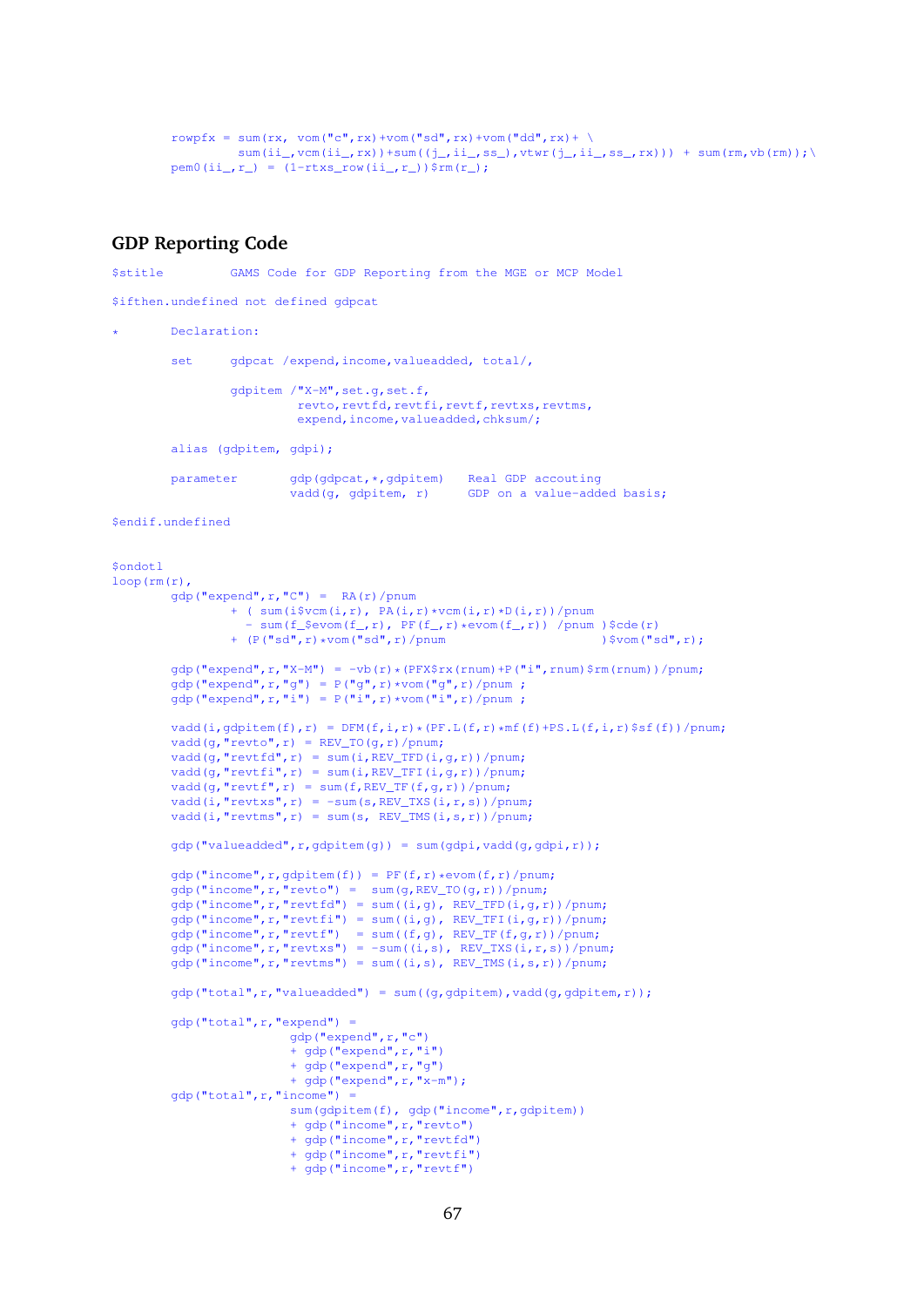```
        rowpfx = sum(rx, vom("c",rx)+vom("sd",rx)+vom("dd",rx)+ \
                 sum(ii_,vcm(ii_,rx))+sum((j_,ii_,ss_),vtwr(j_,ii_,ss_,rx))) + sum(rm,vb(rm));\
        pem0(ii_,r_) = (1-rtxs_row(ii_,r_))$rm(r_);
```

## GDP Reporting Code

```
$stitle         GAMS Code for GDP Reporting from the MGE or MCP Model

$ifthen.undefined not defined gdpcat

*       Declaration:

        set     gdpcat /expend,income,valueadded, total/,

                gdpitem /"X-M",set.g,set.f,
                         revto,revtfd,revtfi,revtf,revtxs,revtms,
                         expend,income,valueadded,chksum/;

        alias (gdpitem, gdpi);

        parameter       gdp(gdpcat,*,gdpitem)   Real GDP accouting
                        vadd(g, gdpitem, r)     GDP on a value-added basis;

$endif.undefined


$ondotl
loop(rm(r),
        gdp("expend",r,"C") =  RA(r)/pnum
                + ( sum(i$vcm(i,r), PA(i,r)*vcm(i,r)*D(i,r))/pnum
                  - sum(f_$evom(f_,r), PF(f_,r)*evom(f_,r)) /pnum )$cde(r)
                + (P("sd",r)*vom("sd",r)/pnum                    )$vom("sd",r);

        gdp("expend",r,"X-M") = -vb(r)*(PFX$rx(rnum)+P("i",rnum)$rm(rnum))/pnum;
        gdp("expend",r,"g") = P("g",r)*vom("g",r)/pnum ;
        gdp("expend",r,"i") = P("i",r)*vom("i",r)/pnum ;

        vadd(i,gdpitem(f),r)  = DFM(f,i,r)*(PF.L(f,r)*mf(f)+PS.L(f,i,r)$sf(f))/pnum;
        vadd(g,"revto",r) = REV_TO(g,r)/pnum;
        vadd(g,"revtfd",r) = sum(i,REV_TFD(i,g,r))/pnum;
        vadd(g,"revtfi",r) = sum(i,REV_TFI(i,g,r))/pnum;
        vadd(g,"revtf",r) = sum(f,REV_TF(f,g,r))/pnum;
        vadd(i,"revtxs",r) = -sum(s,REV_TXS(i,r,s))/pnum;
        vadd(i,"revtms",r) = sum(s, REV_TMS(i,s,r))/pnum;

        gdp("valueadded",r,gdpitem(g)) = sum(gdpi,vadd(g,gdpi,r));

        gdp("income",r,gdpitem(f)) = PF(f,r)*evom(f,r)/pnum;
        gdp("income",r,"revto") =  sum(g,REV_TO(g,r))/pnum;
        gdp("income",r,"revtfd") = sum((i,g), REV_TFD(i,g,r))/pnum;
        gdp("income",r,"revtfi") = sum((i,g), REV_TFI(i,g,r))/pnum;
        gdp("income",r,"revtf")  = sum((f,g), REV_TF(f,g,r))/pnum;
        gdp("income",r,"revtxs") = -sum((i,s), REV_TXS(i,r,s))/pnum;
        gdp("income",r,"revtms") = sum((i,s), REV_TMS(i,s,r))/pnum;

        gdp("total",r,"valueadded") = sum((g,gdpitem),vadd(g,gdpitem,r));

        gdp("total",r,"expend") =
                        gdp("expend",r,"c")
                        + gdp("expend",r,"i")
                        + gdp("expend",r,"g")
                        + gdp("expend",r,"x-m");
        gdp("total",r,"income") =
                        sum(gdpitem(f), gdp("income",r,gdpitem))
                        + gdp("income",r,"revto")
                        + gdp("income",r,"revtfd")
                        + gdp("income",r,"revtfi")
                        + gdp("income",r,"revtf")
```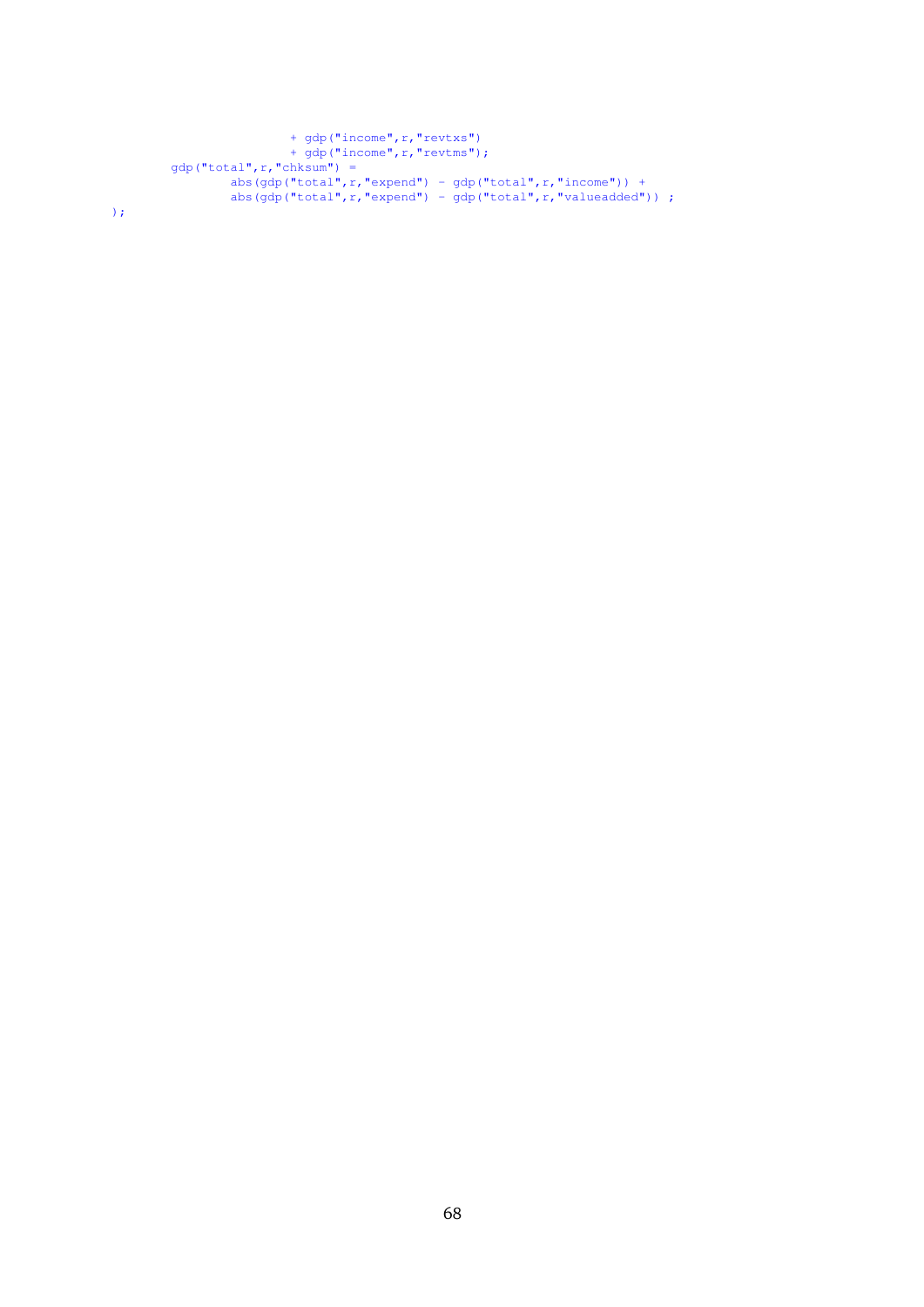```
                        + gdp("income",r,"revtxs")
                        + gdp("income",r,"revtms");
        gdp("total",r,"chksum") =
                abs(gdp("total",r,"expend") - gdp("total",r,"income")) +
                abs(gdp("total",r,"expend") - gdp("total",r,"valueadded")) ;
);
```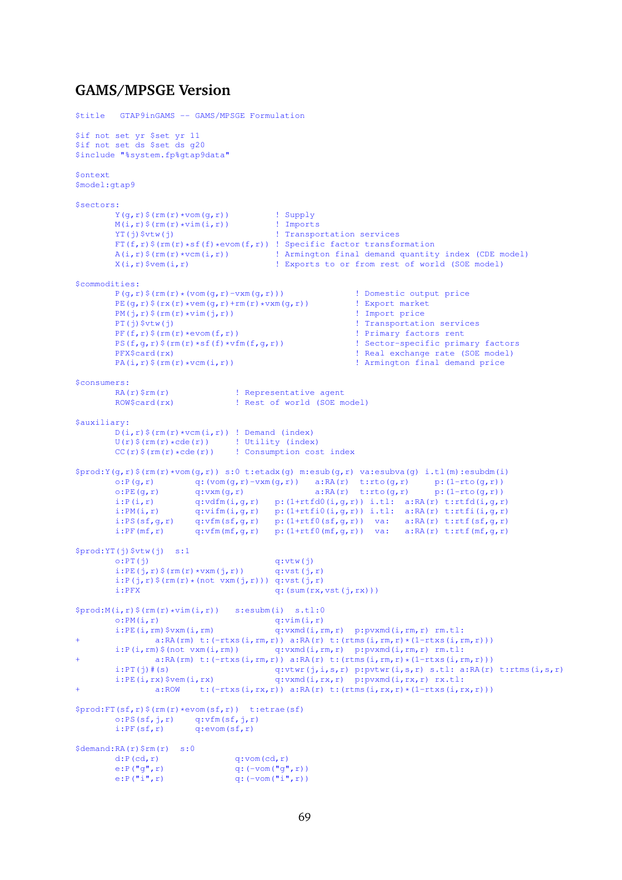## GAMS/MPSGE Version

```
$title   GTAP9inGAMS -- GAMS/MPSGE Formulation

$if not set yr $set yr 11
$if not set ds $set ds g20
$include "%system.fp%gtap9data"

$ontext
$model:gtap9

$sectors:
        Y(g,r)$(rm(r)*vom(g,r))          ! Supply
        M(i,r)$(rm(r)*vim(i,r))          ! Imports
        YT(j)$vtw(j)                     ! Transportation services
        FT(f,r)$(rm(r)*sf(f)*evom(f,r))  ! Specific factor transformation
        A(i,r)$(rm(r)*vcm(i,r))          ! Armington final demand quantity index (CDE model)
        X(i,r)$vem(i,r)                  ! Exports to or from rest of world (SOE model)

$commodities:
        P(g,r)$(rm(r)*(vom(g,r)-vxm(g,r)))               ! Domestic output price
        PE(g,r)$(rx(r)*vem(g,r)+rm(r)*vxm(g,r))          ! Export market
        PM(j,r)$(rm(r)*vim(j,r))                         ! Import price
        PT(j)$vtw(j)                                     ! Transportation services
        PF(f,r)$(rm(r)*evom(f,r))                        ! Primary factors rent
        PS(f,g,r)$(rm(r)*sf(f)*vfm(f,g,r))               ! Sector-specific primary factors
        PFX$card(rx)                                     ! Real exchange rate (SOE model)
        PA(i,r)$(rm(r)*vcm(i,r))                         ! Armington final demand price

$consumers:
        RA(r)$rm(r)              ! Representative agent
        ROW$card(rx)             ! Rest of world (SOE model)

$auxiliary:
        D(i,r)$(rm(r)*vcm(i,r)) ! Demand (index)
        U(r)$(rm(r)*cde(r))      ! Utility (index)
        CC(r)$(rm(r)*cde(r))     ! Consumption cost index

$prod:Y(g,r)$(rm(r)*vom(g,r)) s:0 t:etadx(g) m:esub(g,r) va:esubva(g) i.tl(m):esubdm(i)
        o:P(g,r)        q:(vom(g,r)-vxm(g,r))    a:RA(r)  t:rto(g,r)     p:(1-rto(g,r))
        o:PE(g,r)       q:vxm(g,r)               a:RA(r)  t:rto(g,r)     p:(1-rto(g,r))
        i:P(i,r)        q:vdfm(i,g,r)   p:(1+rtfd0(i,g,r)) i.tl:  a:RA(r) t:rtfd(i,g,r)
        i:PM(i,r)       q:vifm(i,g,r)   p:(1+rtfi0(i,g,r)) i.tl:  a:RA(r) t:rtfi(i,g,r)
        i:PS(sf,g,r)    q:vfm(sf,g,r)   p:(1+rtf0(sf,g,r))  va:   a:RA(r) t:rtf(sf,g,r)
        i:PF(mf,r)      q:vfm(mf,g,r)   p:(1+rtf0(mf,g,r))  va:   a:RA(r) t:rtf(mf,g,r)

$prod:YT(j)$vtw(j)   s:1
        o:PT(j)                         q:vtw(j)
        i:PE(j,r)$(rm(r)*vxm(j,r))      q:vst(j,r)
        i:P(j,r)$(rm(r)*(not vxm(j,r))) q:vst(j,r)
        i:PFX                           q:(sum(rx,vst(j,rx)))

$prod:M(i,r)$(rm(r)*vim(i,r))    s:esubm(i)  s.tl:0
        o:PM(i,r)                       q:vim(i,r)
        i:PE(i,rm)$vxm(i,rm)            q:vxmd(i,rm,r)  p:pvxmd(i,rm,r) rm.tl:
+                 a:RA(rm) t:(-rtxs(i,rm,r)) a:RA(r) t:(rtms(i,rm,r)*(1-rtxs(i,rm,r)))
        i:P(i,rm)$(not vxm(i,rm))       q:vxmd(i,rm,r)  p:pvxmd(i,rm,r) rm.tl:
+                 a:RA(rm) t:(-rtxs(i,rm,r)) a:RA(r) t:(rtms(i,rm,r)*(1-rtxs(i,rm,r)))
        i:PT(j)#(s)                     q:vtwr(j,i,s,r) p:pvtwr(i,s,r) s.tl: a:RA(r) t:rtms(i,s,r)
        i:PE(i,rx)$vem(i,rx)            q:vxmd(i,rx,r)  p:pvxmd(i,rx,r) rx.tl:
+                 a:ROW    t:(-rtxs(i,rx,r)) a:RA(r) t:(rtms(i,rx,r)*(1-rtxs(i,rx,r)))

$prod:FT(sf,r)$(rm(r)*evom(sf,r))  t:etrae(sf)
        o:PS(sf,j,r)    q:vfm(sf,j,r)
        i:PF(sf,r)      q:evom(sf,r)

$demand:RA(r)$rm(r)   s:0
        d:P(cd,r)                 q:vom(cd,r)
        e:P("g",r)                q:(-vom("g",r))
        e:P("i",r)                q:(-vom("i",r))
```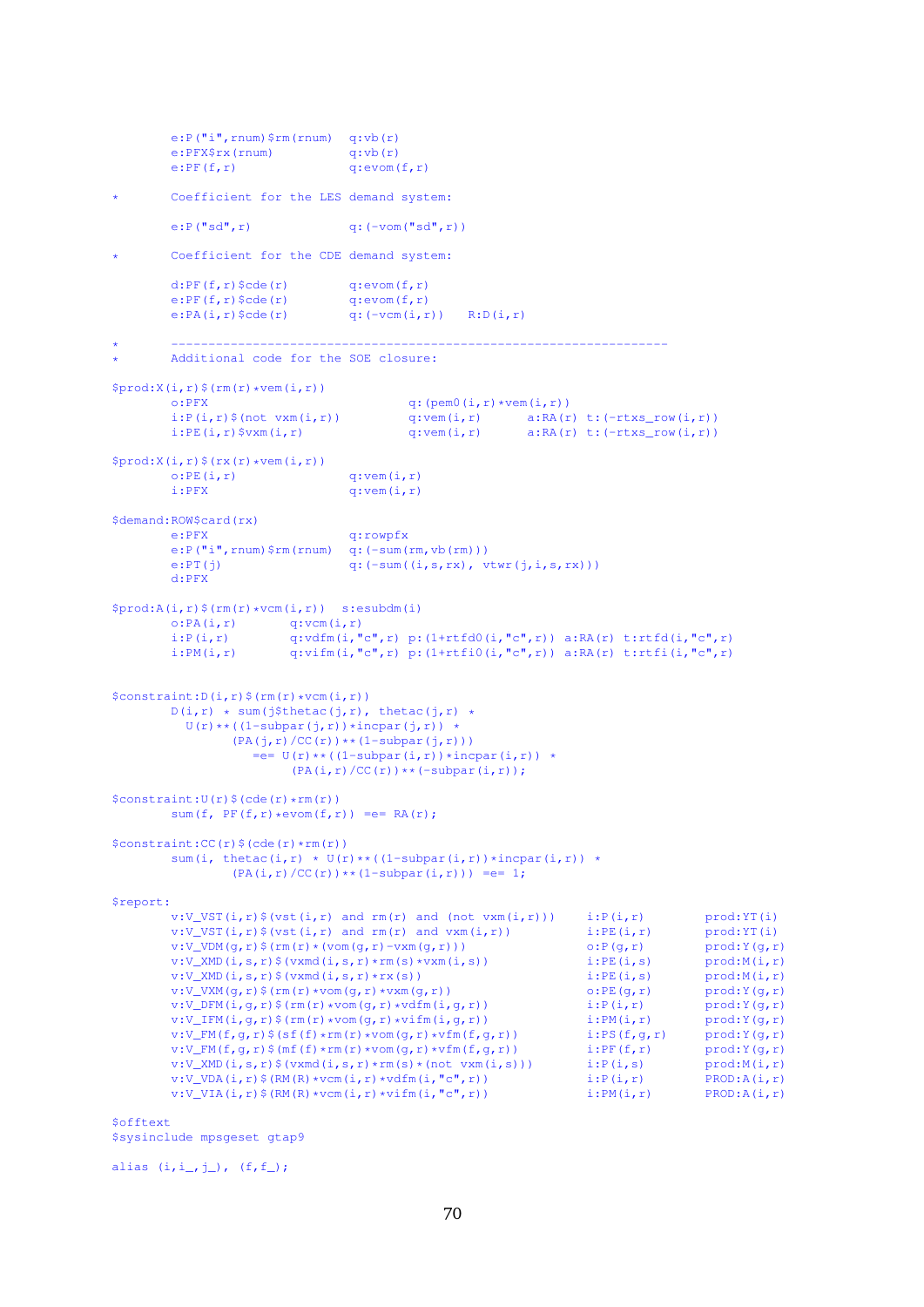```
        e:P("i",rnum)$rm(rnum)  q:vb(r)
        e:PFX$rx(rnum)          q:vb(r)
        e:PF(f,r)               q:evom(f,r)

*       Coefficient for the LES demand system:

        e:P("sd",r)             q:(-vom("sd",r))

*       Coefficient for the CDE demand system:

        d:PF(f,r)$cde(r)        q:evom(f,r)
        e:PF(f,r)$cde(r)        q:evom(f,r)
        e:PA(i,r)$cde(r)        q:(-vcm(i,r))    R:D(i,r)

*       ----------------------------------------------------------------
*       Additional code for the SOE closure:

$prod:X(i,r)$(rm(r)*vem(i,r))
        o:PFX                           q:(pem0(i,r)*vem(i,r))
        i:P(i,r)$(not vxm(i,r))         q:vem(i,r)      a:RA(r) t:(-rtxs_row(i,r))
        i:PE(i,r)$vxm(i,r)              q:vem(i,r)      a:RA(r) t:(-rtxs_row(i,r))

$prod:X(i,r)$(rx(r)*vem(i,r))
        o:PE(i,r)               q:vem(i,r)
        i:PFX                   q:vem(i,r)

$demand:ROW$card(rx)
        e:PFX                   q:rowpfx
        e:P("i",rnum)$rm(rnum)  q:(-sum(rm,vb(rm)))
        e:PT(j)                 q:(-sum((i,s,rx), vtwr(j,i,s,rx)))
        d:PFX

$prod:A(i,r)$(rm(r)*vcm(i,r))  s:esubdm(i)
        o:PA(i,r)       q:vcm(i,r)
        i:P(i,r)        q:vdfm(i,"c",r) p:(1+rtfd0(i,"c",r)) a:RA(r) t:rtfd(i,"c",r)
        i:PM(i,r)       q:vifm(i,"c",r) p:(1+rtfi0(i,"c",r)) a:RA(r) t:rtfi(i,"c",r)


$constraint:D(i,r)$(rm(r)*vcm(i,r))
        D(i,r) * sum(j$thetac(j,r), thetac(j,r) *
          U(r)**((1-subpar(j,r))*incpar(j,r)) *
                (PA(j,r)/CC(r))**(1-subpar(j,r)))
                   =e= U(r)**((1-subpar(i,r))*incpar(i,r)) *
                         (PA(i,r)/CC(r))**(-subpar(i,r));

$constraint:U(r)$(cde(r)*rm(r))
        sum(f, PF(f,r)*evom(f,r)) =e= RA(r);

$constraint:CC(r)$(cde(r)*rm(r))
        sum(i, thetac(i,r) * U(r)**((1-subpar(i,r))*incpar(i,r)) *
                (PA(i,r)/CC(r))**(1-subpar(i,r))) =e= 1;

$report:
        v:V_VST(i,r)$(vst(i,r) and rm(r) and (not vxm(i,r)))    i:P(i,r)        prod:YT(i)
        v:V_VST(i,r)$(vst(i,r) and rm(r) and vxm(i,r))          i:PE(i,r)       prod:YT(i)
        v:V_VDM(g,r)$(rm(r)*(vom(g,r)-vxm(g,r)))                o:P(g,r)        prod:Y(g,r)
        v:V_XMD(i,s,r)$(vxmd(i,s,r)*rm(s)*vxm(i,s))             i:PE(i,s)       prod:M(i,r)
        v:V_XMD(i,s,r)$(vxmd(i,s,r)*rx(s))                      i:PE(i,s)       prod:M(i,r)
        v:V_VXM(g,r)$(rm(r)*vom(g,r)*vxm(g,r))                  o:PE(g,r)       prod:Y(g,r)
        v:V_DFM(i,g,r)$(rm(r)*vom(g,r)*vdfm(i,g,r))             i:P(i,r)        prod:Y(g,r)
        v:V_IFM(i,g,r)$(rm(r)*vom(g,r)*vifm(i,g,r))             i:PM(i,r)       prod:Y(g,r)
        v:V_FM(f,g,r)$(sf(f)*rm(r)*vom(g,r)*vfm(f,g,r))         i:PS(f,g,r)     prod:Y(g,r)
        v:V_FM(f,g,r)$(mf(f)*rm(r)*vom(g,r)*vfm(f,g,r))         i:PF(f,r)       prod:Y(g,r)
        v:V_XMD(i,s,r)$(vxmd(i,s,r)*rm(s)*(not vxm(i,s)))       i:P(i,s)        prod:M(i,r)
        v:V_VDA(i,r)$(RM(R)*vcm(i,r)*vdfm(i,"c",r))             i:P(i,r)        PROD:A(i,r)
        v:V_VIA(i,r)$(RM(R)*vcm(i,r)*vifm(i,"c",r))             i:PM(i,r)       PROD:A(i,r)

$offtext
$sysinclude mpsgeset gtap9

alias (i,i_,j_), (f,f_);
```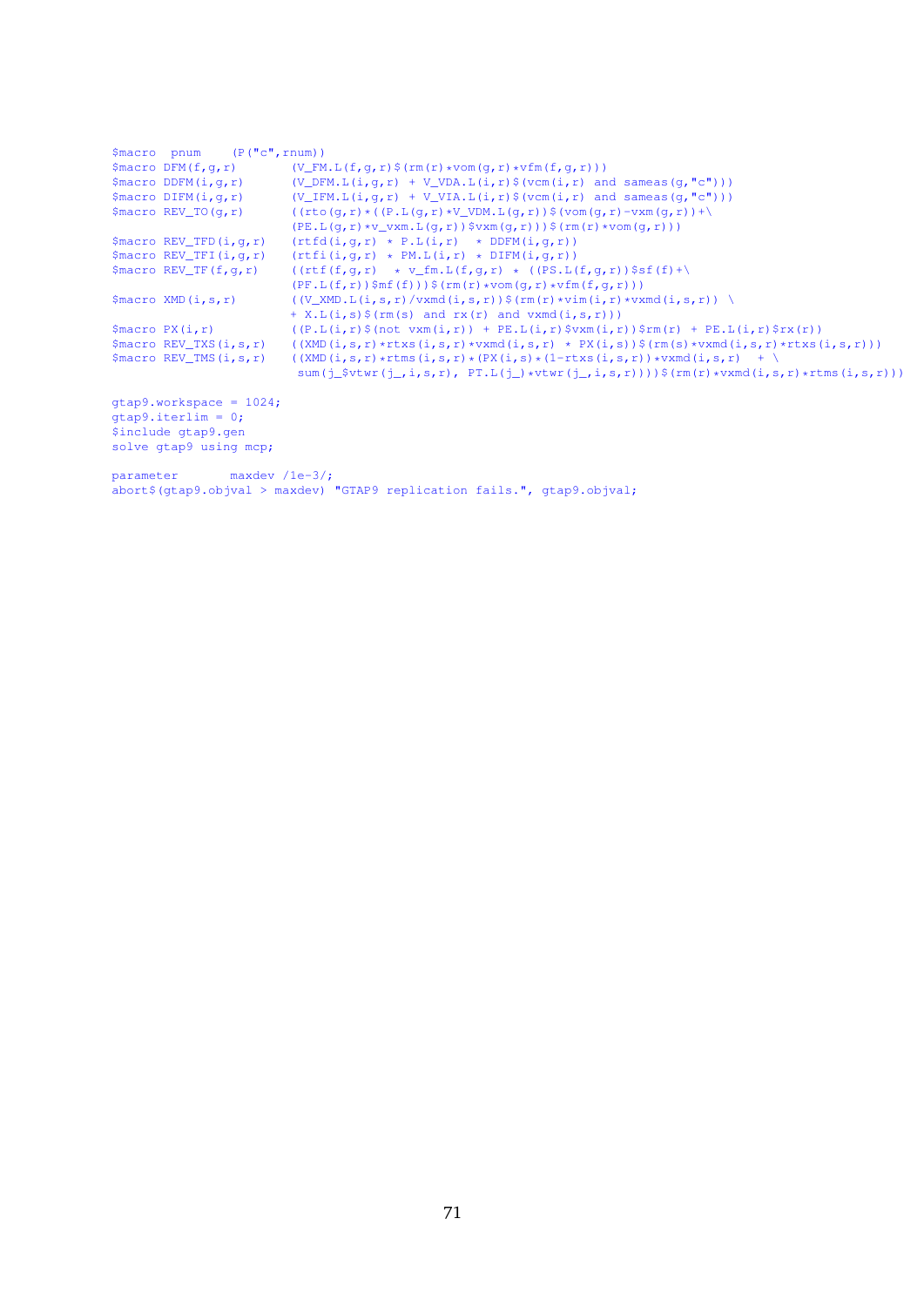```
$macro  pnum     (P("c",rnum))
$macro DFM(f,g,r)       (V_FM.L(f,g,r)$(rm(r)*vom(g,r)*vfm(f,g,r)))
$macro DDFM(i,g,r)      (V_DFM.L(i,g,r) + V_VDA.L(i,r)$(vcm(i,r) and sameas(g,"c")))
$macro DIFM(i,g,r)      (V_IFM.L(i,g,r) + V_VIA.L(i,r)$(vcm(i,r) and sameas(g,"c")))
$macro REV_TO(g,r)      ((rto(g,r)*((P.L(g,r)*V_VDM.L(g,r))$(vom(g,r)-vxm(g,r))+\
                        (PE.L(g,r)*v_vxm.L(g,r))$vxm(g,r)))$(rm(r)*vom(g,r)))
$macro REV_TFD(i,g,r)   (rtfd(i,g,r) * P.L(i,r)  * DDFM(i,g,r))
$macro REV_TFI(i,g,r)   (rtfi(i,g,r) * PM.L(i,r) * DIFM(i,g,r))
$macro REV_TF(f,g,r)    ((rtf(f,g,r)  * v_fm.L(f,g,r) * ((PS.L(f,g,r))$sf(f)+\
                        (PF.L(f,r))$mf(f)))$(rm(r)*vom(g,r)*vfm(f,g,r)))
$macro XMD(i,s,r)       ((V_XMD.L(i,s,r)/vxmd(i,s,r))$(rm(r)*vim(i,r)*vxmd(i,s,r)) \
                       + X.L(i,s)$(rm(s) and rx(r) and vxmd(i,s,r)))
$macro PX(i,r)          ((P.L(i,r)$(not vxm(i,r)) + PE.L(i,r)$vxm(i,r))$rm(r) + PE.L(i,r)$rx(r))
$macro REV_TXS(i,s,r)   ((XMD(i,s,r)*rtxs(i,s,r)*vxmd(i,s,r) * PX(i,s))$(rm(s)*vxmd(i,s,r)*rtxs(i,s,r)))
$macro REV_TMS(i,s,r)   ((XMD(i,s,r)*rtms(i,s,r)*(PX(i,s)*(1-rtxs(i,s,r))*vxmd(i,s,r)  + \
                         sum(j_$vtwr(j_,i,s,r), PT.L(j_)*vtwr(j_,i,s,r))))$(rm(r)*vxmd(i,s,r)*rtms(i,s,r)))

gtap9.workspace = 1024;
gtap9.iterlim = 0;
$include gtap9.gen
solve gtap9 using mcp;

parameter       maxdev /1e-3/;
abort$(gtap9.objval > maxdev) "GTAP9 replication fails.", gtap9.objval;
```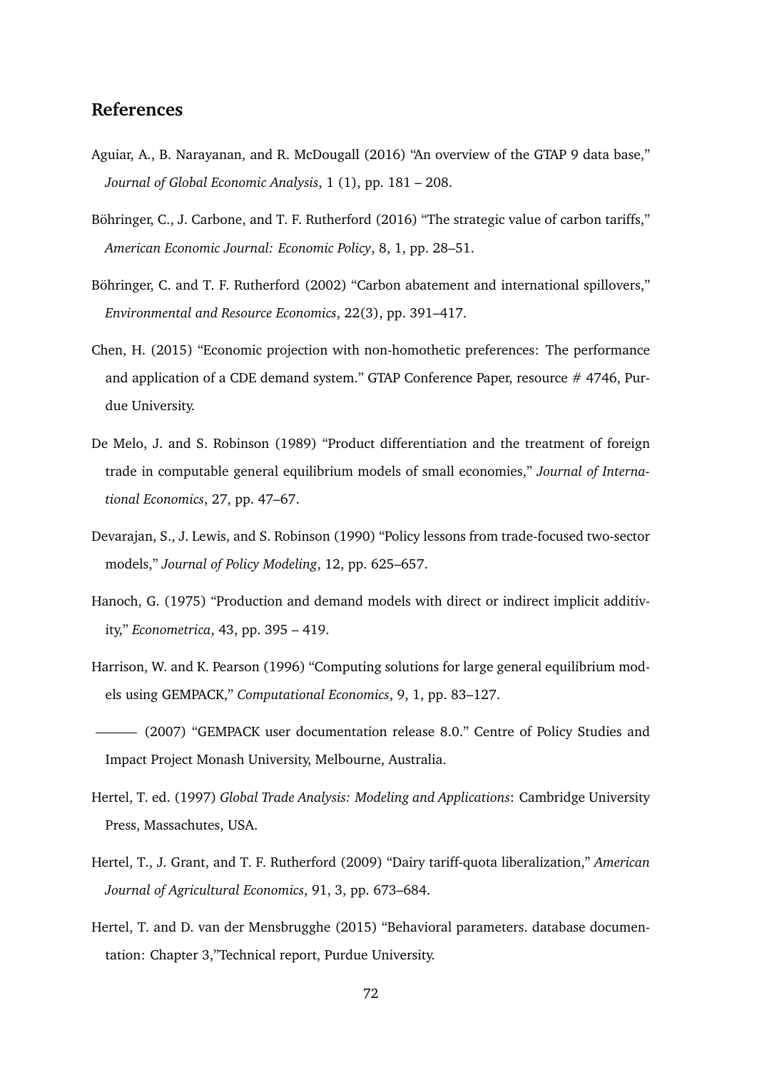## References

Aguiar, A., B. Narayanan, and R. McDougall (2016) "An overview of the GTAP 9 data base," *Journal of Global Economic Analysis*, 1 (1), pp. 181 – 208.

Böhringer, C., J. Carbone, and T. F. Rutherford (2016) "The strategic value of carbon tariffs," *American Economic Journal: Economic Policy*, 8, 1, pp. 28–51.

Böhringer, C. and T. F. Rutherford (2002) "Carbon abatement and international spillovers," *Environmental and Resource Economics*, 22(3), pp. 391–417.

Chen, H. (2015) "Economic projection with non-homothetic preferences: The performance and application of a CDE demand system." GTAP Conference Paper, resource # 4746, Purdue University.

De Melo, J. and S. Robinson (1989) "Product differentiation and the treatment of foreign trade in computable general equilibrium models of small economies," *Journal of International Economics*, 27, pp. 47–67.

Devarajan, S., J. Lewis, and S. Robinson (1990) "Policy lessons from trade-focused two-sector models," *Journal of Policy Modeling*, 12, pp. 625–657.

Hanoch, G. (1975) "Production and demand models with direct or indirect implicit additivity," *Econometrica*, 43, pp. 395 – 419.

Harrison, W. and K. Pearson (1996) "Computing solutions for large general equilibrium models using GEMPACK," *Computational Economics*, 9, 1, pp. 83–127.

——— (2007) "GEMPACK user documentation release 8.0." Centre of Policy Studies and Impact Project Monash University, Melbourne, Australia.

Hertel, T. ed. (1997) *Global Trade Analysis: Modeling and Applications*: Cambridge University Press, Massachutes, USA.

Hertel, T., J. Grant, and T. F. Rutherford (2009) "Dairy tariff-quota liberalization," *American Journal of Agricultural Economics*, 91, 3, pp. 673–684.

Hertel, T. and D. van der Mensbrugghe (2015) "Behavioral parameters. database documentation: Chapter 3,"Technical report, Purdue University.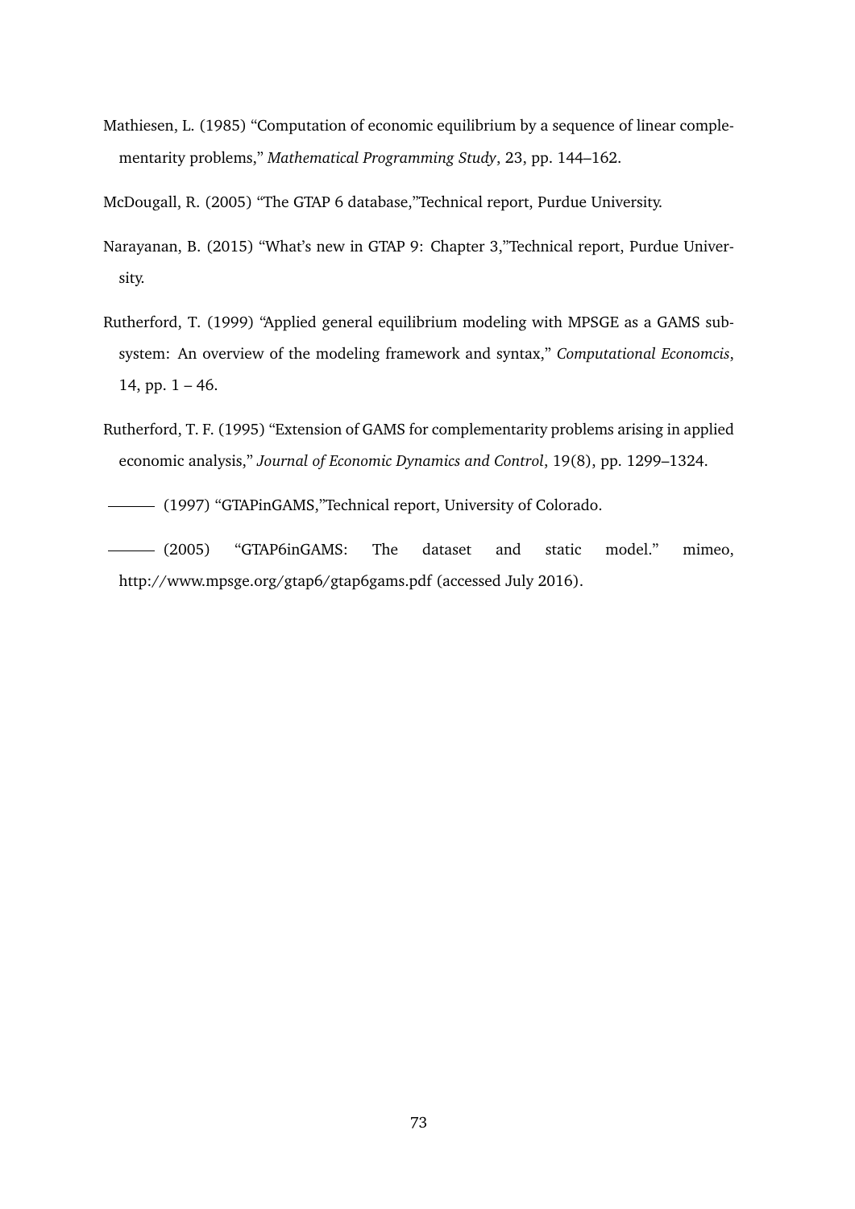Mathiesen, L. (1985) "Computation of economic equilibrium by a sequence of linear complementarity problems," *Mathematical Programming Study*, 23, pp. 144–162.

McDougall, R. (2005) "The GTAP 6 database,"Technical report, Purdue University.

Narayanan, B. (2015) "What's new in GTAP 9: Chapter 3,"Technical report, Purdue University.

Rutherford, T. (1999) "Applied general equilibrium modeling with MPSGE as a GAMS subsystem: An overview of the modeling framework and syntax," *Computational Economcis*, 14, pp. 1 – 46.

Rutherford, T. F. (1995) "Extension of GAMS for complementarity problems arising in applied economic analysis," *Journal of Economic Dynamics and Control*, 19(8), pp. 1299–1324.

——— (1997) "GTAPinGAMS,"Technical report, University of Colorado.

——— (2005) "GTAP6inGAMS: The dataset and static model." mimeo, http://www.mpsge.org/gtap6/gtap6gams.pdf (accessed July 2016).